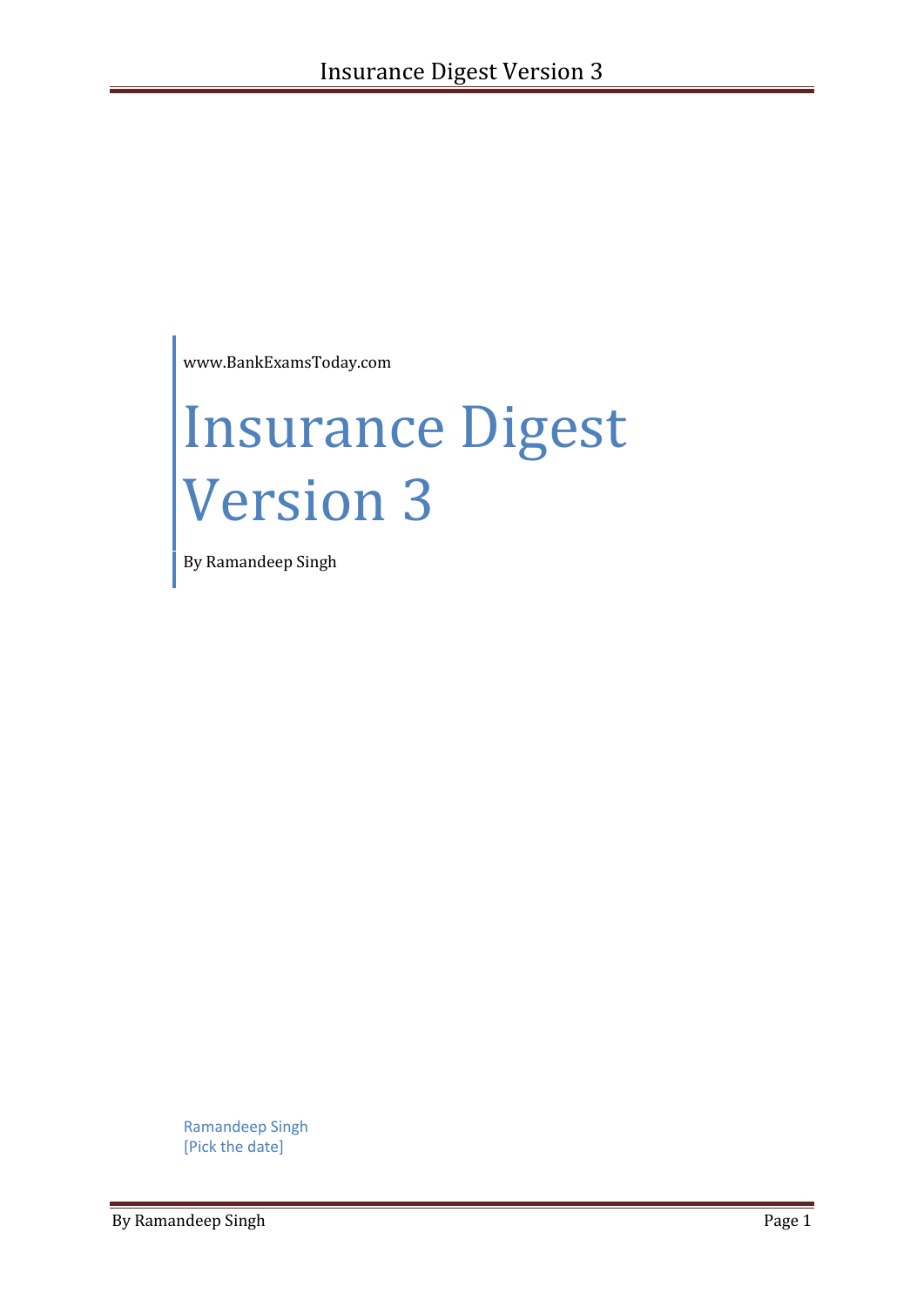www.BankExamsToday.com

# Insurance Digest Version 3

By Ramandeep Singh

Ramandeep Singh
[Pick the date]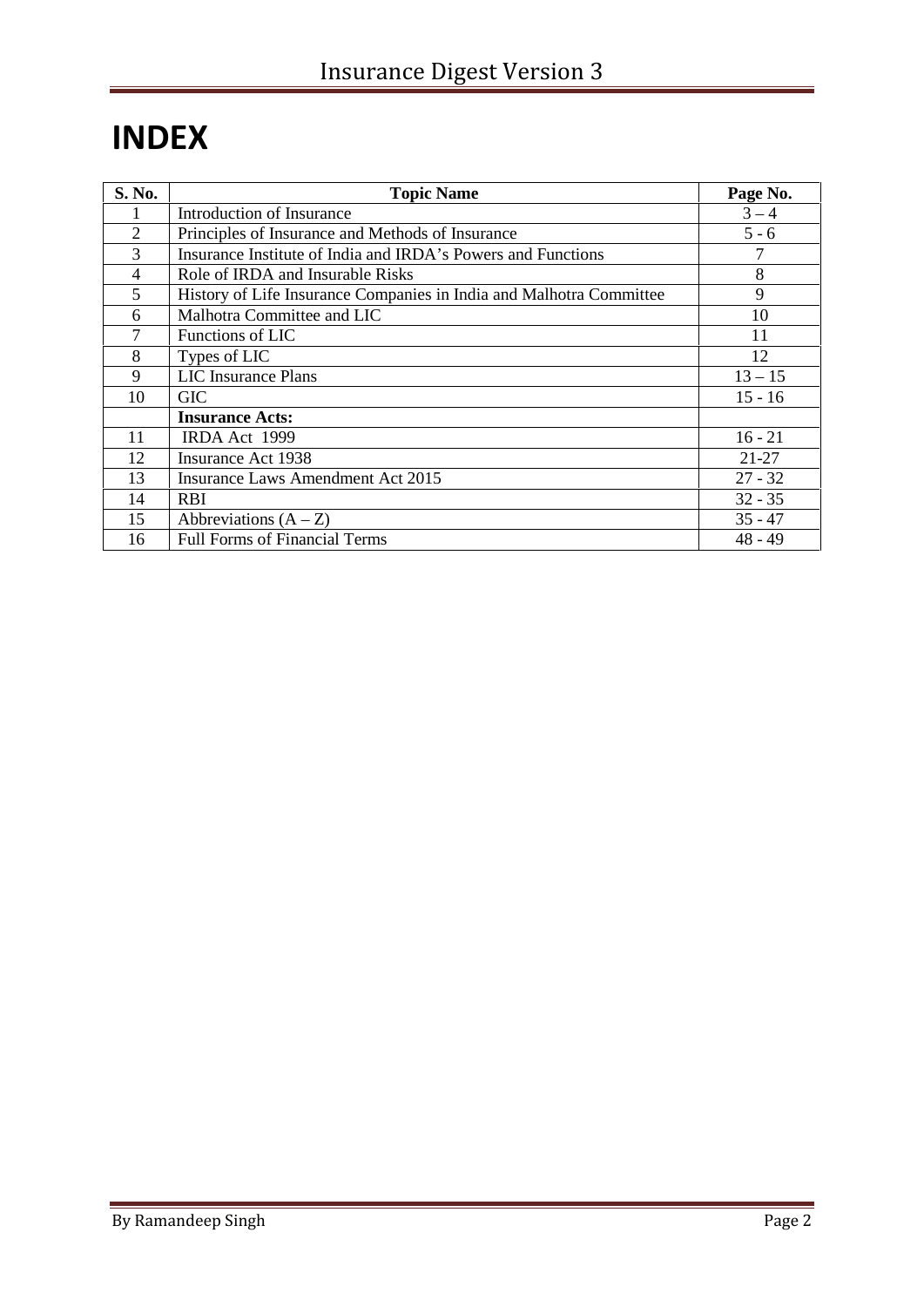# INDEX

| S. No. | Topic Name | Page No. |
|---|---|---|
| 1 | Introduction of Insurance | 3 – 4 |
| 2 | Principles of Insurance and Methods of Insurance | 5 - 6 |
| 3 | Insurance Institute of India and IRDA's Powers and Functions | 7 |
| 4 | Role of IRDA and Insurable Risks | 8 |
| 5 | History of Life Insurance Companies in India and Malhotra Committee | 9 |
| 6 | Malhotra Committee and LIC | 10 |
| 7 | Functions of LIC | 11 |
| 8 | Types of LIC | 12 |
| 9 | LIC Insurance Plans | 13 – 15 |
| 10 | GIC | 15 - 16 |
| | **Insurance Acts:** | |
| 11 | IRDA Act 1999 | 16 - 21 |
| 12 | Insurance Act 1938 | 21-27 |
| 13 | Insurance Laws Amendment Act 2015 | 27 - 32 |
| 14 | RBI | 32 - 35 |
| 15 | Abbreviations (A – Z) | 35 - 47 |
| 16 | Full Forms of Financial Terms | 48 - 49 |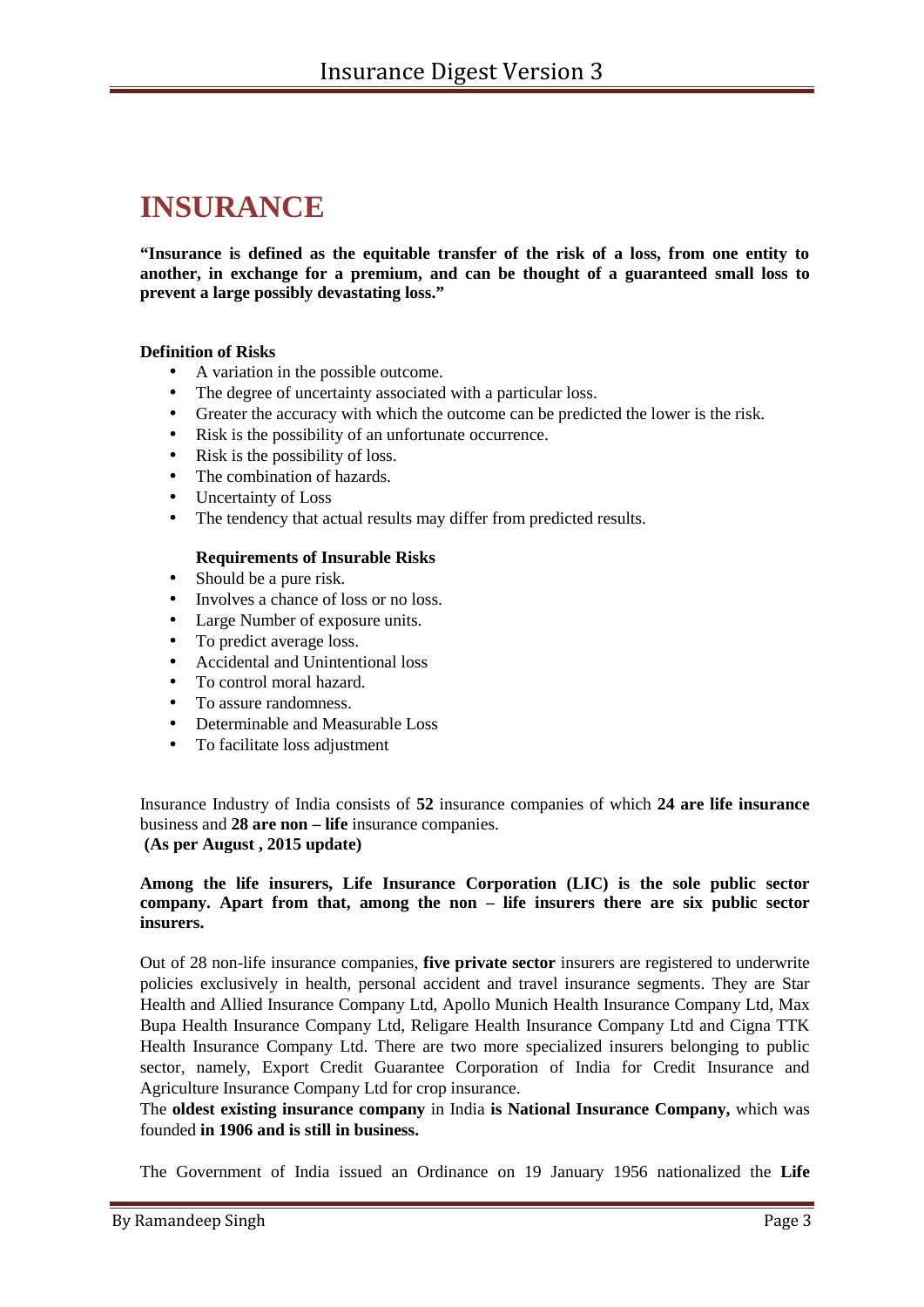# INSURANCE

**"Insurance is defined as the equitable transfer of the risk of a loss, from one entity to another, in exchange for a premium, and can be thought of a guaranteed small loss to prevent a large possibly devastating loss."**

**Definition of Risks**

- A variation in the possible outcome.
- The degree of uncertainty associated with a particular loss.
- Greater the accuracy with which the outcome can be predicted the lower is the risk.
- Risk is the possibility of an unfortunate occurrence.
- Risk is the possibility of loss.
- The combination of hazards.
- Uncertainty of Loss
- The tendency that actual results may differ from predicted results.

**Requirements of Insurable Risks**

- Should be a pure risk.
- Involves a chance of loss or no loss.
- Large Number of exposure units.
- To predict average loss.
- Accidental and Unintentional loss
- To control moral hazard.
- To assure randomness.
- Determinable and Measurable Loss
- To facilitate loss adjustment

Insurance Industry of India consists of **52** insurance companies of which **24 are life insurance** business and **28 are non – life** insurance companies.
**(As per August , 2015 update)**

**Among the life insurers, Life Insurance Corporation (LIC) is the sole public sector company. Apart from that, among the non – life insurers there are six public sector insurers.**

Out of 28 non-life insurance companies, **five private sector** insurers are registered to underwrite policies exclusively in health, personal accident and travel insurance segments. They are Star Health and Allied Insurance Company Ltd, Apollo Munich Health Insurance Company Ltd, Max Bupa Health Insurance Company Ltd, Religare Health Insurance Company Ltd and Cigna TTK Health Insurance Company Ltd. There are two more specialized insurers belonging to public sector, namely, Export Credit Guarantee Corporation of India for Credit Insurance and Agriculture Insurance Company Ltd for crop insurance.
The **oldest existing insurance company** in India **is National Insurance Company,** which was founded **in 1906 and is still in business.**

The Government of India issued an Ordinance on 19 January 1956 nationalized the **Life**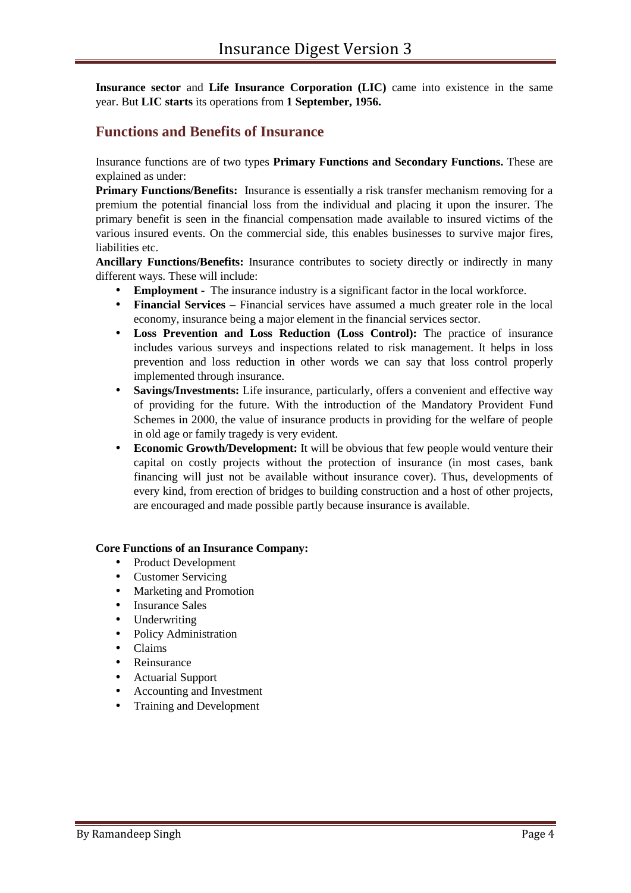**Insurance sector** and **Life Insurance Corporation (LIC)** came into existence in the same year. But **LIC starts** its operations from **1 September, 1956.**

## Functions and Benefits of Insurance

Insurance functions are of two types **Primary Functions and Secondary Functions.** These are explained as under:

**Primary Functions/Benefits:** Insurance is essentially a risk transfer mechanism removing for a premium the potential financial loss from the individual and placing it upon the insurer. The primary benefit is seen in the financial compensation made available to insured victims of the various insured events. On the commercial side, this enables businesses to survive major fires, liabilities etc.

**Ancillary Functions/Benefits:** Insurance contributes to society directly or indirectly in many different ways. These will include:

- **Employment -** The insurance industry is a significant factor in the local workforce.
- **Financial Services –** Financial services have assumed a much greater role in the local economy, insurance being a major element in the financial services sector.
- **Loss Prevention and Loss Reduction (Loss Control):** The practice of insurance includes various surveys and inspections related to risk management. It helps in loss prevention and loss reduction in other words we can say that loss control properly implemented through insurance.
- **Savings/Investments:** Life insurance, particularly, offers a convenient and effective way of providing for the future. With the introduction of the Mandatory Provident Fund Schemes in 2000, the value of insurance products in providing for the welfare of people in old age or family tragedy is very evident.
- **Economic Growth/Development:** It will be obvious that few people would venture their capital on costly projects without the protection of insurance (in most cases, bank financing will just not be available without insurance cover). Thus, developments of every kind, from erection of bridges to building construction and a host of other projects, are encouraged and made possible partly because insurance is available.

**Core Functions of an Insurance Company:**

- Product Development
- Customer Servicing
- Marketing and Promotion
- Insurance Sales
- Underwriting
- Policy Administration
- Claims
- Reinsurance
- Actuarial Support
- Accounting and Investment
- Training and Development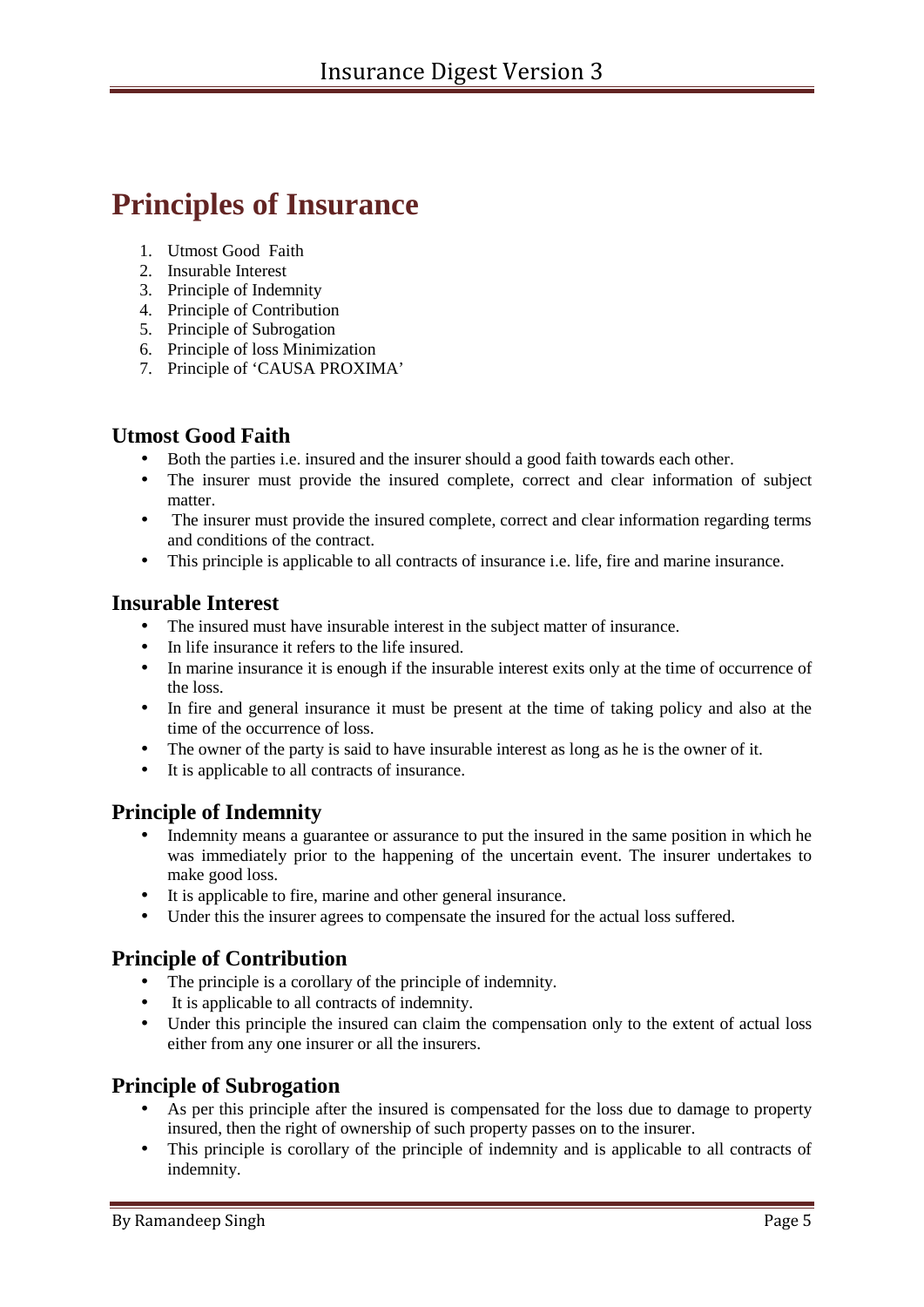# Principles of Insurance

1. Utmost Good Faith
2. Insurable Interest
3. Principle of Indemnity
4. Principle of Contribution
5. Principle of Subrogation
6. Principle of loss Minimization
7. Principle of 'CAUSA PROXIMA'

## Utmost Good Faith

- Both the parties i.e. insured and the insurer should a good faith towards each other.
- The insurer must provide the insured complete, correct and clear information of subject matter.
- The insurer must provide the insured complete, correct and clear information regarding terms and conditions of the contract.
- This principle is applicable to all contracts of insurance i.e. life, fire and marine insurance.

## Insurable Interest

- The insured must have insurable interest in the subject matter of insurance.
- In life insurance it refers to the life insured.
- In marine insurance it is enough if the insurable interest exits only at the time of occurrence of the loss.
- In fire and general insurance it must be present at the time of taking policy and also at the time of the occurrence of loss.
- The owner of the party is said to have insurable interest as long as he is the owner of it.
- It is applicable to all contracts of insurance.

## Principle of Indemnity

- Indemnity means a guarantee or assurance to put the insured in the same position in which he was immediately prior to the happening of the uncertain event. The insurer undertakes to make good loss.
- It is applicable to fire, marine and other general insurance.
- Under this the insurer agrees to compensate the insured for the actual loss suffered.

## Principle of Contribution

- The principle is a corollary of the principle of indemnity.
- It is applicable to all contracts of indemnity.
- Under this principle the insured can claim the compensation only to the extent of actual loss either from any one insurer or all the insurers.

## Principle of Subrogation

- As per this principle after the insured is compensated for the loss due to damage to property insured, then the right of ownership of such property passes on to the insurer.
- This principle is corollary of the principle of indemnity and is applicable to all contracts of indemnity.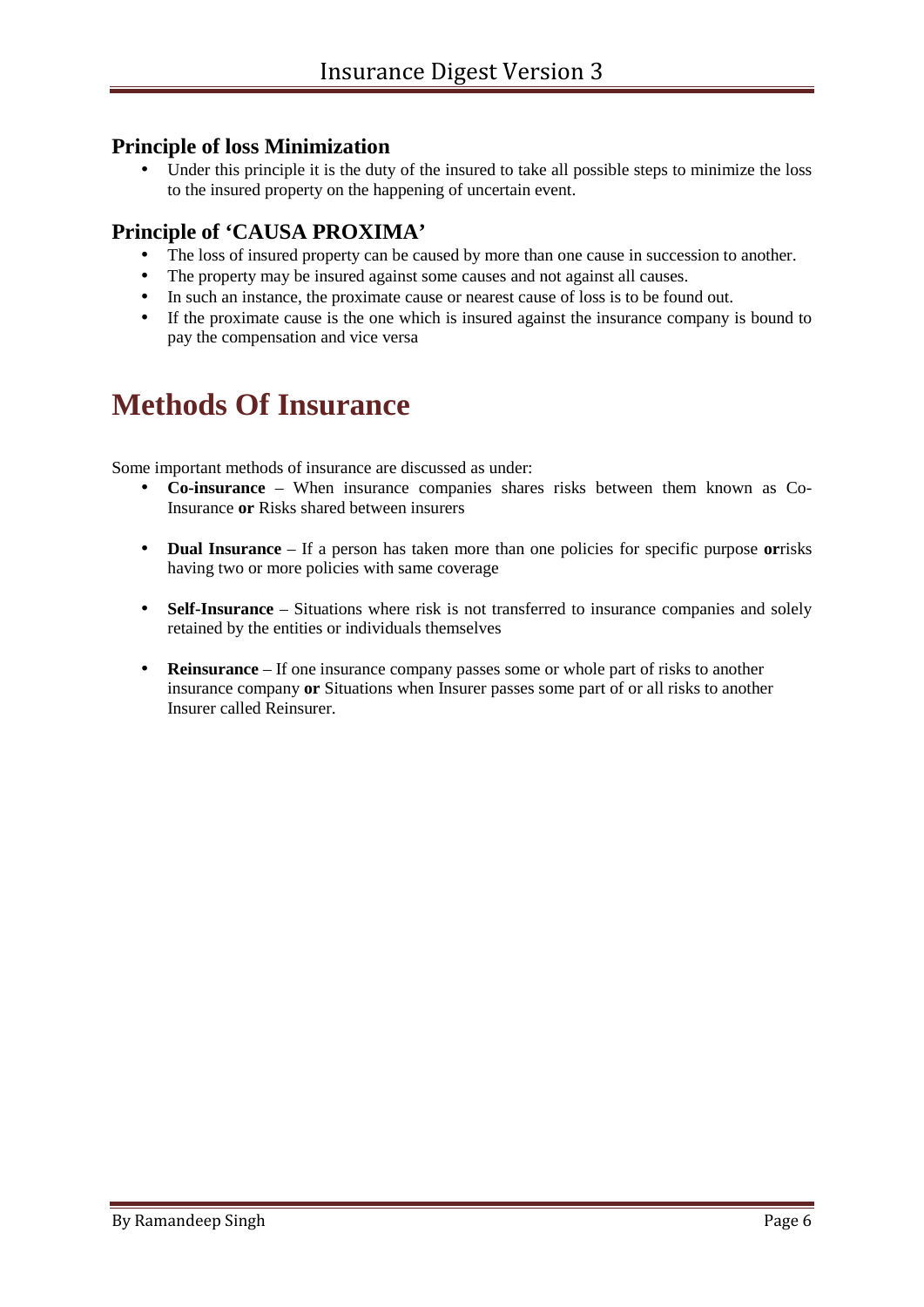### Principle of loss Minimization

- Under this principle it is the duty of the insured to take all possible steps to minimize the loss to the insured property on the happening of uncertain event.

### Principle of 'CAUSA PROXIMA'

- The loss of insured property can be caused by more than one cause in succession to another.
- The property may be insured against some causes and not against all causes.
- In such an instance, the proximate cause or nearest cause of loss is to be found out.
- If the proximate cause is the one which is insured against the insurance company is bound to pay the compensation and vice versa

# Methods Of Insurance

Some important methods of insurance are discussed as under:

- **Co-insurance** – When insurance companies shares risks between them known as Co-Insurance **or** Risks shared between insurers

- **Dual Insurance** – If a person has taken more than one policies for specific purpose **or**risks having two or more policies with same coverage

- **Self-Insurance** – Situations where risk is not transferred to insurance companies and solely retained by the entities or individuals themselves

- **Reinsurance** – If one insurance company passes some or whole part of risks to another insurance company **or** Situations when Insurer passes some part of or all risks to another Insurer called Reinsurer.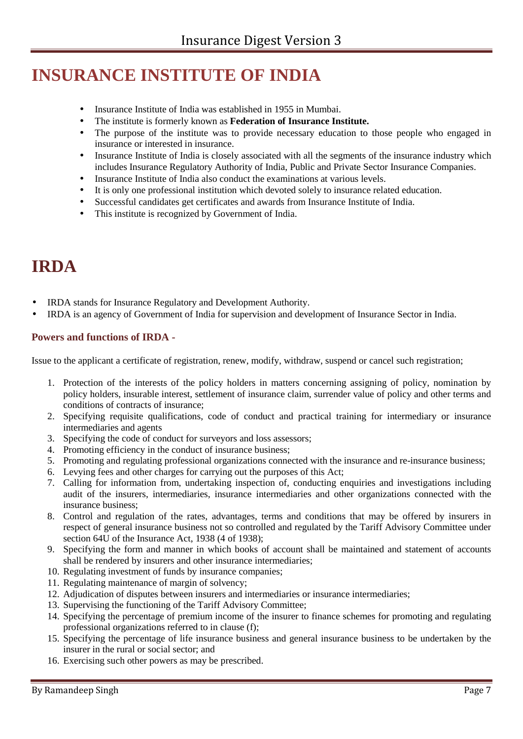# INSURANCE INSTITUTE OF INDIA

- Insurance Institute of India was established in 1955 in Mumbai.
- The institute is formerly known as **Federation of Insurance Institute.**
- The purpose of the institute was to provide necessary education to those people who engaged in insurance or interested in insurance.
- Insurance Institute of India is closely associated with all the segments of the insurance industry which includes Insurance Regulatory Authority of India, Public and Private Sector Insurance Companies.
- Insurance Institute of India also conduct the examinations at various levels.
- It is only one professional institution which devoted solely to insurance related education.
- Successful candidates get certificates and awards from Insurance Institute of India.
- This institute is recognized by Government of India.

# IRDA

- IRDA stands for Insurance Regulatory and Development Authority.
- IRDA is an agency of Government of India for supervision and development of Insurance Sector in India.

### Powers and functions of IRDA -

Issue to the applicant a certificate of registration, renew, modify, withdraw, suspend or cancel such registration;

1. Protection of the interests of the policy holders in matters concerning assigning of policy, nomination by policy holders, insurable interest, settlement of insurance claim, surrender value of policy and other terms and conditions of contracts of insurance;
2. Specifying requisite qualifications, code of conduct and practical training for intermediary or insurance intermediaries and agents
3. Specifying the code of conduct for surveyors and loss assessors;
4. Promoting efficiency in the conduct of insurance business;
5. Promoting and regulating professional organizations connected with the insurance and re-insurance business;
6. Levying fees and other charges for carrying out the purposes of this Act;
7. Calling for information from, undertaking inspection of, conducting enquiries and investigations including audit of the insurers, intermediaries, insurance intermediaries and other organizations connected with the insurance business;
8. Control and regulation of the rates, advantages, terms and conditions that may be offered by insurers in respect of general insurance business not so controlled and regulated by the Tariff Advisory Committee under section 64U of the Insurance Act, 1938 (4 of 1938);
9. Specifying the form and manner in which books of account shall be maintained and statement of accounts shall be rendered by insurers and other insurance intermediaries;
10. Regulating investment of funds by insurance companies;
11. Regulating maintenance of margin of solvency;
12. Adjudication of disputes between insurers and intermediaries or insurance intermediaries;
13. Supervising the functioning of the Tariff Advisory Committee;
14. Specifying the percentage of premium income of the insurer to finance schemes for promoting and regulating professional organizations referred to in clause (f);
15. Specifying the percentage of life insurance business and general insurance business to be undertaken by the insurer in the rural or social sector; and
16. Exercising such other powers as may be prescribed.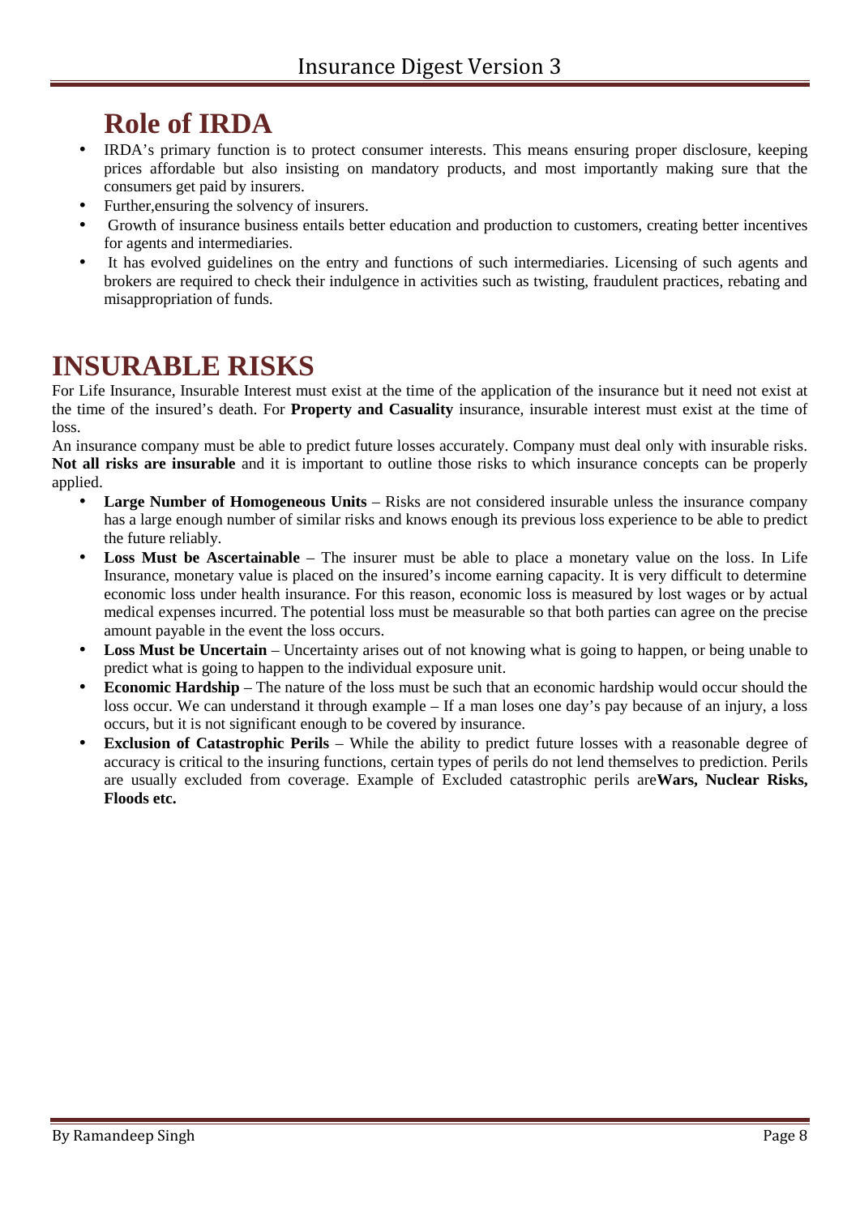## Role of IRDA

- IRDA's primary function is to protect consumer interests. This means ensuring proper disclosure, keeping prices affordable but also insisting on mandatory products, and most importantly making sure that the consumers get paid by insurers.
- Further,ensuring the solvency of insurers.
- Growth of insurance business entails better education and production to customers, creating better incentives for agents and intermediaries.
- It has evolved guidelines on the entry and functions of such intermediaries. Licensing of such agents and brokers are required to check their indulgence in activities such as twisting, fraudulent practices, rebating and misappropriation of funds.

# INSURABLE RISKS

For Life Insurance, Insurable Interest must exist at the time of the application of the insurance but it need not exist at the time of the insured's death. For **Property and Casuality** insurance, insurable interest must exist at the time of loss.

An insurance company must be able to predict future losses accurately. Company must deal only with insurable risks. **Not all risks are insurable** and it is important to outline those risks to which insurance concepts can be properly applied.

- **Large Number of Homogeneous Units** – Risks are not considered insurable unless the insurance company has a large enough number of similar risks and knows enough its previous loss experience to be able to predict the future reliably.
- **Loss Must be Ascertainable** – The insurer must be able to place a monetary value on the loss. In Life Insurance, monetary value is placed on the insured's income earning capacity. It is very difficult to determine economic loss under health insurance. For this reason, economic loss is measured by lost wages or by actual medical expenses incurred. The potential loss must be measurable so that both parties can agree on the precise amount payable in the event the loss occurs.
- **Loss Must be Uncertain** – Uncertainty arises out of not knowing what is going to happen, or being unable to predict what is going to happen to the individual exposure unit.
- **Economic Hardship** – The nature of the loss must be such that an economic hardship would occur should the loss occur. We can understand it through example – If a man loses one day's pay because of an injury, a loss occurs, but it is not significant enough to be covered by insurance.
- **Exclusion of Catastrophic Perils** – While the ability to predict future losses with a reasonable degree of accuracy is critical to the insuring functions, certain types of perils do not lend themselves to prediction. Perils are usually excluded from coverage. Example of Excluded catastrophic perils are**Wars, Nuclear Risks, Floods etc.**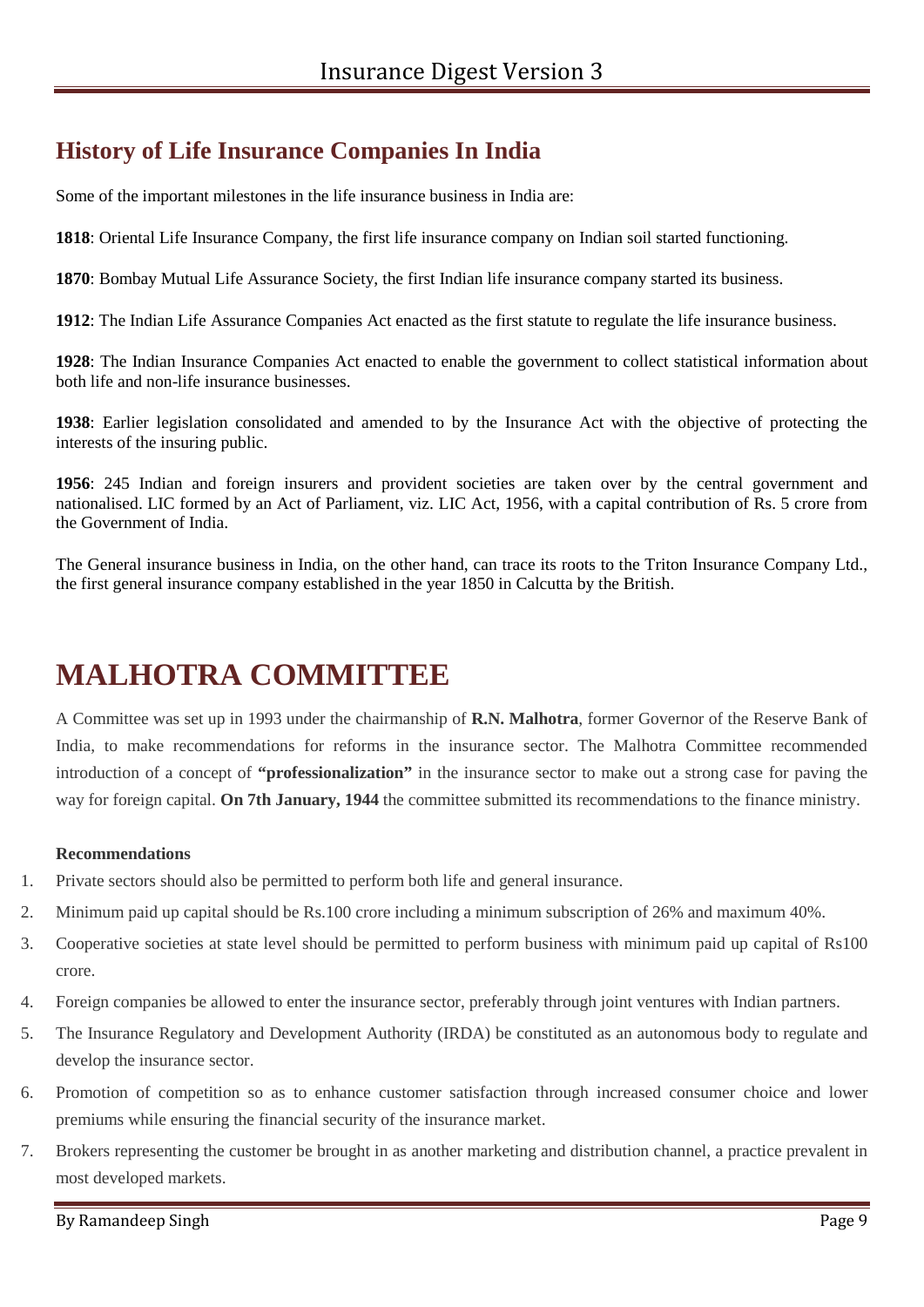## History of Life Insurance Companies In India

Some of the important milestones in the life insurance business in India are:

**1818**: Oriental Life Insurance Company, the first life insurance company on Indian soil started functioning.

**1870**: Bombay Mutual Life Assurance Society, the first Indian life insurance company started its business.

**1912**: The Indian Life Assurance Companies Act enacted as the first statute to regulate the life insurance business.

**1928**: The Indian Insurance Companies Act enacted to enable the government to collect statistical information about both life and non-life insurance businesses.

**1938**: Earlier legislation consolidated and amended to by the Insurance Act with the objective of protecting the interests of the insuring public.

**1956**: 245 Indian and foreign insurers and provident societies are taken over by the central government and nationalised. LIC formed by an Act of Parliament, viz. LIC Act, 1956, with a capital contribution of Rs. 5 crore from the Government of India.

The General insurance business in India, on the other hand, can trace its roots to the Triton Insurance Company Ltd., the first general insurance company established in the year 1850 in Calcutta by the British.

# MALHOTRA COMMITTEE

A Committee was set up in 1993 under the chairmanship of **R.N. Malhotra**, former Governor of the Reserve Bank of India, to make recommendations for reforms in the insurance sector. The Malhotra Committee recommended introduction of a concept of **"professionalization"** in the insurance sector to make out a strong case for paving the way for foreign capital. **On 7th January, 1944** the committee submitted its recommendations to the finance ministry.

**Recommendations**

1. Private sectors should also be permitted to perform both life and general insurance.
2. Minimum paid up capital should be Rs.100 crore including a minimum subscription of 26% and maximum 40%.
3. Cooperative societies at state level should be permitted to perform business with minimum paid up capital of Rs100 crore.
4. Foreign companies be allowed to enter the insurance sector, preferably through joint ventures with Indian partners.
5. The Insurance Regulatory and Development Authority (IRDA) be constituted as an autonomous body to regulate and develop the insurance sector.
6. Promotion of competition so as to enhance customer satisfaction through increased consumer choice and lower premiums while ensuring the financial security of the insurance market.
7. Brokers representing the customer be brought in as another marketing and distribution channel, a practice prevalent in most developed markets.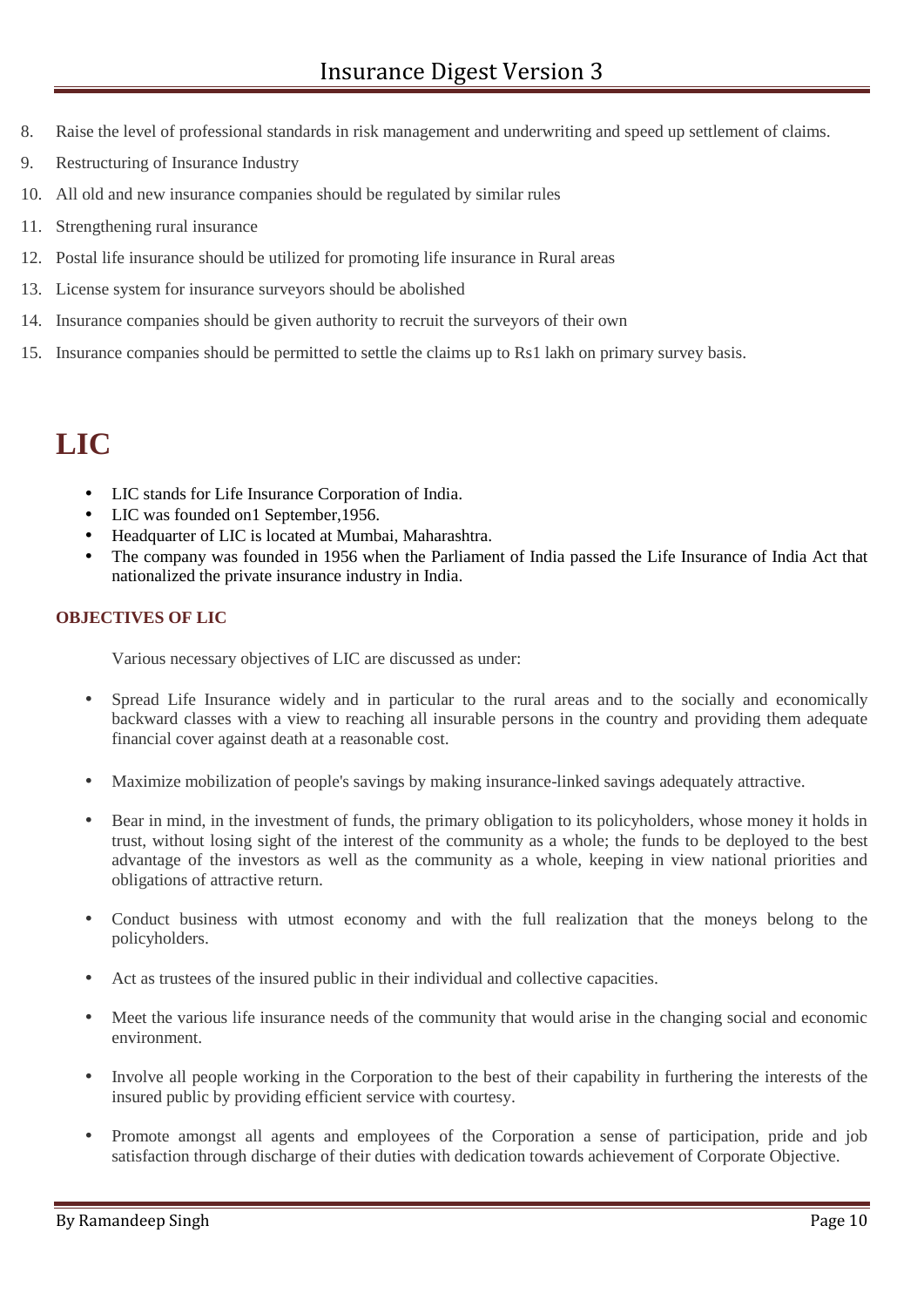8. Raise the level of professional standards in risk management and underwriting and speed up settlement of claims.
9. Restructuring of Insurance Industry
10. All old and new insurance companies should be regulated by similar rules
11. Strengthening rural insurance
12. Postal life insurance should be utilized for promoting life insurance in Rural areas
13. License system for insurance surveyors should be abolished
14. Insurance companies should be given authority to recruit the surveyors of their own
15. Insurance companies should be permitted to settle the claims up to Rs1 lakh on primary survey basis.

# LIC

- LIC stands for Life Insurance Corporation of India.
- LIC was founded on1 September,1956.
- Headquarter of LIC is located at Mumbai, Maharashtra.
- The company was founded in 1956 when the Parliament of India passed the Life Insurance of India Act that nationalized the private insurance industry in India.

### OBJECTIVES OF LIC

Various necessary objectives of LIC are discussed as under:

- Spread Life Insurance widely and in particular to the rural areas and to the socially and economically backward classes with a view to reaching all insurable persons in the country and providing them adequate financial cover against death at a reasonable cost.
- Maximize mobilization of people's savings by making insurance-linked savings adequately attractive.
- Bear in mind, in the investment of funds, the primary obligation to its policyholders, whose money it holds in trust, without losing sight of the interest of the community as a whole; the funds to be deployed to the best advantage of the investors as well as the community as a whole, keeping in view national priorities and obligations of attractive return.
- Conduct business with utmost economy and with the full realization that the moneys belong to the policyholders.
- Act as trustees of the insured public in their individual and collective capacities.
- Meet the various life insurance needs of the community that would arise in the changing social and economic environment.
- Involve all people working in the Corporation to the best of their capability in furthering the interests of the insured public by providing efficient service with courtesy.
- Promote amongst all agents and employees of the Corporation a sense of participation, pride and job satisfaction through discharge of their duties with dedication towards achievement of Corporate Objective.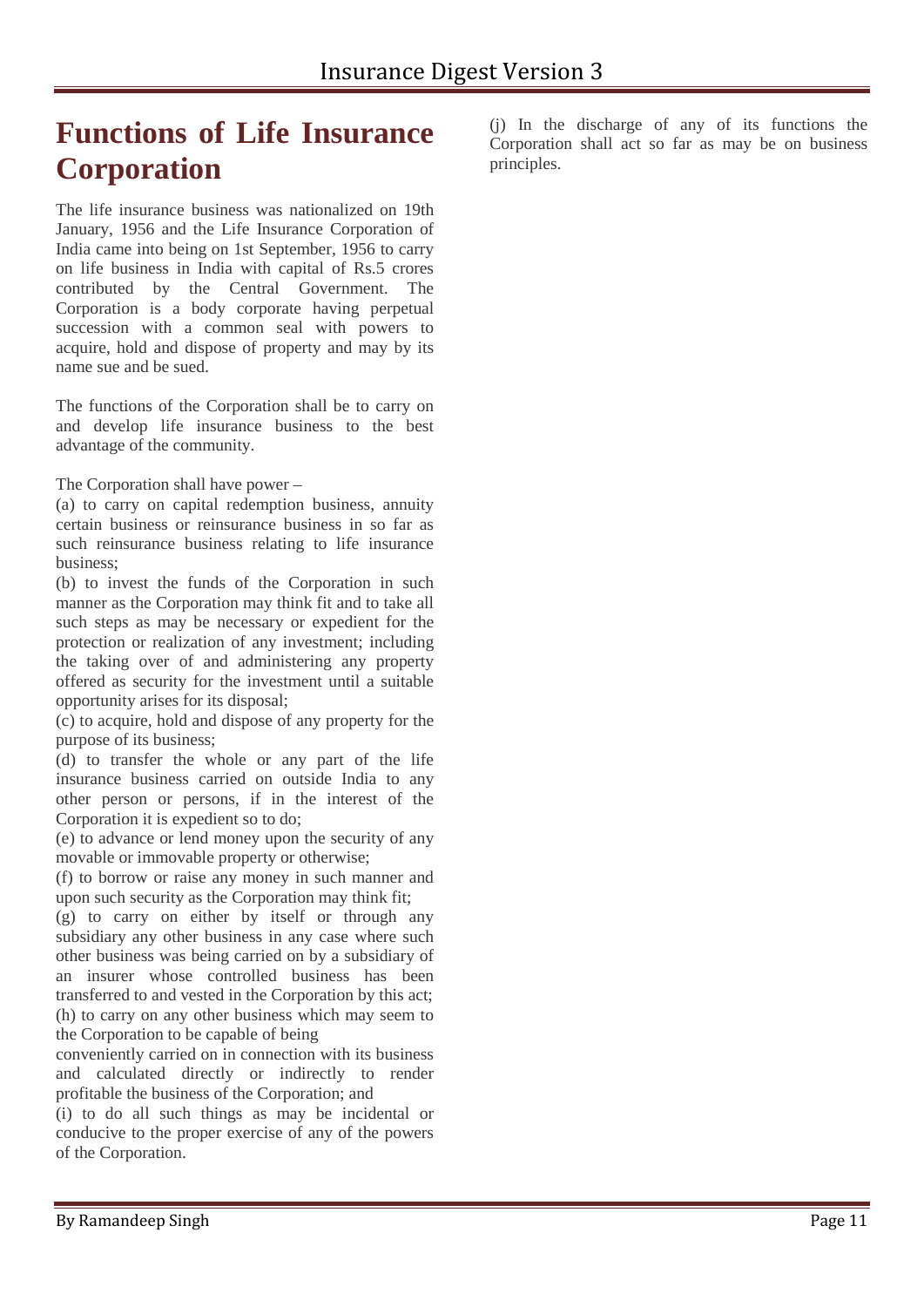# Functions of Life Insurance Corporation

The life insurance business was nationalized on 19th January, 1956 and the Life Insurance Corporation of India came into being on 1st September, 1956 to carry on life business in India with capital of Rs.5 crores contributed by the Central Government. The Corporation is a body corporate having perpetual succession with a common seal with powers to acquire, hold and dispose of property and may by its name sue and be sued.

The functions of the Corporation shall be to carry on and develop life insurance business to the best advantage of the community.

The Corporation shall have power –

(a) to carry on capital redemption business, annuity certain business or reinsurance business in so far as such reinsurance business relating to life insurance business;

(b) to invest the funds of the Corporation in such manner as the Corporation may think fit and to take all such steps as may be necessary or expedient for the protection or realization of any investment; including the taking over of and administering any property offered as security for the investment until a suitable opportunity arises for its disposal;

(c) to acquire, hold and dispose of any property for the purpose of its business;

(d) to transfer the whole or any part of the life insurance business carried on outside India to any other person or persons, if in the interest of the Corporation it is expedient so to do;

(e) to advance or lend money upon the security of any movable or immovable property or otherwise;

(f) to borrow or raise any money in such manner and upon such security as the Corporation may think fit;

(g) to carry on either by itself or through any subsidiary any other business in any case where such other business was being carried on by a subsidiary of an insurer whose controlled business has been transferred to and vested in the Corporation by this act;

(h) to carry on any other business which may seem to the Corporation to be capable of being conveniently carried on in connection with its business and calculated directly or indirectly to render profitable the business of the Corporation; and

(i) to do all such things as may be incidental or conducive to the proper exercise of any of the powers of the Corporation.

(j) In the discharge of any of its functions the Corporation shall act so far as may be on business principles.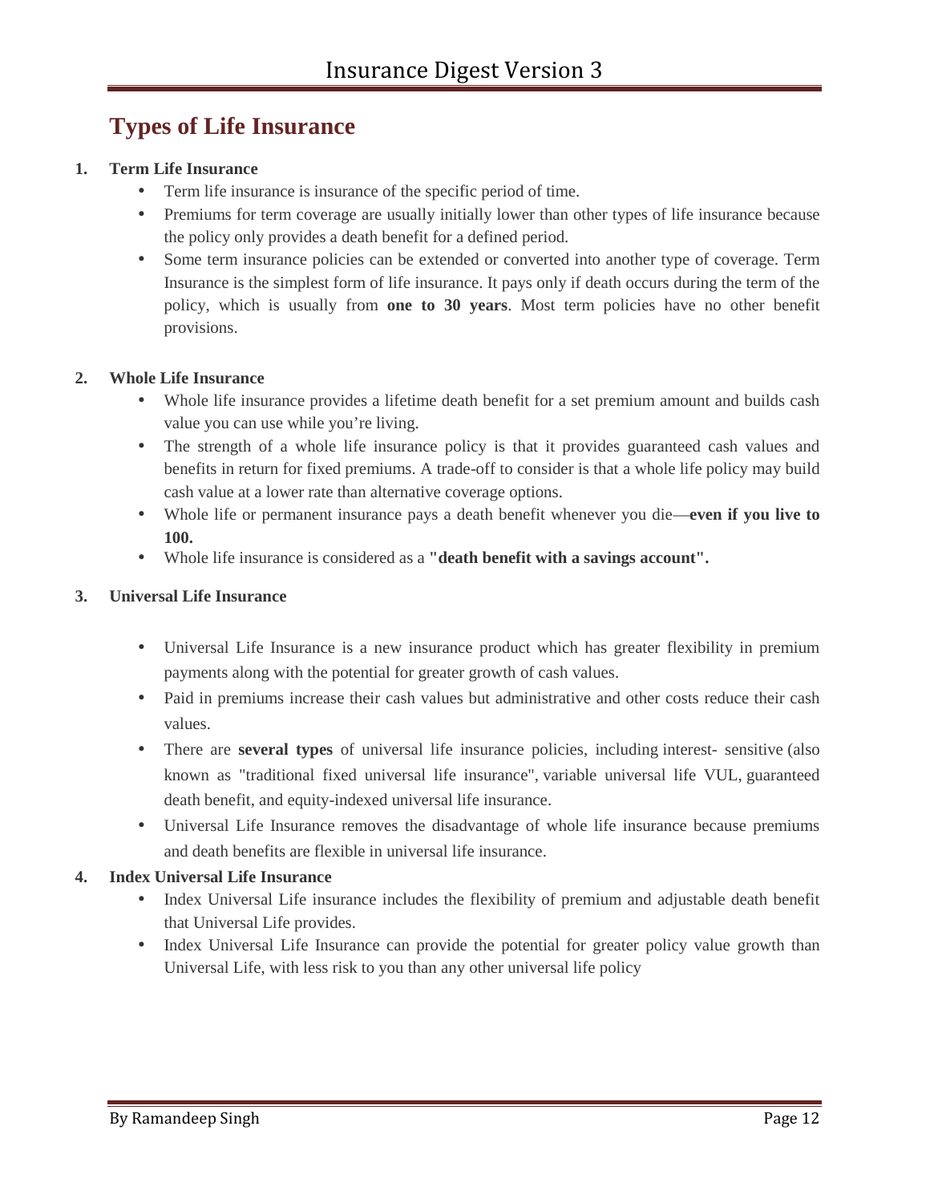## Types of Life Insurance

1. **Term Life Insurance**
    - Term life insurance is insurance of the specific period of time.
    - Premiums for term coverage are usually initially lower than other types of life insurance because the policy only provides a death benefit for a defined period.
    - Some term insurance policies can be extended or converted into another type of coverage. Term Insurance is the simplest form of life insurance. It pays only if death occurs during the term of the policy, which is usually from **one to 30 years**. Most term policies have no other benefit provisions.

2. **Whole Life Insurance**
    - Whole life insurance provides a lifetime death benefit for a set premium amount and builds cash value you can use while you're living.
    - The strength of a whole life insurance policy is that it provides guaranteed cash values and benefits in return for fixed premiums. A trade-off to consider is that a whole life policy may build cash value at a lower rate than alternative coverage options.
    - Whole life or permanent insurance pays a death benefit whenever you die—**even if you live to 100.**
    - Whole life insurance is considered as a **"death benefit with a savings account".**

3. **Universal Life Insurance**
    - Universal Life Insurance is a new insurance product which has greater flexibility in premium payments along with the potential for greater growth of cash values.
    - Paid in premiums increase their cash values but administrative and other costs reduce their cash values.
    - There are **several types** of universal life insurance policies, including interest- sensitive (also known as "traditional fixed universal life insurance", variable universal life VUL, guaranteed death benefit, and equity-indexed universal life insurance.
    - Universal Life Insurance removes the disadvantage of whole life insurance because premiums and death benefits are flexible in universal life insurance.

4. **Index Universal Life Insurance**
    - Index Universal Life insurance includes the flexibility of premium and adjustable death benefit that Universal Life provides.
    - Index Universal Life Insurance can provide the potential for greater policy value growth than Universal Life, with less risk to you than any other universal life policy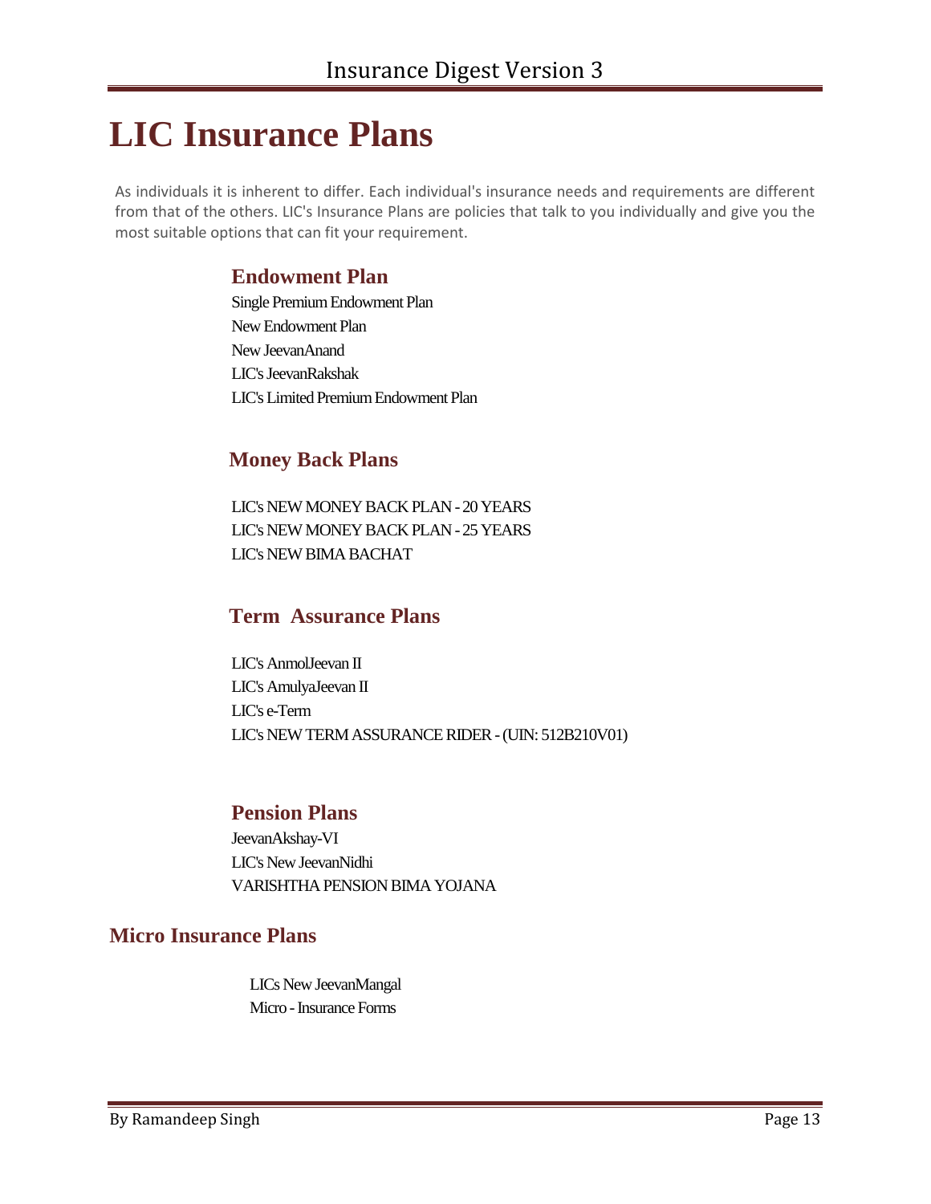# LIC Insurance Plans

As individuals it is inherent to differ. Each individual's insurance needs and requirements are different from that of the others. LIC's Insurance Plans are policies that talk to you individually and give you the most suitable options that can fit your requirement.

## Endowment Plan

Single Premium Endowment Plan
New Endowment Plan
New JeevanAnand
LIC's JeevanRakshak
LIC's Limited Premium Endowment Plan

## Money Back Plans

LIC's NEW MONEY BACK PLAN - 20 YEARS
LIC's NEW MONEY BACK PLAN - 25 YEARS
LIC's NEW BIMA BACHAT

## Term Assurance Plans

LIC's AnmolJeevan II
LIC's AmulyaJeevan II
LIC's e-Term
LIC's NEW TERM ASSURANCE RIDER - (UIN: 512B210V01)

## Pension Plans

JeevanAkshay-VI
LIC's New JeevanNidhi
VARISHTHA PENSION BIMA YOJANA

## Micro Insurance Plans

LICs New JeevanMangal
Micro - Insurance Forms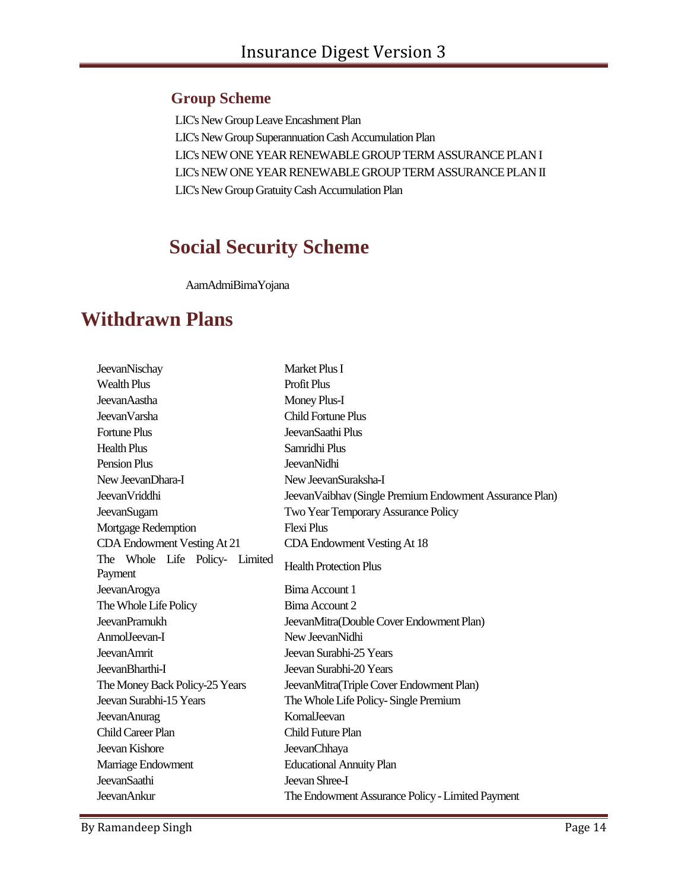### Group Scheme

LIC's New Group Leave Encashment Plan
LIC's New Group Superannuation Cash Accumulation Plan
LIC's NEW ONE YEAR RENEWABLE GROUP TERM ASSURANCE PLAN I
LIC's NEW ONE YEAR RENEWABLE GROUP TERM ASSURANCE PLAN II
LIC's New Group Gratuity Cash Accumulation Plan

## Social Security Scheme

AamAdmiBimaYojana

# Withdrawn Plans

| | |
|---|---|
| JeevanNischay | Market Plus I |
| Wealth Plus | Profit Plus |
| JeevanAastha | Money Plus-I |
| JeevanVarsha | Child Fortune Plus |
| Fortune Plus | JeevanSaathi Plus |
| Health Plus | Samridhi Plus |
| Pension Plus | JeevanNidhi |
| New JeevanDhara-I | New JeevanSuraksha-I |
| JeevanVriddhi | JeevanVaibhav (Single Premium Endowment Assurance Plan) |
| JeevanSugam | Two Year Temporary Assurance Policy |
| Mortgage Redemption | Flexi Plus |
| CDA Endowment Vesting At 21 | CDA Endowment Vesting At 18 |
| The Whole Life Policy- Limited Payment | Health Protection Plus |
| JeevanArogya | Bima Account 1 |
| The Whole Life Policy | Bima Account 2 |
| JeevanPramukh | JeevanMitra(Double Cover Endowment Plan) |
| AnmolJeevan-I | New JeevanNidhi |
| JeevanAmrit | Jeevan Surabhi-25 Years |
| JeevanBharthi-I | Jeevan Surabhi-20 Years |
| The Money Back Policy-25 Years | JeevanMitra(Triple Cover Endowment Plan) |
| Jeevan Surabhi-15 Years | The Whole Life Policy- Single Premium |
| JeevanAnurag | KomalJeevan |
| Child Career Plan | Child Future Plan |
| Jeevan Kishore | JeevanChhaya |
| Marriage Endowment | Educational Annuity Plan |
| JeevanSaathi | Jeevan Shree-I |
| JeevanAnkur | The Endowment Assurance Policy - Limited Payment |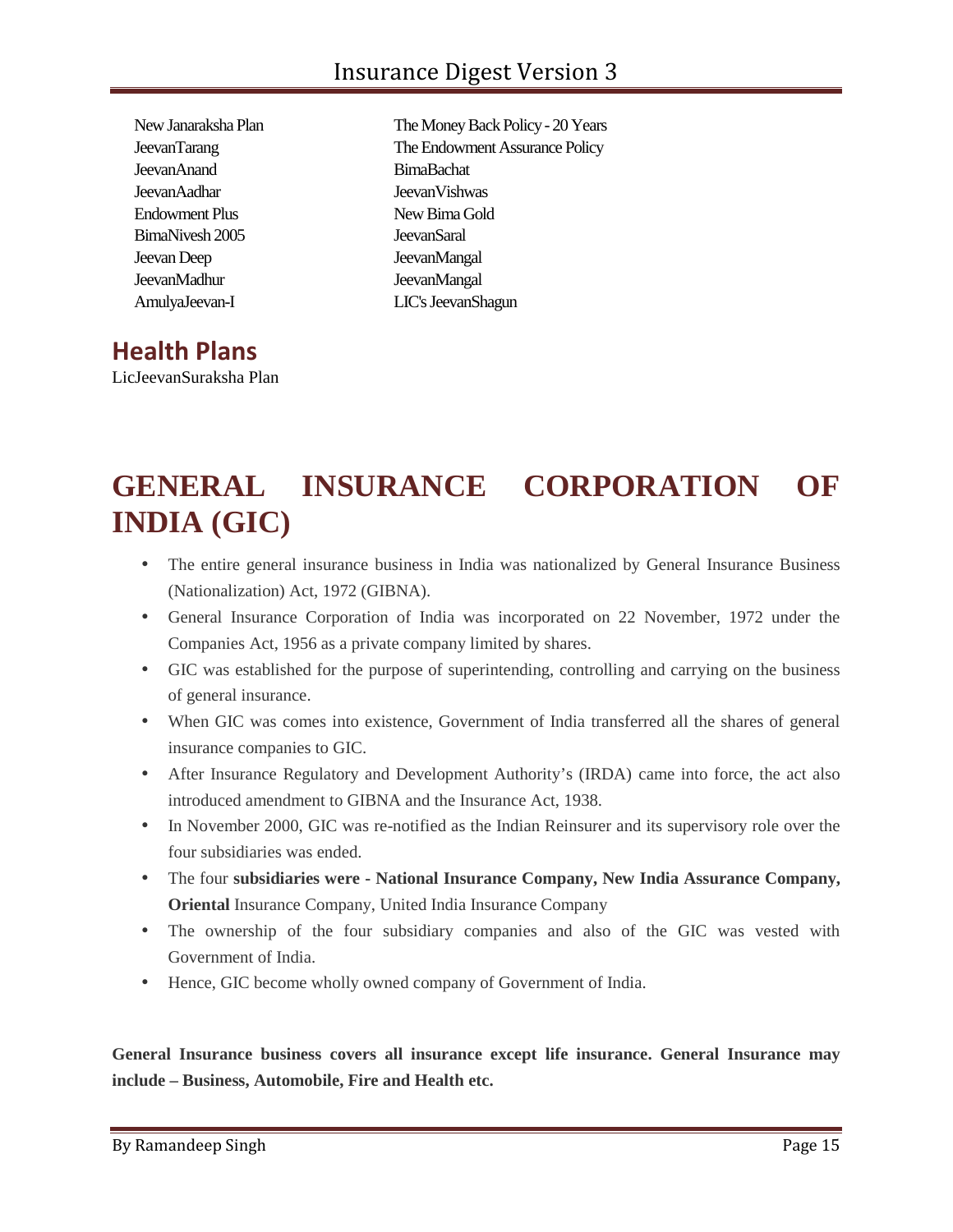New Janaraksha Plan
JeevanTarang
JeevanAnand
JeevanAadhar
Endowment Plus
BimaNivesh 2005
Jeevan Deep
JeevanMadhur
AmulyaJeevan-I
The Money Back Policy - 20 Years
The Endowment Assurance Policy
BimaBachat
JeevanVishwas
New Bima Gold
JeevanSaral
JeevanMangal
JeevanMangal
LIC's JeevanShagun

## Health Plans

LicJeevanSuraksha Plan

# GENERAL INSURANCE CORPORATION OF INDIA (GIC)

- The entire general insurance business in India was nationalized by General Insurance Business (Nationalization) Act, 1972 (GIBNA).
- General Insurance Corporation of India was incorporated on 22 November, 1972 under the Companies Act, 1956 as a private company limited by shares.
- GIC was established for the purpose of superintending, controlling and carrying on the business of general insurance.
- When GIC was comes into existence, Government of India transferred all the shares of general insurance companies to GIC.
- After Insurance Regulatory and Development Authority's (IRDA) came into force, the act also introduced amendment to GIBNA and the Insurance Act, 1938.
- In November 2000, GIC was re-notified as the Indian Reinsurer and its supervisory role over the four subsidiaries was ended.
- The four **subsidiaries were - National Insurance Company, New India Assurance Company, Oriental** Insurance Company, United India Insurance Company
- The ownership of the four subsidiary companies and also of the GIC was vested with Government of India.
- Hence, GIC become wholly owned company of Government of India.

**General Insurance business covers all insurance except life insurance. General Insurance may include – Business, Automobile, Fire and Health etc.**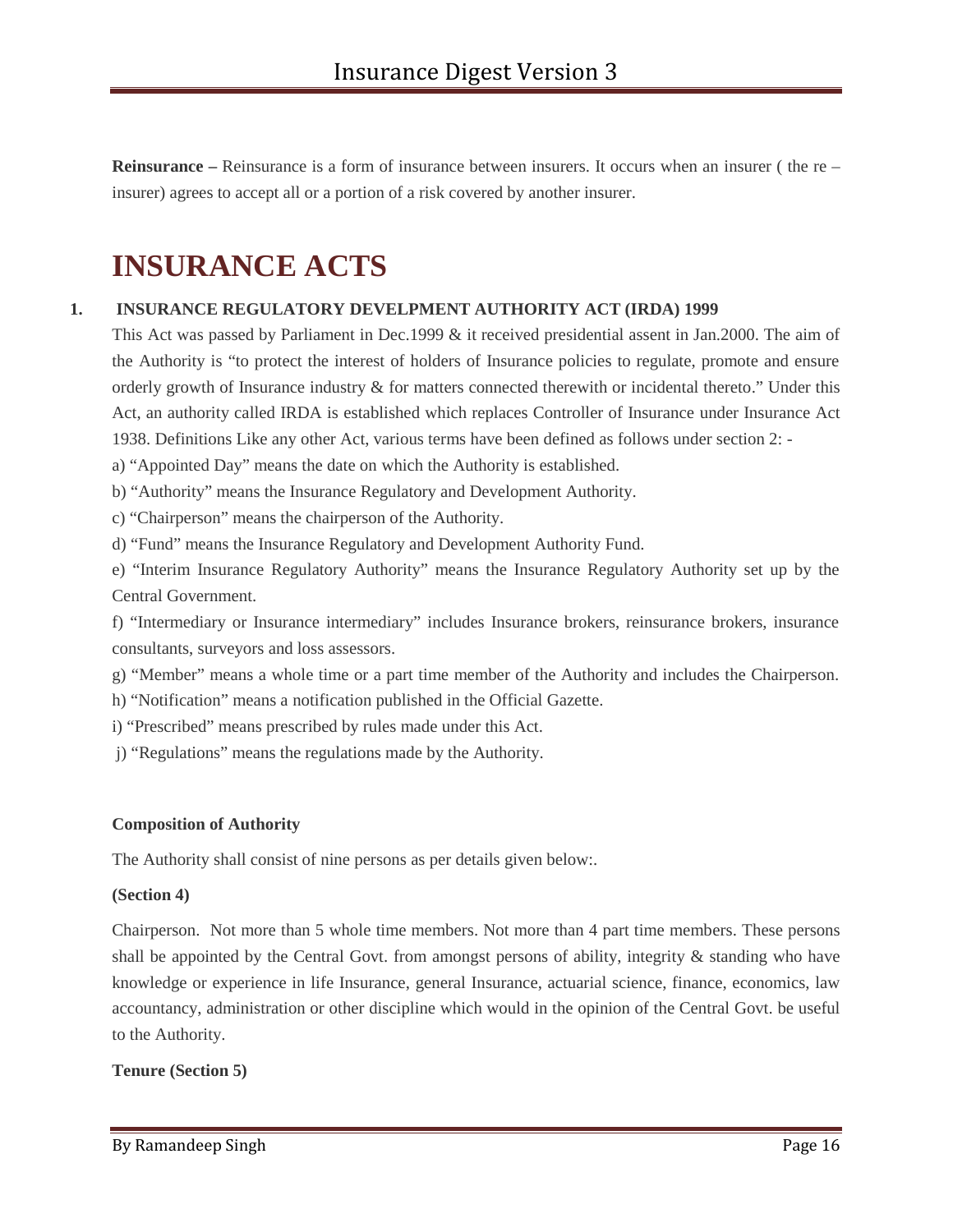**Reinsurance –** Reinsurance is a form of insurance between insurers. It occurs when an insurer ( the re – insurer) agrees to accept all or a portion of a risk covered by another insurer.

# INSURANCE ACTS

## 1. INSURANCE REGULATORY DEVELPMENT AUTHORITY ACT (IRDA) 1999

This Act was passed by Parliament in Dec.1999 & it received presidential assent in Jan.2000. The aim of the Authority is "to protect the interest of holders of Insurance policies to regulate, promote and ensure orderly growth of Insurance industry & for matters connected therewith or incidental thereto." Under this Act, an authority called IRDA is established which replaces Controller of Insurance under Insurance Act 1938. Definitions Like any other Act, various terms have been defined as follows under section 2: -

a) "Appointed Day" means the date on which the Authority is established.

b) "Authority" means the Insurance Regulatory and Development Authority.

c) "Chairperson" means the chairperson of the Authority.

d) "Fund" means the Insurance Regulatory and Development Authority Fund.

e) "Interim Insurance Regulatory Authority" means the Insurance Regulatory Authority set up by the Central Government.

f) "Intermediary or Insurance intermediary" includes Insurance brokers, reinsurance brokers, insurance consultants, surveyors and loss assessors.

g) "Member" means a whole time or a part time member of the Authority and includes the Chairperson.

h) "Notification" means a notification published in the Official Gazette.

i) "Prescribed" means prescribed by rules made under this Act.

j) "Regulations" means the regulations made by the Authority.

**Composition of Authority**

The Authority shall consist of nine persons as per details given below:.

**(Section 4)**

Chairperson. Not more than 5 whole time members. Not more than 4 part time members. These persons shall be appointed by the Central Govt. from amongst persons of ability, integrity & standing who have knowledge or experience in life Insurance, general Insurance, actuarial science, finance, economics, law accountancy, administration or other discipline which would in the opinion of the Central Govt. be useful to the Authority.

**Tenure (Section 5)**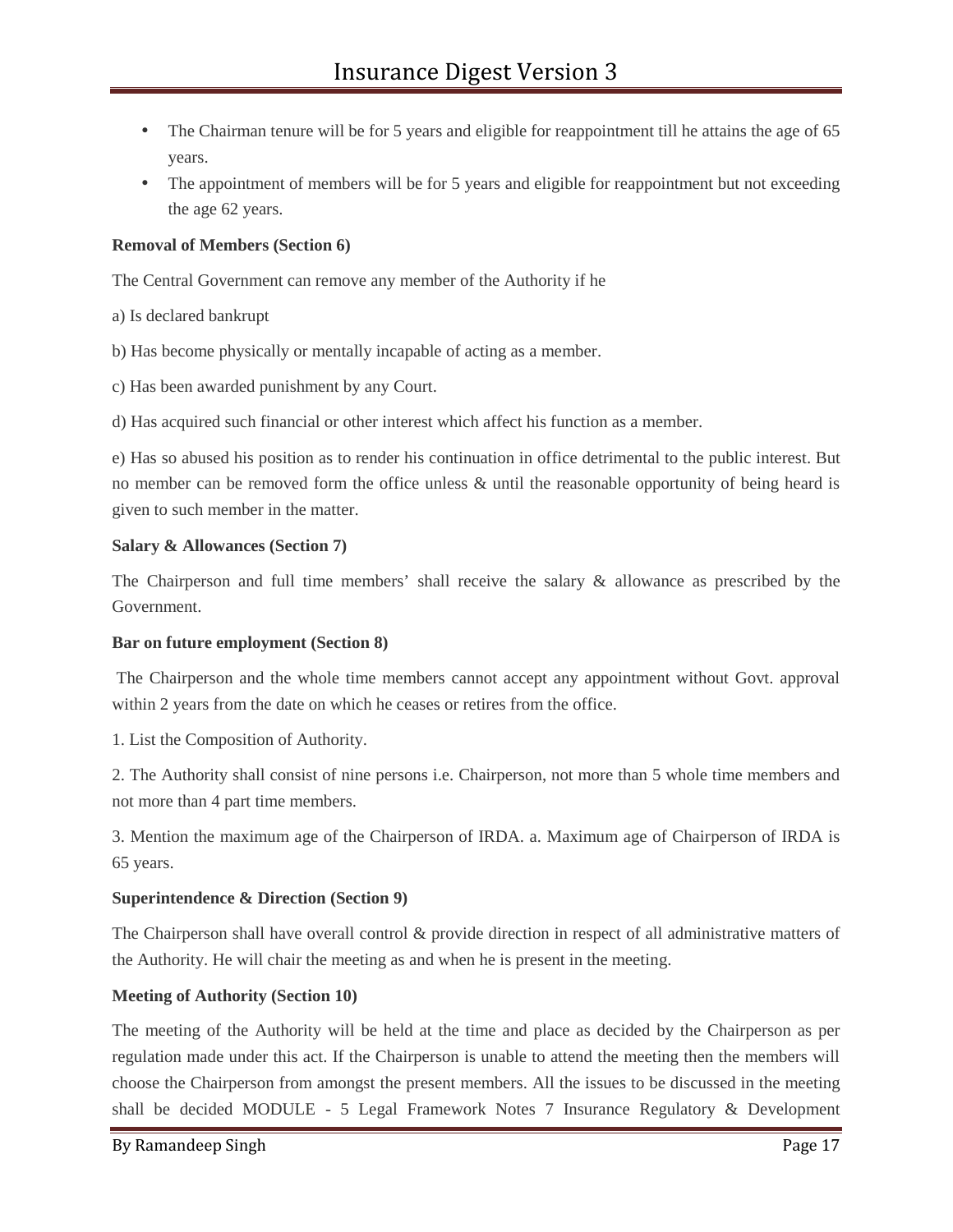- The Chairman tenure will be for 5 years and eligible for reappointment till he attains the age of 65 years.
- The appointment of members will be for 5 years and eligible for reappointment but not exceeding the age 62 years.

**Removal of Members (Section 6)**

The Central Government can remove any member of the Authority if he

a) Is declared bankrupt

b) Has become physically or mentally incapable of acting as a member.

c) Has been awarded punishment by any Court.

d) Has acquired such financial or other interest which affect his function as a member.

e) Has so abused his position as to render his continuation in office detrimental to the public interest. But no member can be removed form the office unless & until the reasonable opportunity of being heard is given to such member in the matter.

**Salary & Allowances (Section 7)**

The Chairperson and full time members' shall receive the salary & allowance as prescribed by the Government.

**Bar on future employment (Section 8)**

The Chairperson and the whole time members cannot accept any appointment without Govt. approval within 2 years from the date on which he ceases or retires from the office.

1. List the Composition of Authority.

2. The Authority shall consist of nine persons i.e. Chairperson, not more than 5 whole time members and not more than 4 part time members.

3. Mention the maximum age of the Chairperson of IRDA. a. Maximum age of Chairperson of IRDA is 65 years.

**Superintendence & Direction (Section 9)**

The Chairperson shall have overall control & provide direction in respect of all administrative matters of the Authority. He will chair the meeting as and when he is present in the meeting.

**Meeting of Authority (Section 10)**

The meeting of the Authority will be held at the time and place as decided by the Chairperson as per regulation made under this act. If the Chairperson is unable to attend the meeting then the members will choose the Chairperson from amongst the present members. All the issues to be discussed in the meeting shall be decided MODULE - 5 Legal Framework Notes 7 Insurance Regulatory & Development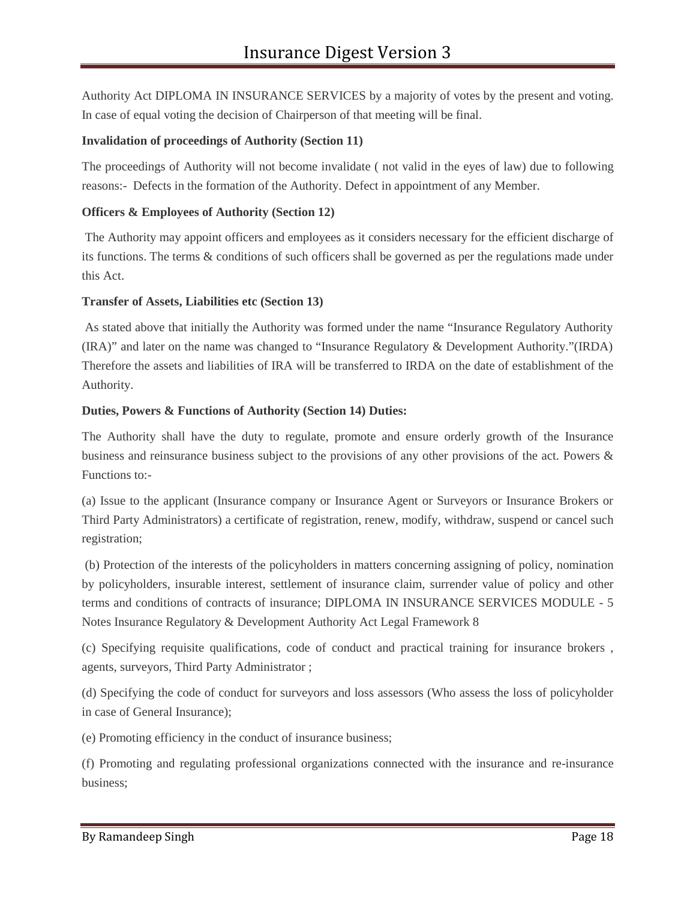Authority Act DIPLOMA IN INSURANCE SERVICES by a majority of votes by the present and voting. In case of equal voting the decision of Chairperson of that meeting will be final.

**Invalidation of proceedings of Authority (Section 11)**

The proceedings of Authority will not become invalidate ( not valid in the eyes of law) due to following reasons:- Defects in the formation of the Authority. Defect in appointment of any Member.

**Officers & Employees of Authority (Section 12)**

The Authority may appoint officers and employees as it considers necessary for the efficient discharge of its functions. The terms & conditions of such officers shall be governed as per the regulations made under this Act.

**Transfer of Assets, Liabilities etc (Section 13)**

As stated above that initially the Authority was formed under the name "Insurance Regulatory Authority (IRA)" and later on the name was changed to "Insurance Regulatory & Development Authority."(IRDA) Therefore the assets and liabilities of IRA will be transferred to IRDA on the date of establishment of the Authority.

**Duties, Powers & Functions of Authority (Section 14) Duties:**

The Authority shall have the duty to regulate, promote and ensure orderly growth of the Insurance business and reinsurance business subject to the provisions of any other provisions of the act. Powers & Functions to:-

(a) Issue to the applicant (Insurance company or Insurance Agent or Surveyors or Insurance Brokers or Third Party Administrators) a certificate of registration, renew, modify, withdraw, suspend or cancel such registration;

(b) Protection of the interests of the policyholders in matters concerning assigning of policy, nomination by policyholders, insurable interest, settlement of insurance claim, surrender value of policy and other terms and conditions of contracts of insurance; DIPLOMA IN INSURANCE SERVICES MODULE - 5 Notes Insurance Regulatory & Development Authority Act Legal Framework 8

(c) Specifying requisite qualifications, code of conduct and practical training for insurance brokers , agents, surveyors, Third Party Administrator ;

(d) Specifying the code of conduct for surveyors and loss assessors (Who assess the loss of policyholder in case of General Insurance);

(e) Promoting efficiency in the conduct of insurance business;

(f) Promoting and regulating professional organizations connected with the insurance and re-insurance business;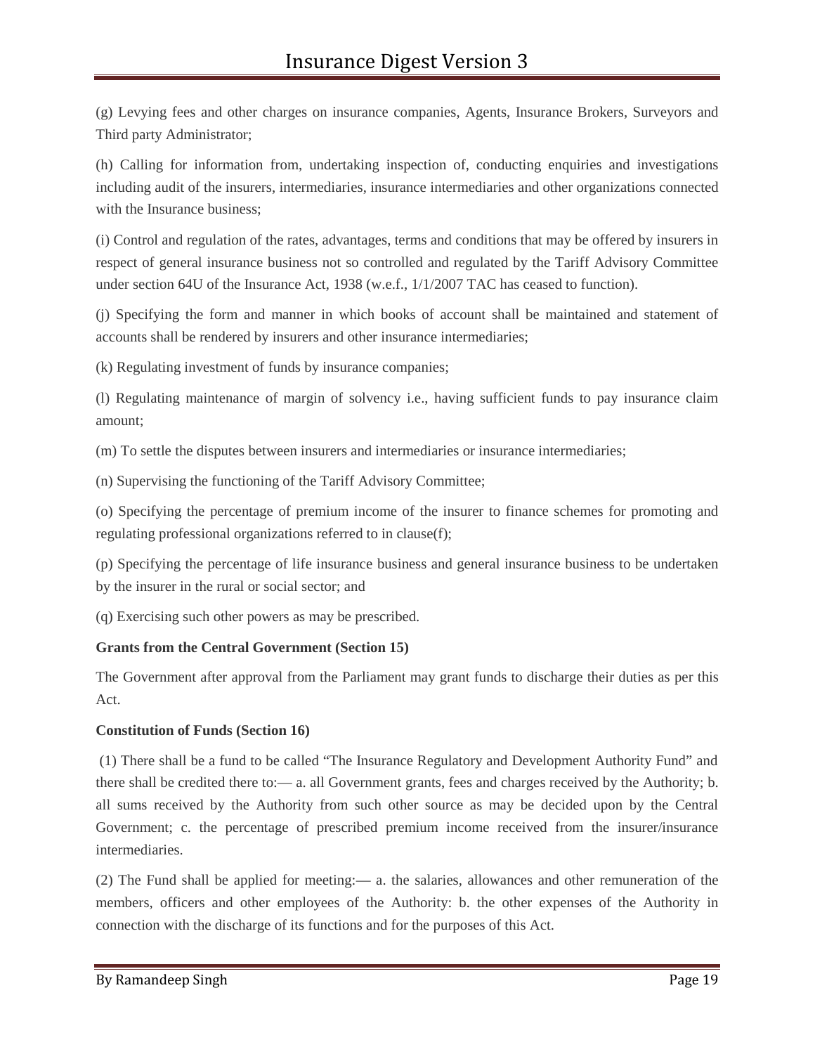(g) Levying fees and other charges on insurance companies, Agents, Insurance Brokers, Surveyors and Third party Administrator;

(h) Calling for information from, undertaking inspection of, conducting enquiries and investigations including audit of the insurers, intermediaries, insurance intermediaries and other organizations connected with the Insurance business;

(i) Control and regulation of the rates, advantages, terms and conditions that may be offered by insurers in respect of general insurance business not so controlled and regulated by the Tariff Advisory Committee under section 64U of the Insurance Act, 1938 (w.e.f., 1/1/2007 TAC has ceased to function).

(j) Specifying the form and manner in which books of account shall be maintained and statement of accounts shall be rendered by insurers and other insurance intermediaries;

(k) Regulating investment of funds by insurance companies;

(l) Regulating maintenance of margin of solvency i.e., having sufficient funds to pay insurance claim amount;

(m) To settle the disputes between insurers and intermediaries or insurance intermediaries;

(n) Supervising the functioning of the Tariff Advisory Committee;

(o) Specifying the percentage of premium income of the insurer to finance schemes for promoting and regulating professional organizations referred to in clause(f);

(p) Specifying the percentage of life insurance business and general insurance business to be undertaken by the insurer in the rural or social sector; and

(q) Exercising such other powers as may be prescribed.

**Grants from the Central Government (Section 15)**

The Government after approval from the Parliament may grant funds to discharge their duties as per this Act.

**Constitution of Funds (Section 16)**

(1) There shall be a fund to be called "The Insurance Regulatory and Development Authority Fund" and there shall be credited there to:— a. all Government grants, fees and charges received by the Authority; b. all sums received by the Authority from such other source as may be decided upon by the Central Government; c. the percentage of prescribed premium income received from the insurer/insurance intermediaries.

(2) The Fund shall be applied for meeting:— a. the salaries, allowances and other remuneration of the members, officers and other employees of the Authority: b. the other expenses of the Authority in connection with the discharge of its functions and for the purposes of this Act.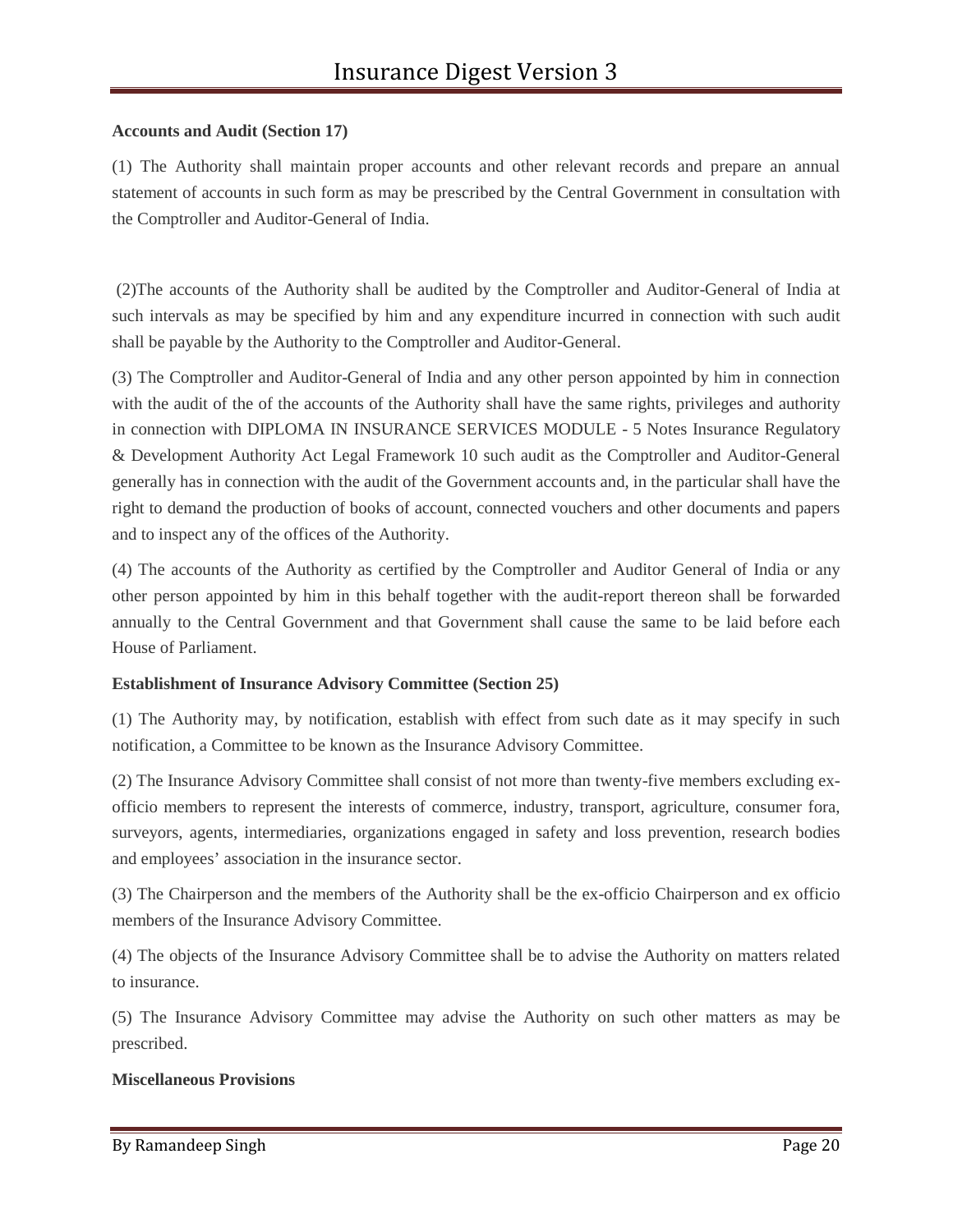**Accounts and Audit (Section 17)**

(1) The Authority shall maintain proper accounts and other relevant records and prepare an annual statement of accounts in such form as may be prescribed by the Central Government in consultation with the Comptroller and Auditor-General of India.

(2)The accounts of the Authority shall be audited by the Comptroller and Auditor-General of India at such intervals as may be specified by him and any expenditure incurred in connection with such audit shall be payable by the Authority to the Comptroller and Auditor-General.

(3) The Comptroller and Auditor-General of India and any other person appointed by him in connection with the audit of the of the accounts of the Authority shall have the same rights, privileges and authority in connection with DIPLOMA IN INSURANCE SERVICES MODULE - 5 Notes Insurance Regulatory & Development Authority Act Legal Framework 10 such audit as the Comptroller and Auditor-General generally has in connection with the audit of the Government accounts and, in the particular shall have the right to demand the production of books of account, connected vouchers and other documents and papers and to inspect any of the offices of the Authority.

(4) The accounts of the Authority as certified by the Comptroller and Auditor General of India or any other person appointed by him in this behalf together with the audit-report thereon shall be forwarded annually to the Central Government and that Government shall cause the same to be laid before each House of Parliament.

**Establishment of Insurance Advisory Committee (Section 25)**

(1) The Authority may, by notification, establish with effect from such date as it may specify in such notification, a Committee to be known as the Insurance Advisory Committee.

(2) The Insurance Advisory Committee shall consist of not more than twenty-five members excluding ex-officio members to represent the interests of commerce, industry, transport, agriculture, consumer fora, surveyors, agents, intermediaries, organizations engaged in safety and loss prevention, research bodies and employees' association in the insurance sector.

(3) The Chairperson and the members of the Authority shall be the ex-officio Chairperson and ex officio members of the Insurance Advisory Committee.

(4) The objects of the Insurance Advisory Committee shall be to advise the Authority on matters related to insurance.

(5) The Insurance Advisory Committee may advise the Authority on such other matters as may be prescribed.

**Miscellaneous Provisions**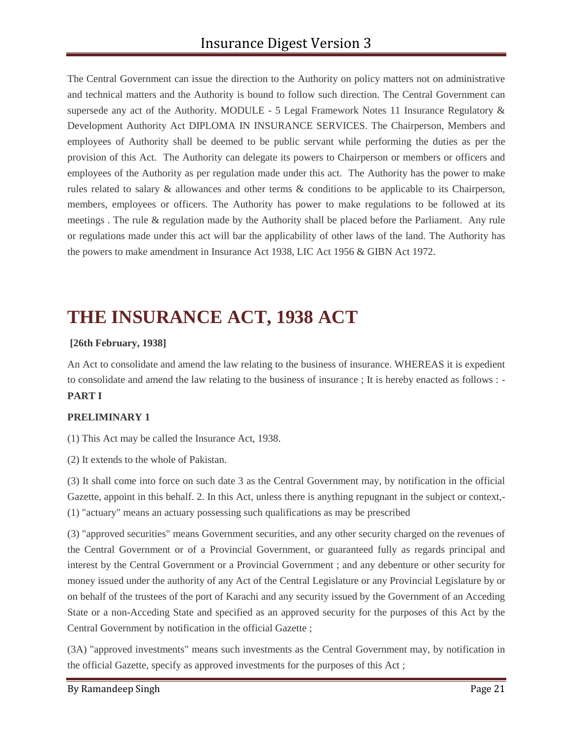The Central Government can issue the direction to the Authority on policy matters not on administrative and technical matters and the Authority is bound to follow such direction. The Central Government can supersede any act of the Authority. MODULE - 5 Legal Framework Notes 11 Insurance Regulatory & Development Authority Act DIPLOMA IN INSURANCE SERVICES. The Chairperson, Members and employees of Authority shall be deemed to be public servant while performing the duties as per the provision of this Act. The Authority can delegate its powers to Chairperson or members or officers and employees of the Authority as per regulation made under this act. The Authority has the power to make rules related to salary & allowances and other terms & conditions to be applicable to its Chairperson, members, employees or officers. The Authority has power to make regulations to be followed at its meetings . The rule & regulation made by the Authority shall be placed before the Parliament. Any rule or regulations made under this act will bar the applicability of other laws of the land. The Authority has the powers to make amendment in Insurance Act 1938, LIC Act 1956 & GIBN Act 1972.

# THE INSURANCE ACT, 1938 ACT

**[26th February, 1938]**

An Act to consolidate and amend the law relating to the business of insurance. WHEREAS it is expedient to consolidate and amend the law relating to the business of insurance ; It is hereby enacted as follows : -

**PART I**

**PRELIMINARY 1**

(1) This Act may be called the Insurance Act, 1938.

(2) It extends to the whole of Pakistan.

(3) It shall come into force on such date 3 as the Central Government may, by notification in the official Gazette, appoint in this behalf. 2. In this Act, unless there is anything repugnant in the subject or context,- (1) "actuary" means an actuary possessing such qualifications as may be prescribed

(3) "approved securities" means Government securities, and any other security charged on the revenues of the Central Government or of a Provincial Government, or guaranteed fully as regards principal and interest by the Central Government or a Provincial Government ; and any debenture or other security for money issued under the authority of any Act of the Central Legislature or any Provincial Legislature by or on behalf of the trustees of the port of Karachi and any security issued by the Government of an Acceding State or a non-Acceding State and specified as an approved security for the purposes of this Act by the Central Government by notification in the official Gazette ;

(3A) "approved investments" means such investments as the Central Government may, by notification in the official Gazette, specify as approved investments for the purposes of this Act ;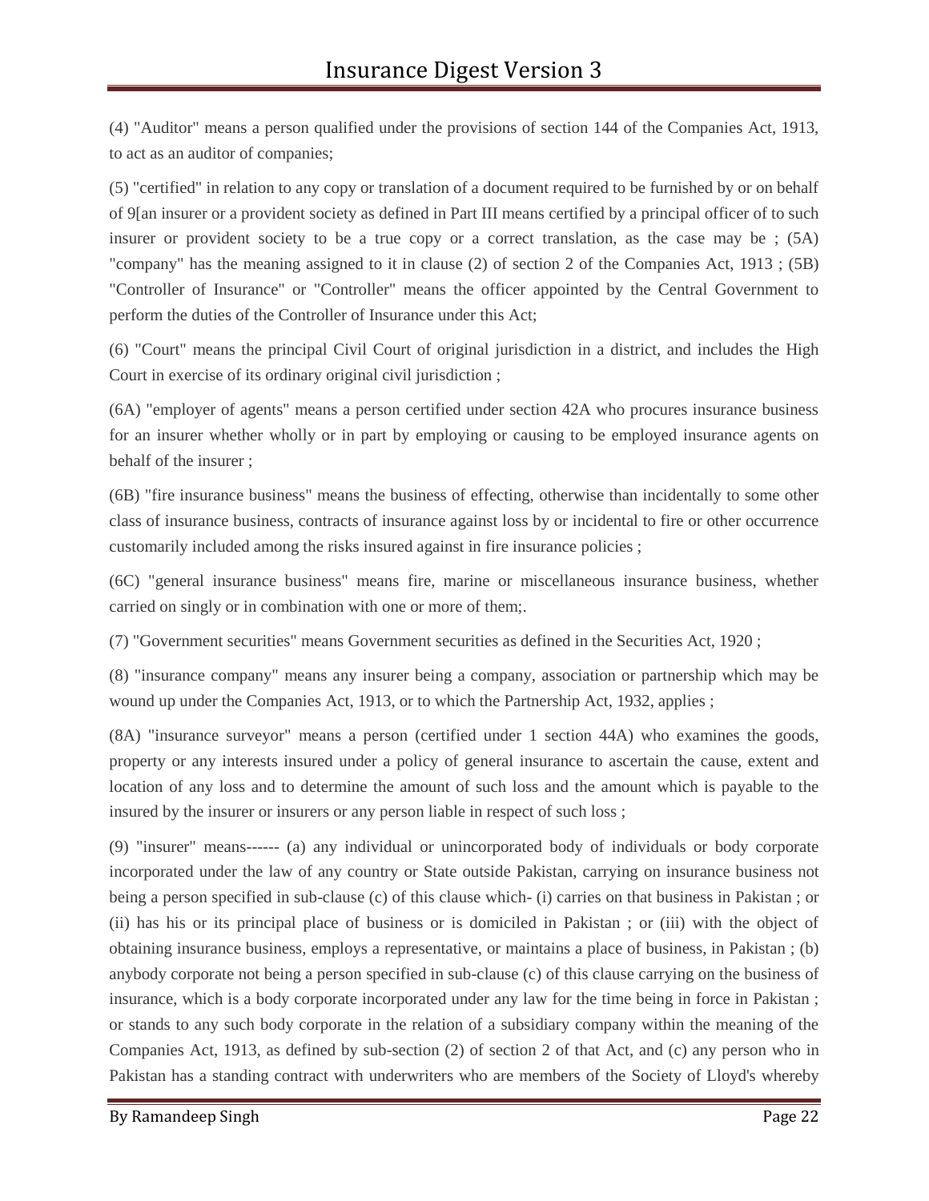(4) "Auditor" means a person qualified under the provisions of section 144 of the Companies Act, 1913, to act as an auditor of companies;

(5) "certified" in relation to any copy or translation of a document required to be furnished by or on behalf of 9[an insurer or a provident society as defined in Part III means certified by a principal officer of to such insurer or provident society to be a true copy or a correct translation, as the case may be ; (5A) "company" has the meaning assigned to it in clause (2) of section 2 of the Companies Act, 1913 ; (5B) "Controller of Insurance" or "Controller" means the officer appointed by the Central Government to perform the duties of the Controller of Insurance under this Act;

(6) "Court" means the principal Civil Court of original jurisdiction in a district, and includes the High Court in exercise of its ordinary original civil jurisdiction ;

(6A) "employer of agents" means a person certified under section 42A who procures insurance business for an insurer whether wholly or in part by employing or causing to be employed insurance agents on behalf of the insurer ;

(6B) "fire insurance business" means the business of effecting, otherwise than incidentally to some other class of insurance business, contracts of insurance against loss by or incidental to fire or other occurrence customarily included among the risks insured against in fire insurance policies ;

(6C) "general insurance business" means fire, marine or miscellaneous insurance business, whether carried on singly or in combination with one or more of them;.

(7) "Government securities" means Government securities as defined in the Securities Act, 1920 ;

(8) "insurance company" means any insurer being a company, association or partnership which may be wound up under the Companies Act, 1913, or to which the Partnership Act, 1932, applies ;

(8A) "insurance surveyor" means a person (certified under 1 section 44A) who examines the goods, property or any interests insured under a policy of general insurance to ascertain the cause, extent and location of any loss and to determine the amount of such loss and the amount which is payable to the insured by the insurer or insurers or any person liable in respect of such loss ;

(9) "insurer" means------ (a) any individual or unincorporated body of individuals or body corporate incorporated under the law of any country or State outside Pakistan, carrying on insurance business not being a person specified in sub-clause (c) of this clause which- (i) carries on that business in Pakistan ; or (ii) has his or its principal place of business or is domiciled in Pakistan ; or (iii) with the object of obtaining insurance business, employs a representative, or maintains a place of business, in Pakistan ; (b) anybody corporate not being a person specified in sub-clause (c) of this clause carrying on the business of insurance, which is a body corporate incorporated under any law for the time being in force in Pakistan ; or stands to any such body corporate in the relation of a subsidiary company within the meaning of the Companies Act, 1913, as defined by sub-section (2) of section 2 of that Act, and (c) any person who in Pakistan has a standing contract with underwriters who are members of the Society of Lloyd's whereby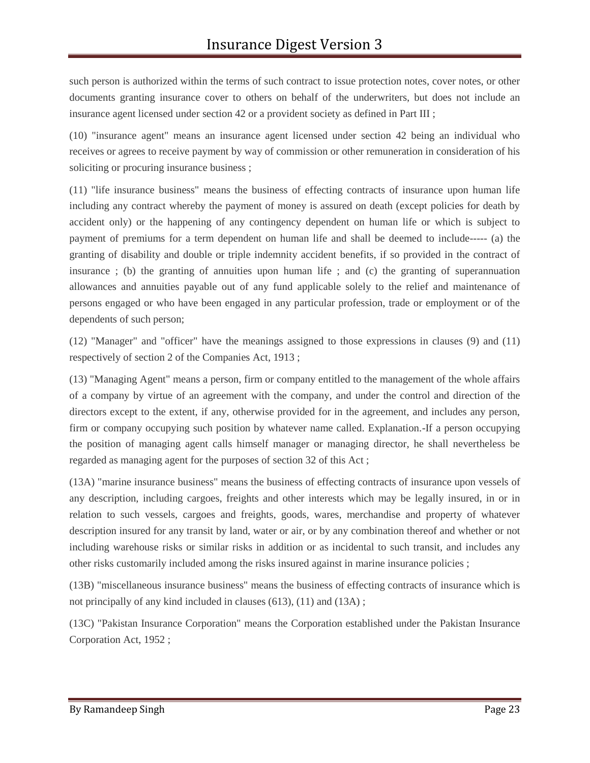such person is authorized within the terms of such contract to issue protection notes, cover notes, or other documents granting insurance cover to others on behalf of the underwriters, but does not include an insurance agent licensed under section 42 or a provident society as defined in Part III ;

(10) "insurance agent" means an insurance agent licensed under section 42 being an individual who receives or agrees to receive payment by way of commission or other remuneration in consideration of his soliciting or procuring insurance business ;

(11) "life insurance business" means the business of effecting contracts of insurance upon human life including any contract whereby the payment of money is assured on death (except policies for death by accident only) or the happening of any contingency dependent on human life or which is subject to payment of premiums for a term dependent on human life and shall be deemed to include----- (a) the granting of disability and double or triple indemnity accident benefits, if so provided in the contract of insurance ; (b) the granting of annuities upon human life ; and (c) the granting of superannuation allowances and annuities payable out of any fund applicable solely to the relief and maintenance of persons engaged or who have been engaged in any particular profession, trade or employment or of the dependents of such person;

(12) "Manager" and "officer" have the meanings assigned to those expressions in clauses (9) and (11) respectively of section 2 of the Companies Act, 1913 ;

(13) "Managing Agent" means a person, firm or company entitled to the management of the whole affairs of a company by virtue of an agreement with the company, and under the control and direction of the directors except to the extent, if any, otherwise provided for in the agreement, and includes any person, firm or company occupying such position by whatever name called. Explanation.-If a person occupying the position of managing agent calls himself manager or managing director, he shall nevertheless be regarded as managing agent for the purposes of section 32 of this Act ;

(13A) "marine insurance business" means the business of effecting contracts of insurance upon vessels of any description, including cargoes, freights and other interests which may be legally insured, in or in relation to such vessels, cargoes and freights, goods, wares, merchandise and property of whatever description insured for any transit by land, water or air, or by any combination thereof and whether or not including warehouse risks or similar risks in addition or as incidental to such transit, and includes any other risks customarily included among the risks insured against in marine insurance policies ;

(13B) "miscellaneous insurance business" means the business of effecting contracts of insurance which is not principally of any kind included in clauses (613), (11) and (13A) ;

(13C) "Pakistan Insurance Corporation" means the Corporation established under the Pakistan Insurance Corporation Act, 1952 ;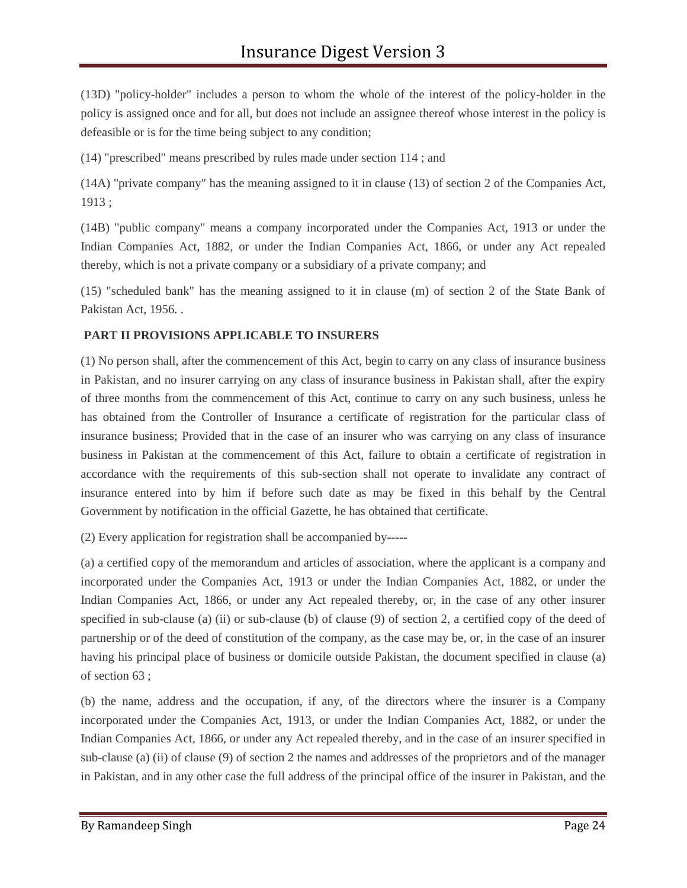(13D) "policy-holder" includes a person to whom the whole of the interest of the policy-holder in the policy is assigned once and for all, but does not include an assignee thereof whose interest in the policy is defeasible or is for the time being subject to any condition;

(14) "prescribed" means prescribed by rules made under section 114 ; and

(14A) "private company" has the meaning assigned to it in clause (13) of section 2 of the Companies Act, 1913 ;

(14B) "public company" means a company incorporated under the Companies Act, 1913 or under the Indian Companies Act, 1882, or under the Indian Companies Act, 1866, or under any Act repealed thereby, which is not a private company or a subsidiary of a private company; and

(15) "scheduled bank" has the meaning assigned to it in clause (m) of section 2 of the State Bank of Pakistan Act, 1956. .

**PART II PROVISIONS APPLICABLE TO INSURERS**

(1) No person shall, after the commencement of this Act, begin to carry on any class of insurance business in Pakistan, and no insurer carrying on any class of insurance business in Pakistan shall, after the expiry of three months from the commencement of this Act, continue to carry on any such business, unless he has obtained from the Controller of Insurance a certificate of registration for the particular class of insurance business; Provided that in the case of an insurer who was carrying on any class of insurance business in Pakistan at the commencement of this Act, failure to obtain a certificate of registration in accordance with the requirements of this sub-section shall not operate to invalidate any contract of insurance entered into by him if before such date as may be fixed in this behalf by the Central Government by notification in the official Gazette, he has obtained that certificate.

(2) Every application for registration shall be accompanied by-----

(a) a certified copy of the memorandum and articles of association, where the applicant is a company and incorporated under the Companies Act, 1913 or under the Indian Companies Act, 1882, or under the Indian Companies Act, 1866, or under any Act repealed thereby, or, in the case of any other insurer specified in sub-clause (a) (ii) or sub-clause (b) of clause (9) of section 2, a certified copy of the deed of partnership or of the deed of constitution of the company, as the case may be, or, in the case of an insurer having his principal place of business or domicile outside Pakistan, the document specified in clause (a) of section 63 ;

(b) the name, address and the occupation, if any, of the directors where the insurer is a Company incorporated under the Companies Act, 1913, or under the Indian Companies Act, 1882, or under the Indian Companies Act, 1866, or under any Act repealed thereby, and in the case of an insurer specified in sub-clause (a) (ii) of clause (9) of section 2 the names and addresses of the proprietors and of the manager in Pakistan, and in any other case the full address of the principal office of the insurer in Pakistan, and the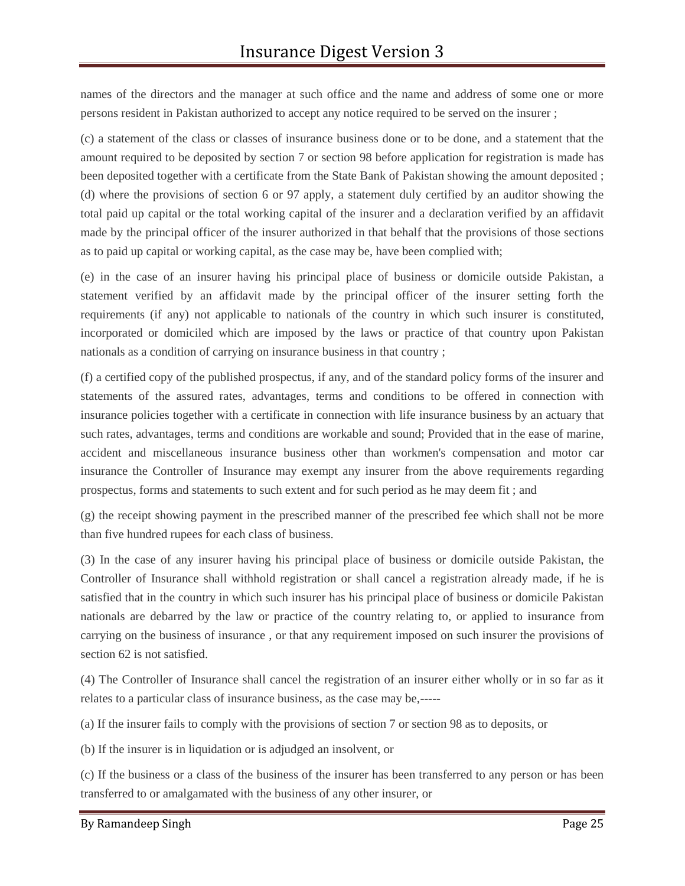names of the directors and the manager at such office and the name and address of some one or more persons resident in Pakistan authorized to accept any notice required to be served on the insurer ;

(c) a statement of the class or classes of insurance business done or to be done, and a statement that the amount required to be deposited by section 7 or section 98 before application for registration is made has been deposited together with a certificate from the State Bank of Pakistan showing the amount deposited ;
(d) where the provisions of section 6 or 97 apply, a statement duly certified by an auditor showing the total paid up capital or the total working capital of the insurer and a declaration verified by an affidavit made by the principal officer of the insurer authorized in that behalf that the provisions of those sections as to paid up capital or working capital, as the case may be, have been complied with;

(e) in the case of an insurer having his principal place of business or domicile outside Pakistan, a statement verified by an affidavit made by the principal officer of the insurer setting forth the requirements (if any) not applicable to nationals of the country in which such insurer is constituted, incorporated or domiciled which are imposed by the laws or practice of that country upon Pakistan nationals as a condition of carrying on insurance business in that country ;

(f) a certified copy of the published prospectus, if any, and of the standard policy forms of the insurer and statements of the assured rates, advantages, terms and conditions to be offered in connection with insurance policies together with a certificate in connection with life insurance business by an actuary that such rates, advantages, terms and conditions are workable and sound; Provided that in the ease of marine, accident and miscellaneous insurance business other than workmen's compensation and motor car insurance the Controller of Insurance may exempt any insurer from the above requirements regarding prospectus, forms and statements to such extent and for such period as he may deem fit ; and

(g) the receipt showing payment in the prescribed manner of the prescribed fee which shall not be more than five hundred rupees for each class of business.

(3) In the case of any insurer having his principal place of business or domicile outside Pakistan, the Controller of Insurance shall withhold registration or shall cancel a registration already made, if he is satisfied that in the country in which such insurer has his principal place of business or domicile Pakistan nationals are debarred by the law or practice of the country relating to, or applied to insurance from carrying on the business of insurance , or that any requirement imposed on such insurer the provisions of section 62 is not satisfied.

(4) The Controller of Insurance shall cancel the registration of an insurer either wholly or in so far as it relates to a particular class of insurance business, as the case may be,-----

(a) If the insurer fails to comply with the provisions of section 7 or section 98 as to deposits, or

(b) If the insurer is in liquidation or is adjudged an insolvent, or

(c) If the business or a class of the business of the insurer has been transferred to any person or has been transferred to or amalgamated with the business of any other insurer, or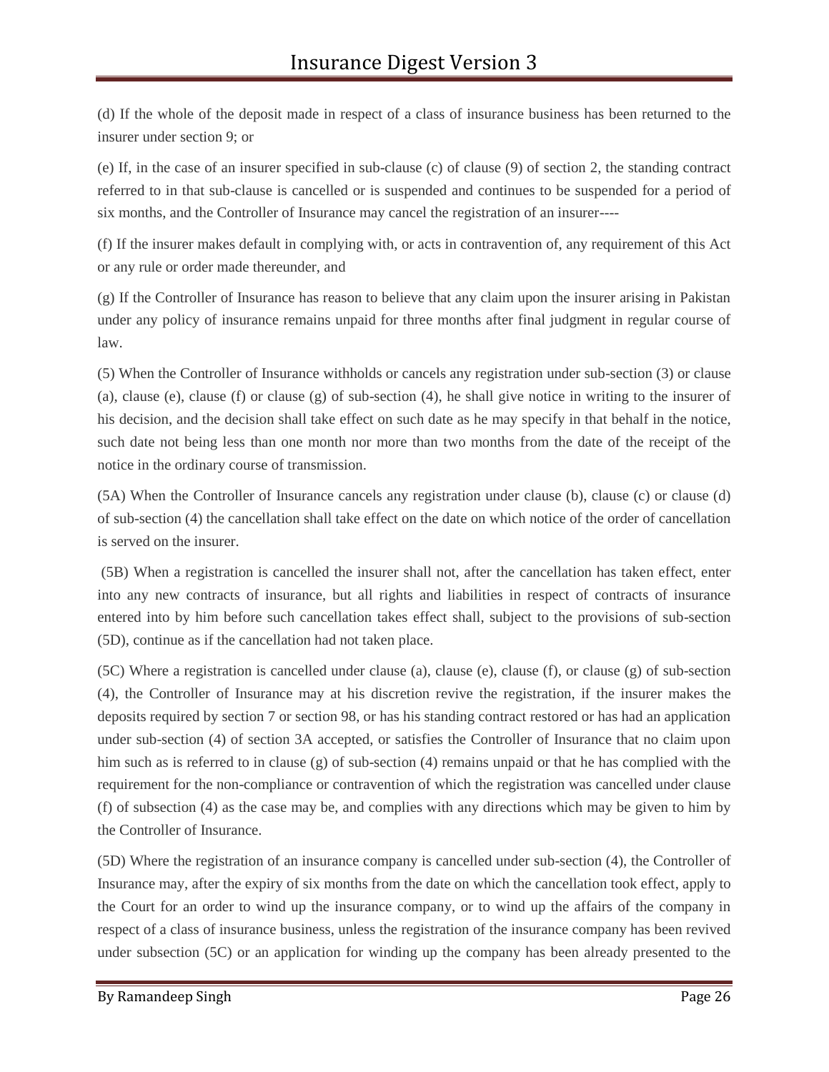(d) If the whole of the deposit made in respect of a class of insurance business has been returned to the insurer under section 9; or

(e) If, in the case of an insurer specified in sub-clause (c) of clause (9) of section 2, the standing contract referred to in that sub-clause is cancelled or is suspended and continues to be suspended for a period of six months, and the Controller of Insurance may cancel the registration of an insurer----

(f) If the insurer makes default in complying with, or acts in contravention of, any requirement of this Act or any rule or order made thereunder, and

(g) If the Controller of Insurance has reason to believe that any claim upon the insurer arising in Pakistan under any policy of insurance remains unpaid for three months after final judgment in regular course of law.

(5) When the Controller of Insurance withholds or cancels any registration under sub-section (3) or clause (a), clause (e), clause (f) or clause (g) of sub-section (4), he shall give notice in writing to the insurer of his decision, and the decision shall take effect on such date as he may specify in that behalf in the notice, such date not being less than one month nor more than two months from the date of the receipt of the notice in the ordinary course of transmission.

(5A) When the Controller of Insurance cancels any registration under clause (b), clause (c) or clause (d) of sub-section (4) the cancellation shall take effect on the date on which notice of the order of cancellation is served on the insurer.

(5B) When a registration is cancelled the insurer shall not, after the cancellation has taken effect, enter into any new contracts of insurance, but all rights and liabilities in respect of contracts of insurance entered into by him before such cancellation takes effect shall, subject to the provisions of sub-section (5D), continue as if the cancellation had not taken place.

(5C) Where a registration is cancelled under clause (a), clause (e), clause (f), or clause (g) of sub-section (4), the Controller of Insurance may at his discretion revive the registration, if the insurer makes the deposits required by section 7 or section 98, or has his standing contract restored or has had an application under sub-section (4) of section 3A accepted, or satisfies the Controller of Insurance that no claim upon him such as is referred to in clause (g) of sub-section (4) remains unpaid or that he has complied with the requirement for the non-compliance or contravention of which the registration was cancelled under clause (f) of subsection (4) as the case may be, and complies with any directions which may be given to him by the Controller of Insurance.

(5D) Where the registration of an insurance company is cancelled under sub-section (4), the Controller of Insurance may, after the expiry of six months from the date on which the cancellation took effect, apply to the Court for an order to wind up the insurance company, or to wind up the affairs of the company in respect of a class of insurance business, unless the registration of the insurance company has been revived under subsection (5C) or an application for winding up the company has been already presented to the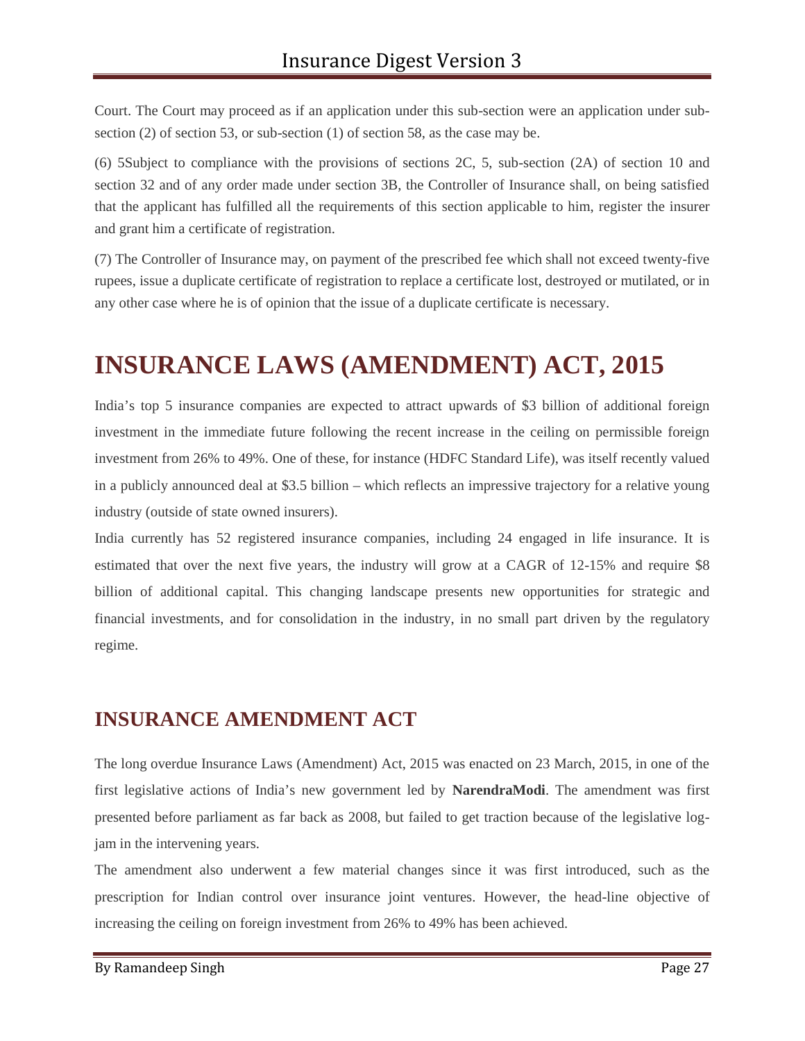Court. The Court may proceed as if an application under this sub-section were an application under sub-section (2) of section 53, or sub-section (1) of section 58, as the case may be.

(6) 5Subject to compliance with the provisions of sections 2C, 5, sub-section (2A) of section 10 and section 32 and of any order made under section 3B, the Controller of Insurance shall, on being satisfied that the applicant has fulfilled all the requirements of this section applicable to him, register the insurer and grant him a certificate of registration.

(7) The Controller of Insurance may, on payment of the prescribed fee which shall not exceed twenty-five rupees, issue a duplicate certificate of registration to replace a certificate lost, destroyed or mutilated, or in any other case where he is of opinion that the issue of a duplicate certificate is necessary.

# INSURANCE LAWS (AMENDMENT) ACT, 2015

India's top 5 insurance companies are expected to attract upwards of $3 billion of additional foreign investment in the immediate future following the recent increase in the ceiling on permissible foreign investment from 26% to 49%. One of these, for instance (HDFC Standard Life), was itself recently valued in a publicly announced deal at $3.5 billion – which reflects an impressive trajectory for a relative young industry (outside of state owned insurers).

India currently has 52 registered insurance companies, including 24 engaged in life insurance. It is estimated that over the next five years, the industry will grow at a CAGR of 12-15% and require $8 billion of additional capital. This changing landscape presents new opportunities for strategic and financial investments, and for consolidation in the industry, in no small part driven by the regulatory regime.

## INSURANCE AMENDMENT ACT

The long overdue Insurance Laws (Amendment) Act, 2015 was enacted on 23 March, 2015, in one of the first legislative actions of India's new government led by **NarendraModi**. The amendment was first presented before parliament as far back as 2008, but failed to get traction because of the legislative log-jam in the intervening years.

The amendment also underwent a few material changes since it was first introduced, such as the prescription for Indian control over insurance joint ventures. However, the head-line objective of increasing the ceiling on foreign investment from 26% to 49% has been achieved.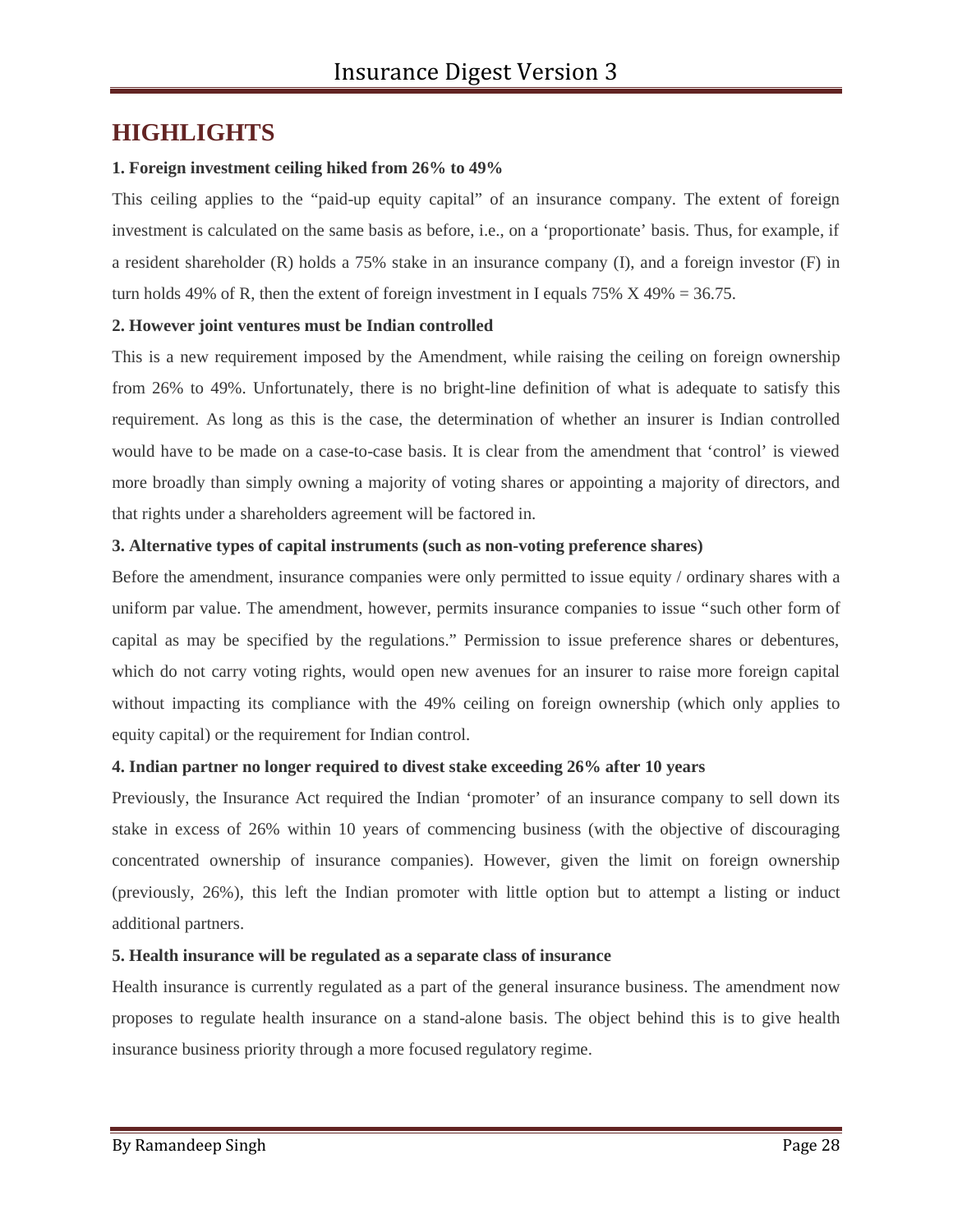## HIGHLIGHTS

**1. Foreign investment ceiling hiked from 26% to 49%**

This ceiling applies to the "paid-up equity capital" of an insurance company. The extent of foreign investment is calculated on the same basis as before, i.e., on a 'proportionate' basis. Thus, for example, if a resident shareholder (R) holds a 75% stake in an insurance company (I), and a foreign investor (F) in turn holds 49% of R, then the extent of foreign investment in I equals 75% X 49% = 36.75.

**2. However joint ventures must be Indian controlled**

This is a new requirement imposed by the Amendment, while raising the ceiling on foreign ownership from 26% to 49%. Unfortunately, there is no bright-line definition of what is adequate to satisfy this requirement. As long as this is the case, the determination of whether an insurer is Indian controlled would have to be made on a case-to-case basis. It is clear from the amendment that 'control' is viewed more broadly than simply owning a majority of voting shares or appointing a majority of directors, and that rights under a shareholders agreement will be factored in.

**3. Alternative types of capital instruments (such as non-voting preference shares)**

Before the amendment, insurance companies were only permitted to issue equity / ordinary shares with a uniform par value. The amendment, however, permits insurance companies to issue "such other form of capital as may be specified by the regulations." Permission to issue preference shares or debentures, which do not carry voting rights, would open new avenues for an insurer to raise more foreign capital without impacting its compliance with the 49% ceiling on foreign ownership (which only applies to equity capital) or the requirement for Indian control.

**4. Indian partner no longer required to divest stake exceeding 26% after 10 years**

Previously, the Insurance Act required the Indian 'promoter' of an insurance company to sell down its stake in excess of 26% within 10 years of commencing business (with the objective of discouraging concentrated ownership of insurance companies). However, given the limit on foreign ownership (previously, 26%), this left the Indian promoter with little option but to attempt a listing or induct additional partners.

**5. Health insurance will be regulated as a separate class of insurance**

Health insurance is currently regulated as a part of the general insurance business. The amendment now proposes to regulate health insurance on a stand-alone basis. The object behind this is to give health insurance business priority through a more focused regulatory regime.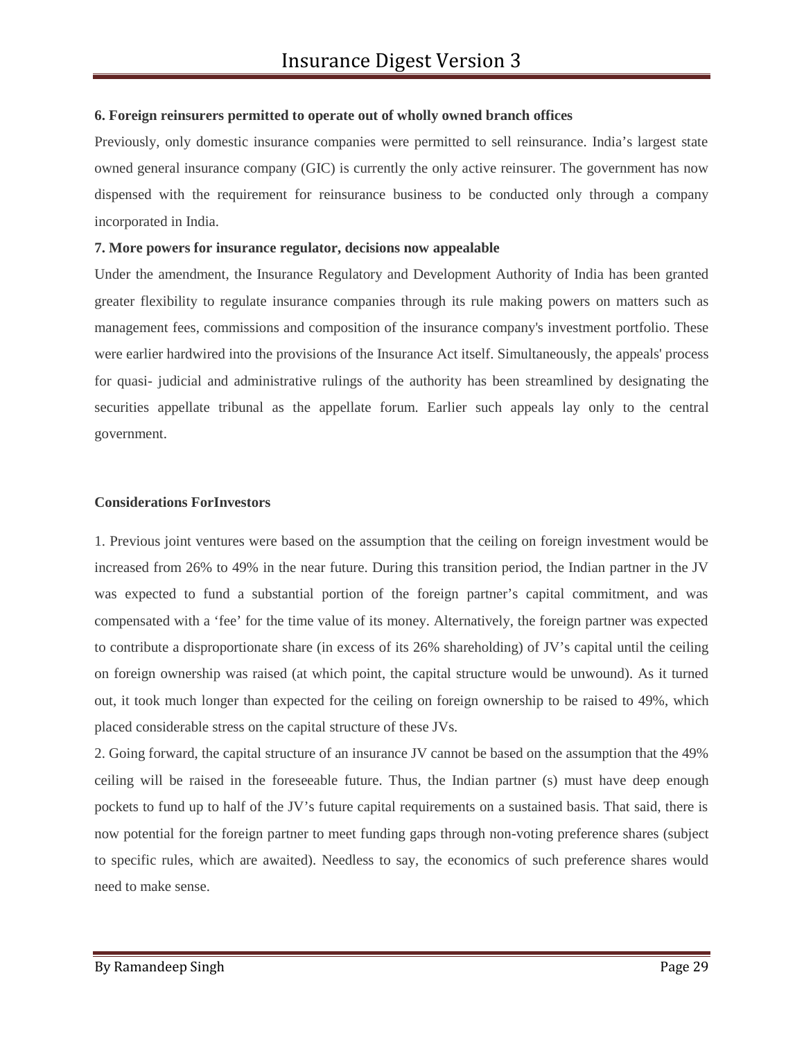**6. Foreign reinsurers permitted to operate out of wholly owned branch offices**

Previously, only domestic insurance companies were permitted to sell reinsurance. India's largest state owned general insurance company (GIC) is currently the only active reinsurer. The government has now dispensed with the requirement for reinsurance business to be conducted only through a company incorporated in India.

**7. More powers for insurance regulator, decisions now appealable**

Under the amendment, the Insurance Regulatory and Development Authority of India has been granted greater flexibility to regulate insurance companies through its rule making powers on matters such as management fees, commissions and composition of the insurance company's investment portfolio. These were earlier hardwired into the provisions of the Insurance Act itself. Simultaneously, the appeals' process for quasi- judicial and administrative rulings of the authority has been streamlined by designating the securities appellate tribunal as the appellate forum. Earlier such appeals lay only to the central government.

**Considerations ForInvestors**

1. Previous joint ventures were based on the assumption that the ceiling on foreign investment would be increased from 26% to 49% in the near future. During this transition period, the Indian partner in the JV was expected to fund a substantial portion of the foreign partner's capital commitment, and was compensated with a 'fee' for the time value of its money. Alternatively, the foreign partner was expected to contribute a disproportionate share (in excess of its 26% shareholding) of JV's capital until the ceiling on foreign ownership was raised (at which point, the capital structure would be unwound). As it turned out, it took much longer than expected for the ceiling on foreign ownership to be raised to 49%, which placed considerable stress on the capital structure of these JVs.

2. Going forward, the capital structure of an insurance JV cannot be based on the assumption that the 49% ceiling will be raised in the foreseeable future. Thus, the Indian partner (s) must have deep enough pockets to fund up to half of the JV's future capital requirements on a sustained basis. That said, there is now potential for the foreign partner to meet funding gaps through non-voting preference shares (subject to specific rules, which are awaited). Needless to say, the economics of such preference shares would need to make sense.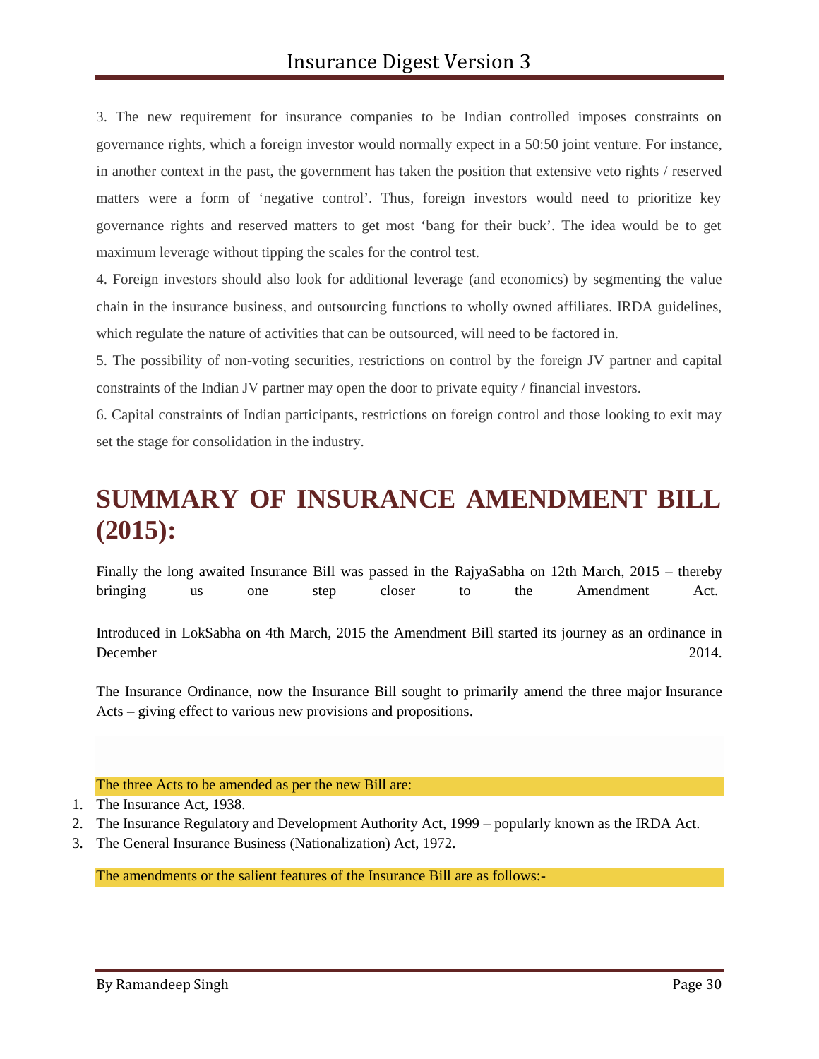3. The new requirement for insurance companies to be Indian controlled imposes constraints on governance rights, which a foreign investor would normally expect in a 50:50 joint venture. For instance, in another context in the past, the government has taken the position that extensive veto rights / reserved matters were a form of 'negative control'. Thus, foreign investors would need to prioritize key governance rights and reserved matters to get most 'bang for their buck'. The idea would be to get maximum leverage without tipping the scales for the control test.

4. Foreign investors should also look for additional leverage (and economics) by segmenting the value chain in the insurance business, and outsourcing functions to wholly owned affiliates. IRDA guidelines, which regulate the nature of activities that can be outsourced, will need to be factored in.

5. The possibility of non-voting securities, restrictions on control by the foreign JV partner and capital constraints of the Indian JV partner may open the door to private equity / financial investors.

6. Capital constraints of Indian participants, restrictions on foreign control and those looking to exit may set the stage for consolidation in the industry.

# SUMMARY OF INSURANCE AMENDMENT BILL (2015):

Finally the long awaited Insurance Bill was passed in the RajyaSabha on 12th March, 2015 – thereby bringing us one step closer to the Amendment Act.

Introduced in LokSabha on 4th March, 2015 the Amendment Bill started its journey as an ordinance in December 2014.

The Insurance Ordinance, now the Insurance Bill sought to primarily amend the three major Insurance Acts – giving effect to various new provisions and propositions.

The three Acts to be amended as per the new Bill are:

1. The Insurance Act, 1938.
2. The Insurance Regulatory and Development Authority Act, 1999 – popularly known as the IRDA Act.
3. The General Insurance Business (Nationalization) Act, 1972.

The amendments or the salient features of the Insurance Bill are as follows:-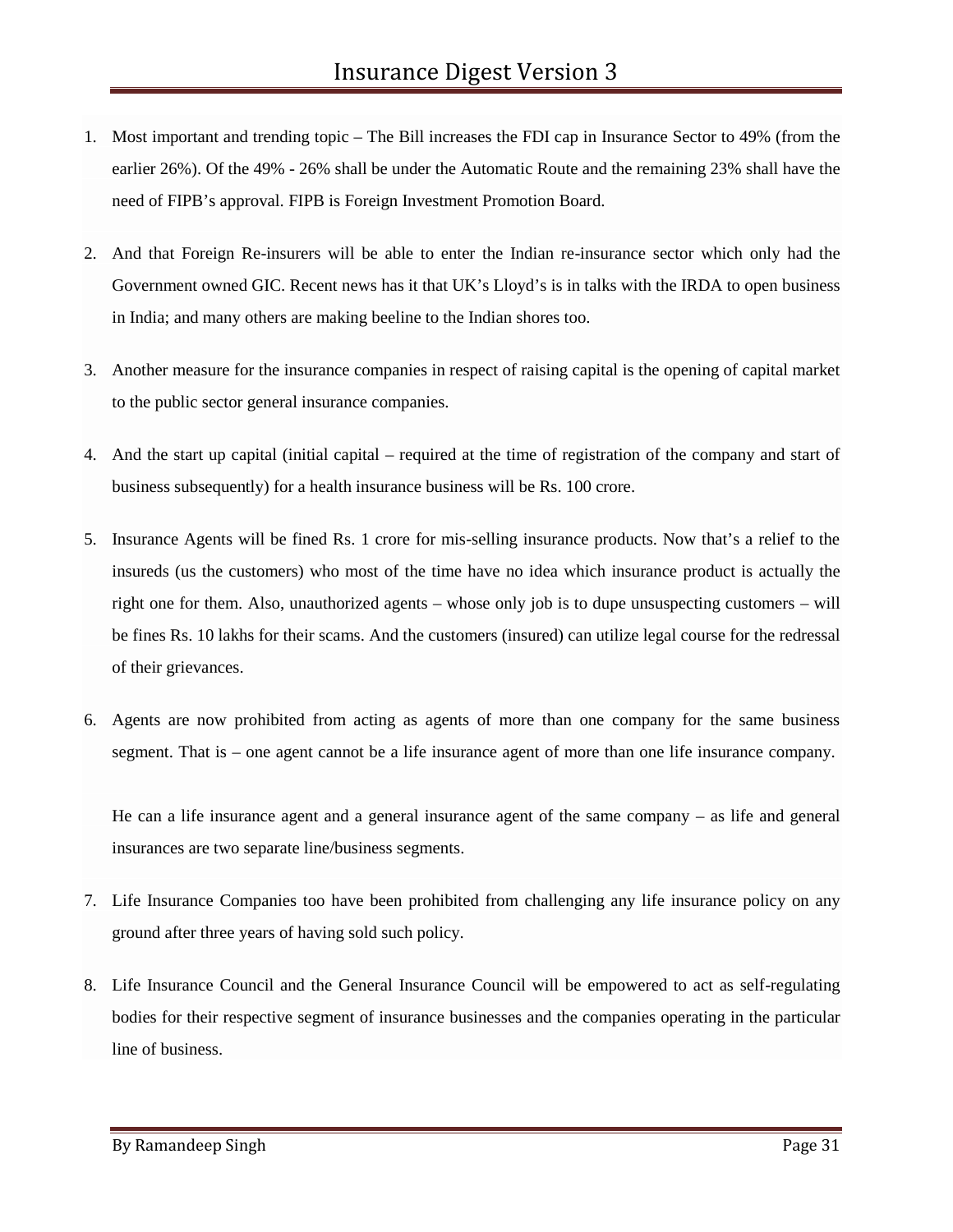1. Most important and trending topic – The Bill increases the FDI cap in Insurance Sector to 49% (from the earlier 26%). Of the 49% - 26% shall be under the Automatic Route and the remaining 23% shall have the need of FIPB's approval. FIPB is Foreign Investment Promotion Board.

2. And that Foreign Re-insurers will be able to enter the Indian re-insurance sector which only had the Government owned GIC. Recent news has it that UK's Lloyd's is in talks with the IRDA to open business in India; and many others are making beeline to the Indian shores too.

3. Another measure for the insurance companies in respect of raising capital is the opening of capital market to the public sector general insurance companies.

4. And the start up capital (initial capital – required at the time of registration of the company and start of business subsequently) for a health insurance business will be Rs. 100 crore.

5. Insurance Agents will be fined Rs. 1 crore for mis-selling insurance products. Now that's a relief to the insureds (us the customers) who most of the time have no idea which insurance product is actually the right one for them. Also, unauthorized agents – whose only job is to dupe unsuspecting customers – will be fines Rs. 10 lakhs for their scams. And the customers (insured) can utilize legal course for the redressal of their grievances.

6. Agents are now prohibited from acting as agents of more than one company for the same business segment. That is – one agent cannot be a life insurance agent of more than one life insurance company.

   He can a life insurance agent and a general insurance agent of the same company – as life and general insurances are two separate line/business segments.

7. Life Insurance Companies too have been prohibited from challenging any life insurance policy on any ground after three years of having sold such policy.

8. Life Insurance Council and the General Insurance Council will be empowered to act as self-regulating bodies for their respective segment of insurance businesses and the companies operating in the particular line of business.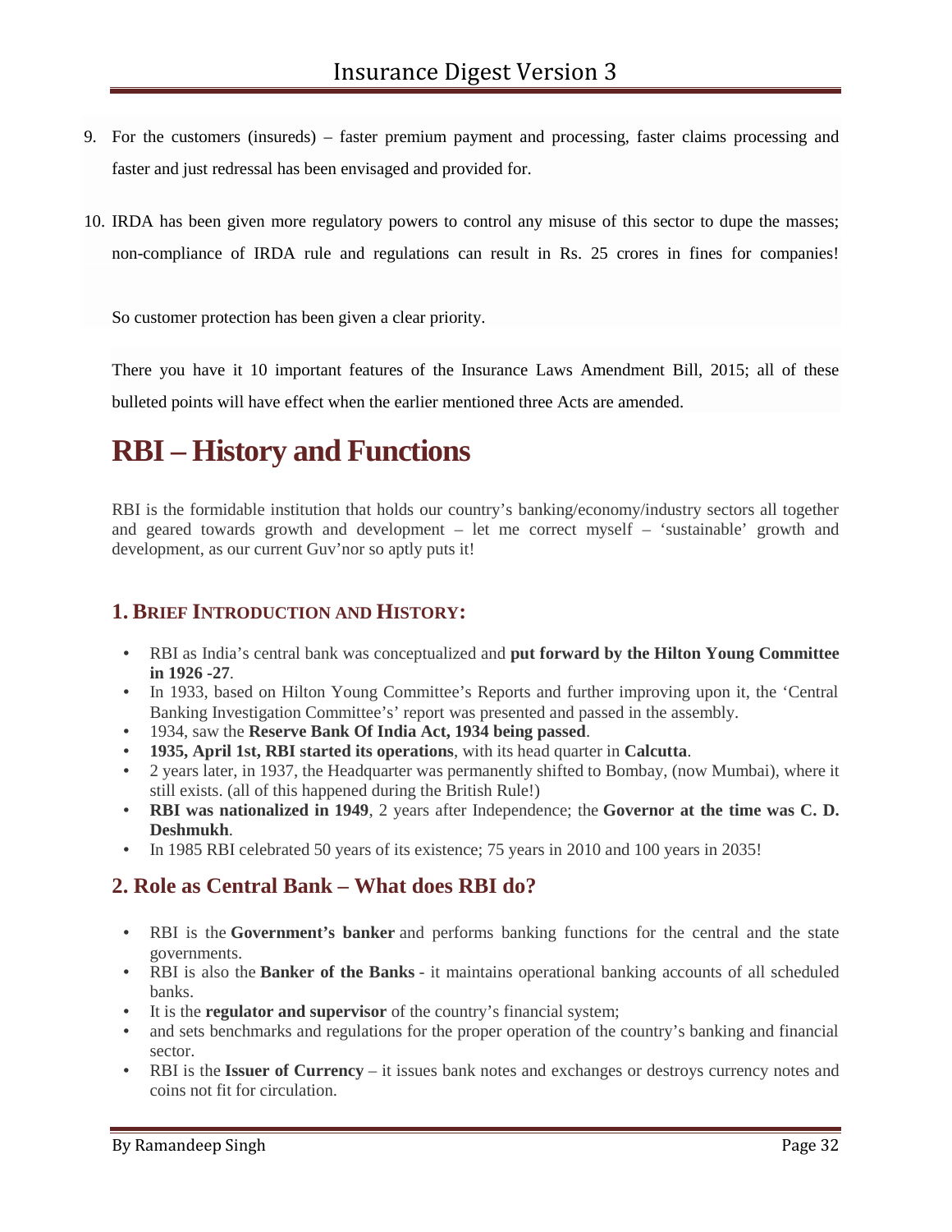9. For the customers (insureds) – faster premium payment and processing, faster claims processing and faster and just redressal has been envisaged and provided for.

10. IRDA has been given more regulatory powers to control any misuse of this sector to dupe the masses; non-compliance of IRDA rule and regulations can result in Rs. 25 crores in fines for companies!

So customer protection has been given a clear priority.

There you have it 10 important features of the Insurance Laws Amendment Bill, 2015; all of these bulleted points will have effect when the earlier mentioned three Acts are amended.

# RBI – History and Functions

RBI is the formidable institution that holds our country's banking/economy/industry sectors all together and geared towards growth and development – let me correct myself – 'sustainable' growth and development, as our current Guv'nor so aptly puts it!

## 1. Brief Introduction and History:

- RBI as India's central bank was conceptualized and **put forward by the Hilton Young Committee in 1926 -27**.
- In 1933, based on Hilton Young Committee's Reports and further improving upon it, the 'Central Banking Investigation Committee's' report was presented and passed in the assembly.
- 1934, saw the **Reserve Bank Of India Act, 1934 being passed**.
- **1935, April 1st, RBI started its operations**, with its head quarter in **Calcutta**.
- 2 years later, in 1937, the Headquarter was permanently shifted to Bombay, (now Mumbai), where it still exists. (all of this happened during the British Rule!)
- **RBI was nationalized in 1949**, 2 years after Independence; the **Governor at the time was C. D. Deshmukh**.
- In 1985 RBI celebrated 50 years of its existence; 75 years in 2010 and 100 years in 2035!

## 2. Role as Central Bank – What does RBI do?

- RBI is the **Government's banker** and performs banking functions for the central and the state governments.
- RBI is also the **Banker of the Banks** - it maintains operational banking accounts of all scheduled banks.
- It is the **regulator and supervisor** of the country's financial system;
- and sets benchmarks and regulations for the proper operation of the country's banking and financial sector.
- RBI is the **Issuer of Currency** – it issues bank notes and exchanges or destroys currency notes and coins not fit for circulation.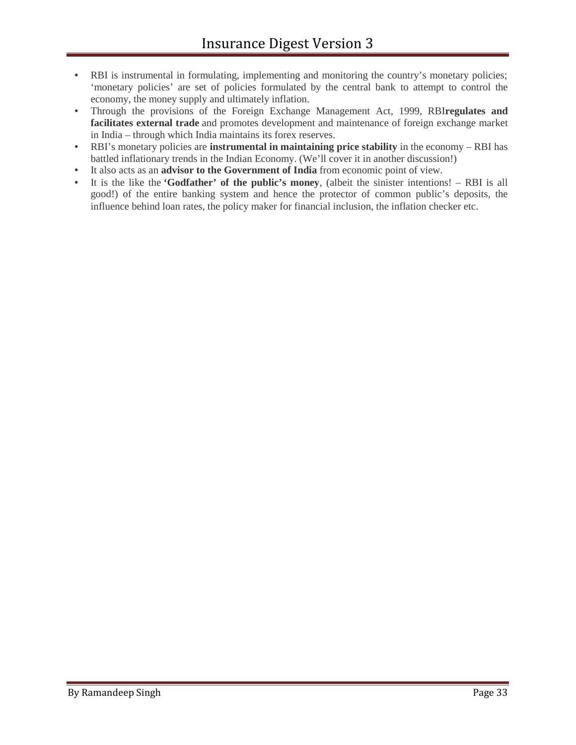- RBI is instrumental in formulating, implementing and monitoring the country's monetary policies; 'monetary policies' are set of policies formulated by the central bank to attempt to control the economy, the money supply and ultimately inflation.
- Through the provisions of the Foreign Exchange Management Act, 1999, RBI**regulates and facilitates external trade** and promotes development and maintenance of foreign exchange market in India – through which India maintains its forex reserves.
- RBI's monetary policies are **instrumental in maintaining price stability** in the economy – RBI has battled inflationary trends in the Indian Economy. (We'll cover it in another discussion!)
- It also acts as an **advisor to the Government of India** from economic point of view.
- It is the like the **'Godfather' of the public's money**, (albeit the sinister intentions! – RBI is all good!) of the entire banking system and hence the protector of common public's deposits, the influence behind loan rates, the policy maker for financial inclusion, the inflation checker etc.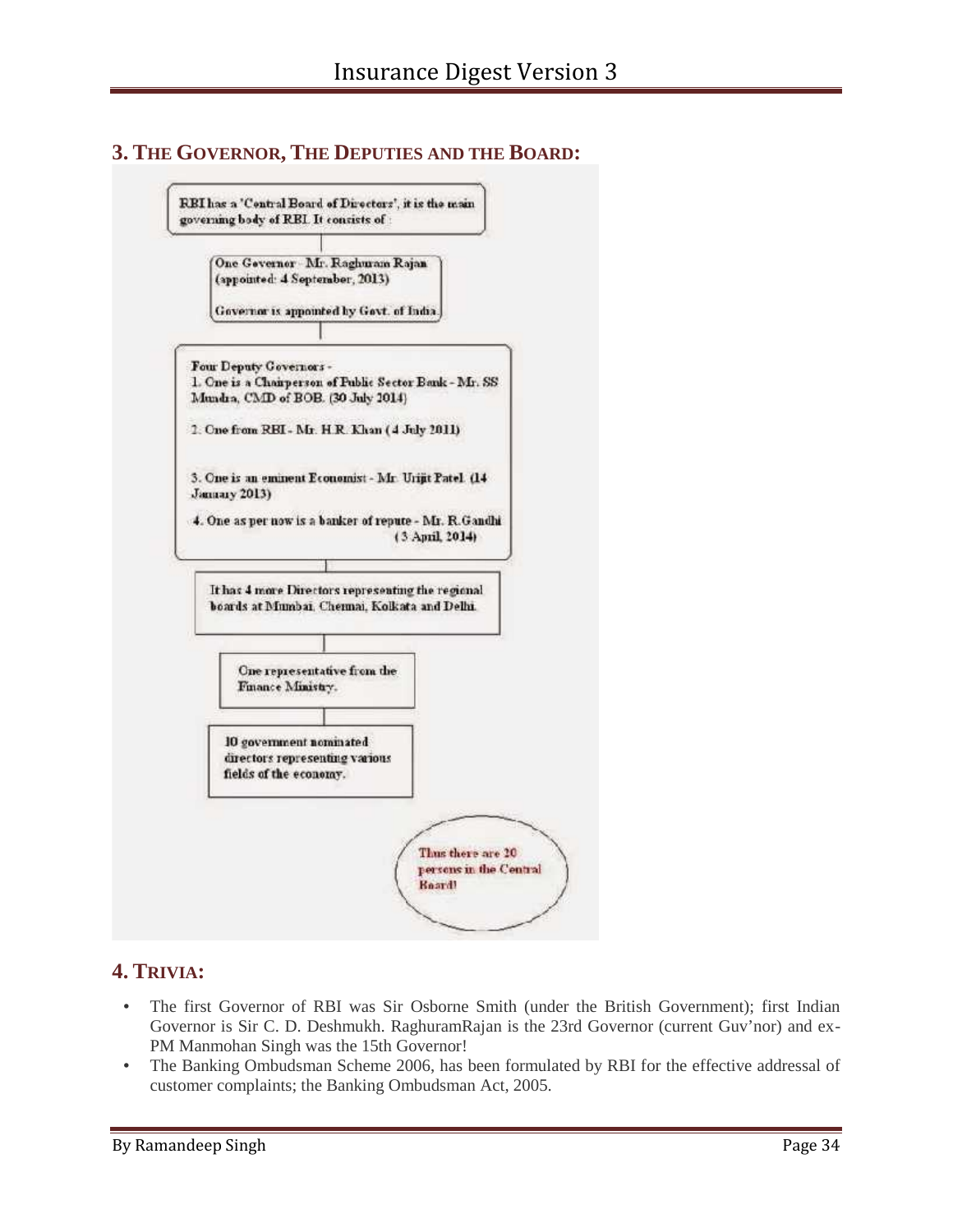## 3. The Governor, The Deputies and the Board:

RBI has a 'Central Board of Directors', it is the main governing body of RBI. It consists of :

One Governor - Mr. Raghuram Rajan (appointed: 4 September, 2013)

Governor is appointed by Govt. of India.

Four Deputy Governors -

1. One is a Chairperson of Public Sector Bank - Mr. SS Mundra, CMD of BOB. (30 July 2014)
2. One from RBI - Mr. H.R. Khan (4 July 2011)
3. One is an eminent Economist - Mr. Urjit Patel. (14 January 2013)
4. One as per now is a banker of repute - Mr. R.Gandhi (3 April, 2014)

It has 4 more Directors representing the regional boards at Mumbai, Chennai, Kolkata and Delhi.

One representative from the Finance Ministry.

10 government nominated directors representing various fields of the economy.

Thus there are 20 persons in the Central Board!

## 4. Trivia:

- The first Governor of RBI was Sir Osborne Smith (under the British Government); first Indian Governor is Sir C. D. Deshmukh. RaghuramRajan is the 23rd Governor (current Guv'nor) and ex-PM Manmohan Singh was the 15th Governor!
- The Banking Ombudsman Scheme 2006, has been formulated by RBI for the effective addressal of customer complaints; the Banking Ombudsman Act, 2005.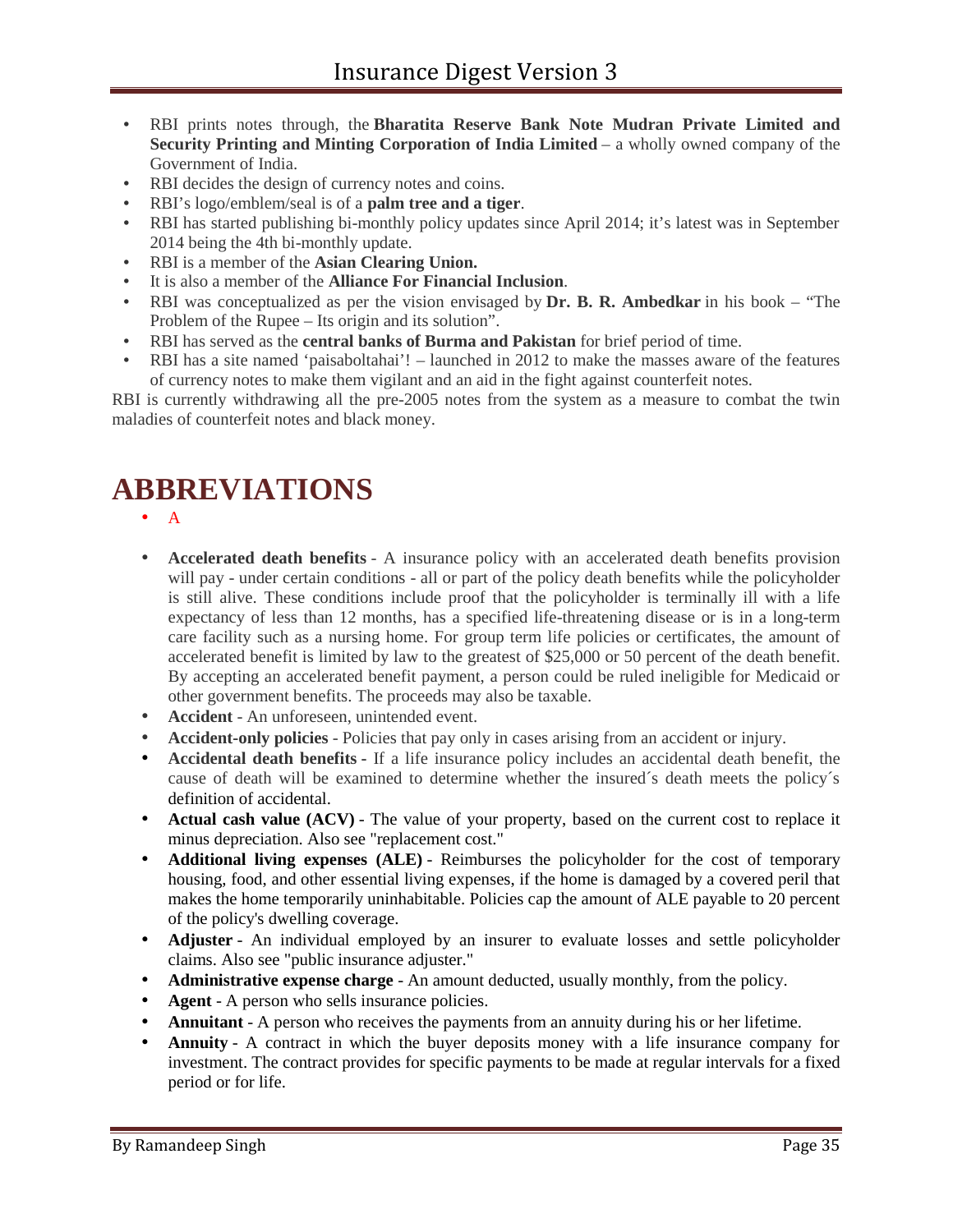- RBI prints notes through, the **Bharatita Reserve Bank Note Mudran Private Limited and Security Printing and Minting Corporation of India Limited** – a wholly owned company of the Government of India.
- RBI decides the design of currency notes and coins.
- RBI's logo/emblem/seal is of a **palm tree and a tiger**.
- RBI has started publishing bi-monthly policy updates since April 2014; it's latest was in September 2014 being the 4th bi-monthly update.
- RBI is a member of the **Asian Clearing Union.**
- It is also a member of the **Alliance For Financial Inclusion**.
- RBI was conceptualized as per the vision envisaged by **Dr. B. R. Ambedkar** in his book – "The Problem of the Rupee – Its origin and its solution".
- RBI has served as the **central banks of Burma and Pakistan** for brief period of time.
- RBI has a site named 'paisaboltahai'! – launched in 2012 to make the masses aware of the features of currency notes to make them vigilant and an aid in the fight against counterfeit notes.

RBI is currently withdrawing all the pre-2005 notes from the system as a measure to combat the twin maladies of counterfeit notes and black money.

# ABBREVIATIONS

- A

- **Accelerated death benefits** - A insurance policy with an accelerated death benefits provision will pay - under certain conditions - all or part of the policy death benefits while the policyholder is still alive. These conditions include proof that the policyholder is terminally ill with a life expectancy of less than 12 months, has a specified life-threatening disease or is in a long-term care facility such as a nursing home. For group term life policies or certificates, the amount of accelerated benefit is limited by law to the greatest of $25,000 or 50 percent of the death benefit. By accepting an accelerated benefit payment, a person could be ruled ineligible for Medicaid or other government benefits. The proceeds may also be taxable.
- **Accident** - An unforeseen, unintended event.
- **Accident-only policies** - Policies that pay only in cases arising from an accident or injury.
- **Accidental death benefits** - If a life insurance policy includes an accidental death benefit, the cause of death will be examined to determine whether the insured´s death meets the policy´s definition of accidental.
- **Actual cash value (ACV)** - The value of your property, based on the current cost to replace it minus depreciation. Also see "replacement cost."
- **Additional living expenses (ALE)** - Reimburses the policyholder for the cost of temporary housing, food, and other essential living expenses, if the home is damaged by a covered peril that makes the home temporarily uninhabitable. Policies cap the amount of ALE payable to 20 percent of the policy's dwelling coverage.
- **Adjuster** - An individual employed by an insurer to evaluate losses and settle policyholder claims. Also see "public insurance adjuster."
- **Administrative expense charge** - An amount deducted, usually monthly, from the policy.
- **Agent** - A person who sells insurance policies.
- **Annuitant** - A person who receives the payments from an annuity during his or her lifetime.
- **Annuity** - A contract in which the buyer deposits money with a life insurance company for investment. The contract provides for specific payments to be made at regular intervals for a fixed period or for life.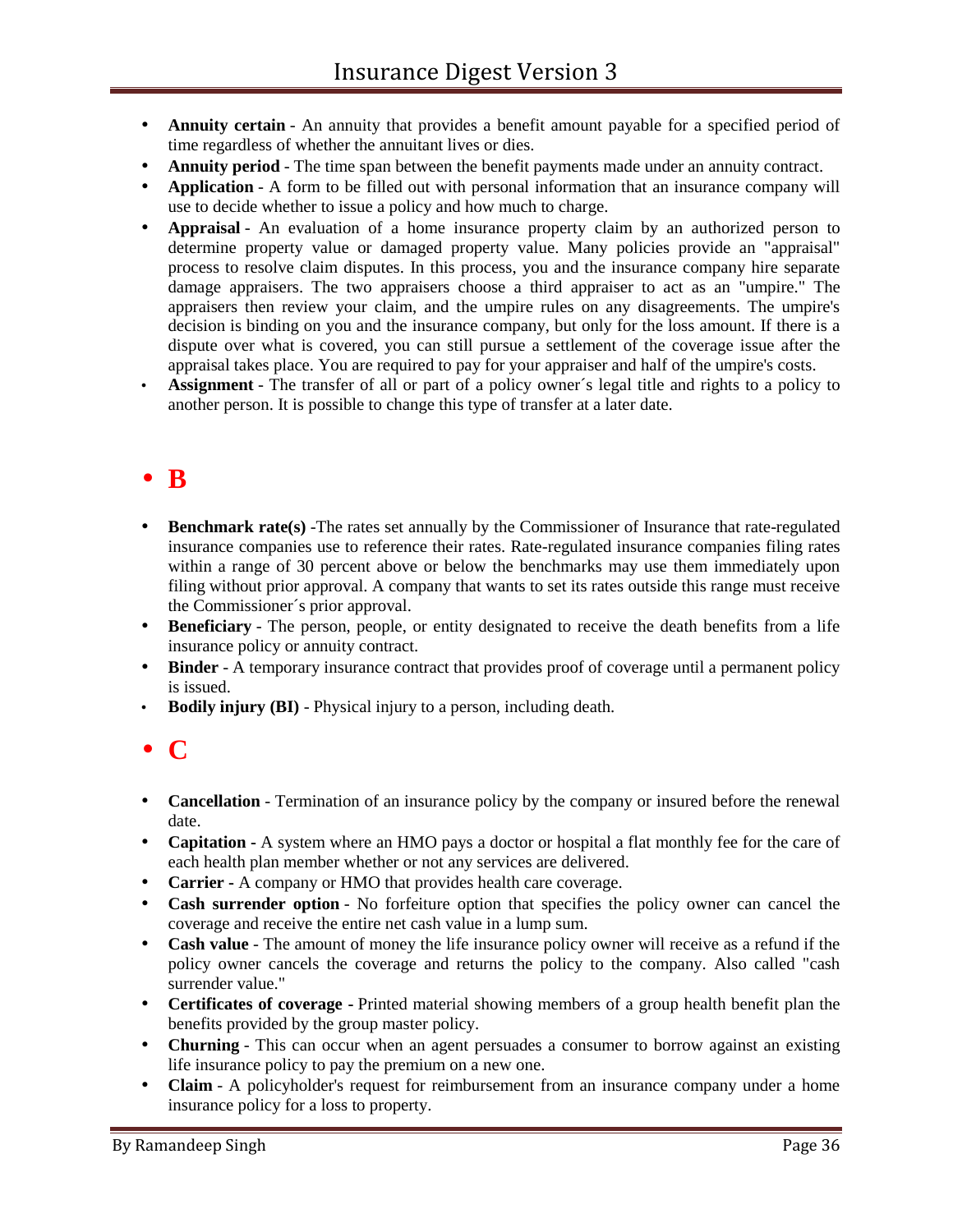- **Annuity certain** - An annuity that provides a benefit amount payable for a specified period of time regardless of whether the annuitant lives or dies.
- **Annuity period** - The time span between the benefit payments made under an annuity contract.
- **Application** - A form to be filled out with personal information that an insurance company will use to decide whether to issue a policy and how much to charge.
- **Appraisal** - An evaluation of a home insurance property claim by an authorized person to determine property value or damaged property value. Many policies provide an "appraisal" process to resolve claim disputes. In this process, you and the insurance company hire separate damage appraisers. The two appraisers choose a third appraiser to act as an "umpire." The appraisers then review your claim, and the umpire rules on any disagreements. The umpire's decision is binding on you and the insurance company, but only for the loss amount. If there is a dispute over what is covered, you can still pursue a settlement of the coverage issue after the appraisal takes place. You are required to pay for your appraiser and half of the umpire's costs.
- **Assignment** - The transfer of all or part of a policy owner´s legal title and rights to a policy to another person. It is possible to change this type of transfer at a later date.

## B

- **Benchmark rate(s)** -The rates set annually by the Commissioner of Insurance that rate-regulated insurance companies use to reference their rates. Rate-regulated insurance companies filing rates within a range of 30 percent above or below the benchmarks may use them immediately upon filing without prior approval. A company that wants to set its rates outside this range must receive the Commissioner´s prior approval.
- **Beneficiary** - The person, people, or entity designated to receive the death benefits from a life insurance policy or annuity contract.
- **Binder** - A temporary insurance contract that provides proof of coverage until a permanent policy is issued.
- **Bodily injury (BI)** - Physical injury to a person, including death.

## C

- **Cancellation** - Termination of an insurance policy by the company or insured before the renewal date.
- **Capitation** - A system where an HMO pays a doctor or hospital a flat monthly fee for the care of each health plan member whether or not any services are delivered.
- **Carrier** - A company or HMO that provides health care coverage.
- **Cash surrender option** - No forfeiture option that specifies the policy owner can cancel the coverage and receive the entire net cash value in a lump sum.
- **Cash value** - The amount of money the life insurance policy owner will receive as a refund if the policy owner cancels the coverage and returns the policy to the company. Also called "cash surrender value."
- **Certificates of coverage** - Printed material showing members of a group health benefit plan the benefits provided by the group master policy.
- **Churning** - This can occur when an agent persuades a consumer to borrow against an existing life insurance policy to pay the premium on a new one.
- **Claim** - A policyholder's request for reimbursement from an insurance company under a home insurance policy for a loss to property.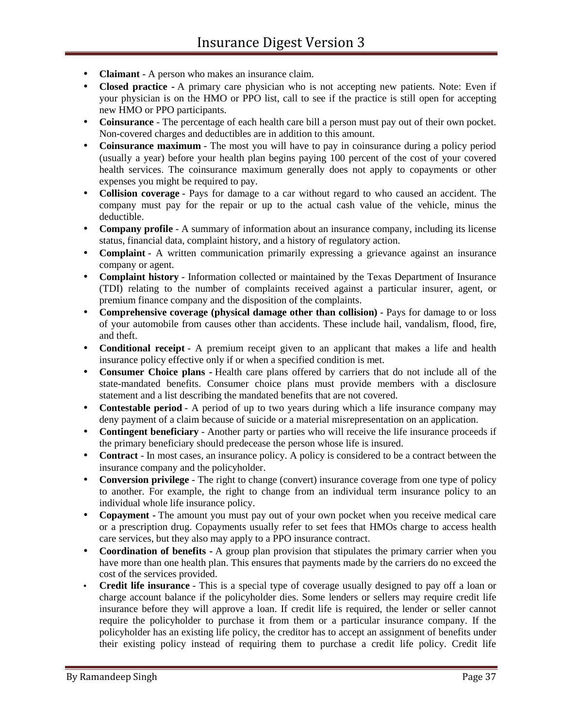- **Claimant** - A person who makes an insurance claim.
- **Closed practice -** A primary care physician who is not accepting new patients. Note: Even if your physician is on the HMO or PPO list, call to see if the practice is still open for accepting new HMO or PPO participants.
- **Coinsurance** - The percentage of each health care bill a person must pay out of their own pocket. Non-covered charges and deductibles are in addition to this amount.
- **Coinsurance maximum** - The most you will have to pay in coinsurance during a policy period (usually a year) before your health plan begins paying 100 percent of the cost of your covered health services. The coinsurance maximum generally does not apply to copayments or other expenses you might be required to pay.
- **Collision coverage** - Pays for damage to a car without regard to who caused an accident. The company must pay for the repair or up to the actual cash value of the vehicle, minus the deductible.
- **Company profile** - A summary of information about an insurance company, including its license status, financial data, complaint history, and a history of regulatory action.
- **Complaint** - A written communication primarily expressing a grievance against an insurance company or agent.
- **Complaint history** - Information collected or maintained by the Texas Department of Insurance (TDI) relating to the number of complaints received against a particular insurer, agent, or premium finance company and the disposition of the complaints.
- **Comprehensive coverage (physical damage other than collision)** - Pays for damage to or loss of your automobile from causes other than accidents. These include hail, vandalism, flood, fire, and theft.
- **Conditional receipt** - A premium receipt given to an applicant that makes a life and health insurance policy effective only if or when a specified condition is met.
- **Consumer Choice plans -** Health care plans offered by carriers that do not include all of the state-mandated benefits. Consumer choice plans must provide members with a disclosure statement and a list describing the mandated benefits that are not covered.
- **Contestable period** - A period of up to two years during which a life insurance company may deny payment of a claim because of suicide or a material misrepresentation on an application.
- **Contingent beneficiary** - Another party or parties who will receive the life insurance proceeds if the primary beneficiary should predecease the person whose life is insured.
- **Contract** - In most cases, an insurance policy. A policy is considered to be a contract between the insurance company and the policyholder.
- **Conversion privilege** - The right to change (convert) insurance coverage from one type of policy to another. For example, the right to change from an individual term insurance policy to an individual whole life insurance policy.
- **Copayment -** The amount you must pay out of your own pocket when you receive medical care or a prescription drug. Copayments usually refer to set fees that HMOs charge to access health care services, but they also may apply to a PPO insurance contract.
- **Coordination of benefits -** A group plan provision that stipulates the primary carrier when you have more than one health plan. This ensures that payments made by the carriers do no exceed the cost of the services provided.
- **Credit life insurance** - This is a special type of coverage usually designed to pay off a loan or charge account balance if the policyholder dies. Some lenders or sellers may require credit life insurance before they will approve a loan. If credit life is required, the lender or seller cannot require the policyholder to purchase it from them or a particular insurance company. If the policyholder has an existing life policy, the creditor has to accept an assignment of benefits under their existing policy instead of requiring them to purchase a credit life policy. Credit life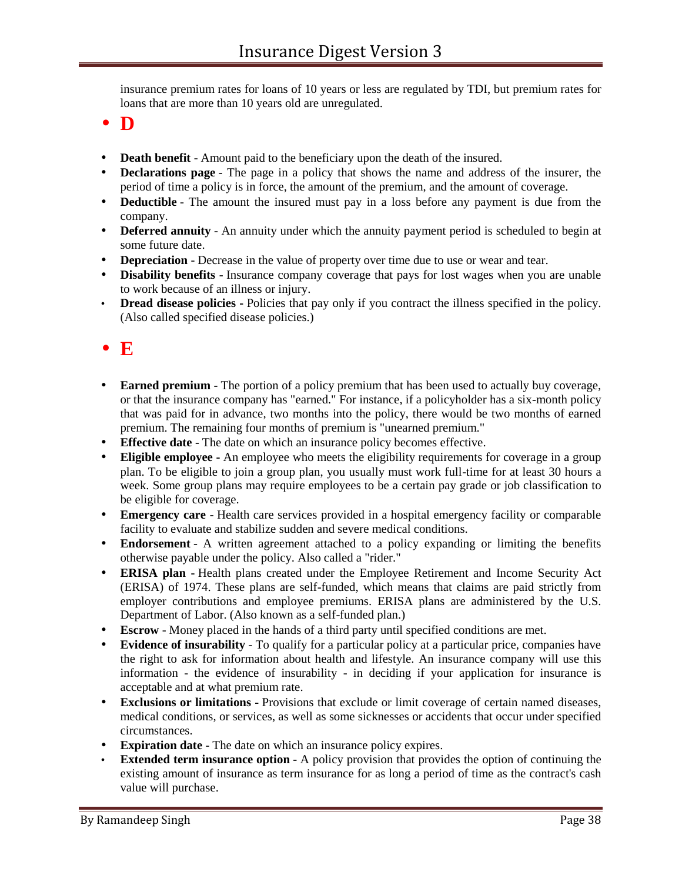insurance premium rates for loans of 10 years or less are regulated by TDI, but premium rates for loans that are more than 10 years old are unregulated.

## D

- **Death benefit** - Amount paid to the beneficiary upon the death of the insured.
- **Declarations page** - The page in a policy that shows the name and address of the insurer, the period of time a policy is in force, the amount of the premium, and the amount of coverage.
- **Deductible** - The amount the insured must pay in a loss before any payment is due from the company.
- **Deferred annuity** - An annuity under which the annuity payment period is scheduled to begin at some future date.
- **Depreciation** - Decrease in the value of property over time due to use or wear and tear.
- **Disability benefits** - Insurance company coverage that pays for lost wages when you are unable to work because of an illness or injury.
- **Dread disease policies** - Policies that pay only if you contract the illness specified in the policy. (Also called specified disease policies.)

## E

- **Earned premium** - The portion of a policy premium that has been used to actually buy coverage, or that the insurance company has "earned." For instance, if a policyholder has a six-month policy that was paid for in advance, two months into the policy, there would be two months of earned premium. The remaining four months of premium is "unearned premium."
- **Effective date** - The date on which an insurance policy becomes effective.
- **Eligible employee** - An employee who meets the eligibility requirements for coverage in a group plan. To be eligible to join a group plan, you usually must work full-time for at least 30 hours a week. Some group plans may require employees to be a certain pay grade or job classification to be eligible for coverage.
- **Emergency care** - Health care services provided in a hospital emergency facility or comparable facility to evaluate and stabilize sudden and severe medical conditions.
- **Endorsement** - A written agreement attached to a policy expanding or limiting the benefits otherwise payable under the policy. Also called a "rider."
- **ERISA plan** - Health plans created under the Employee Retirement and Income Security Act (ERISA) of 1974. These plans are self-funded, which means that claims are paid strictly from employer contributions and employee premiums. ERISA plans are administered by the U.S. Department of Labor. (Also known as a self-funded plan.)
- **Escrow** - Money placed in the hands of a third party until specified conditions are met.
- **Evidence of insurability** - To qualify for a particular policy at a particular price, companies have the right to ask for information about health and lifestyle. An insurance company will use this information - the evidence of insurability - in deciding if your application for insurance is acceptable and at what premium rate.
- **Exclusions or limitations** - Provisions that exclude or limit coverage of certain named diseases, medical conditions, or services, as well as some sicknesses or accidents that occur under specified circumstances.
- **Expiration date** - The date on which an insurance policy expires.
- **Extended term insurance option** - A policy provision that provides the option of continuing the existing amount of insurance as term insurance for as long a period of time as the contract's cash value will purchase.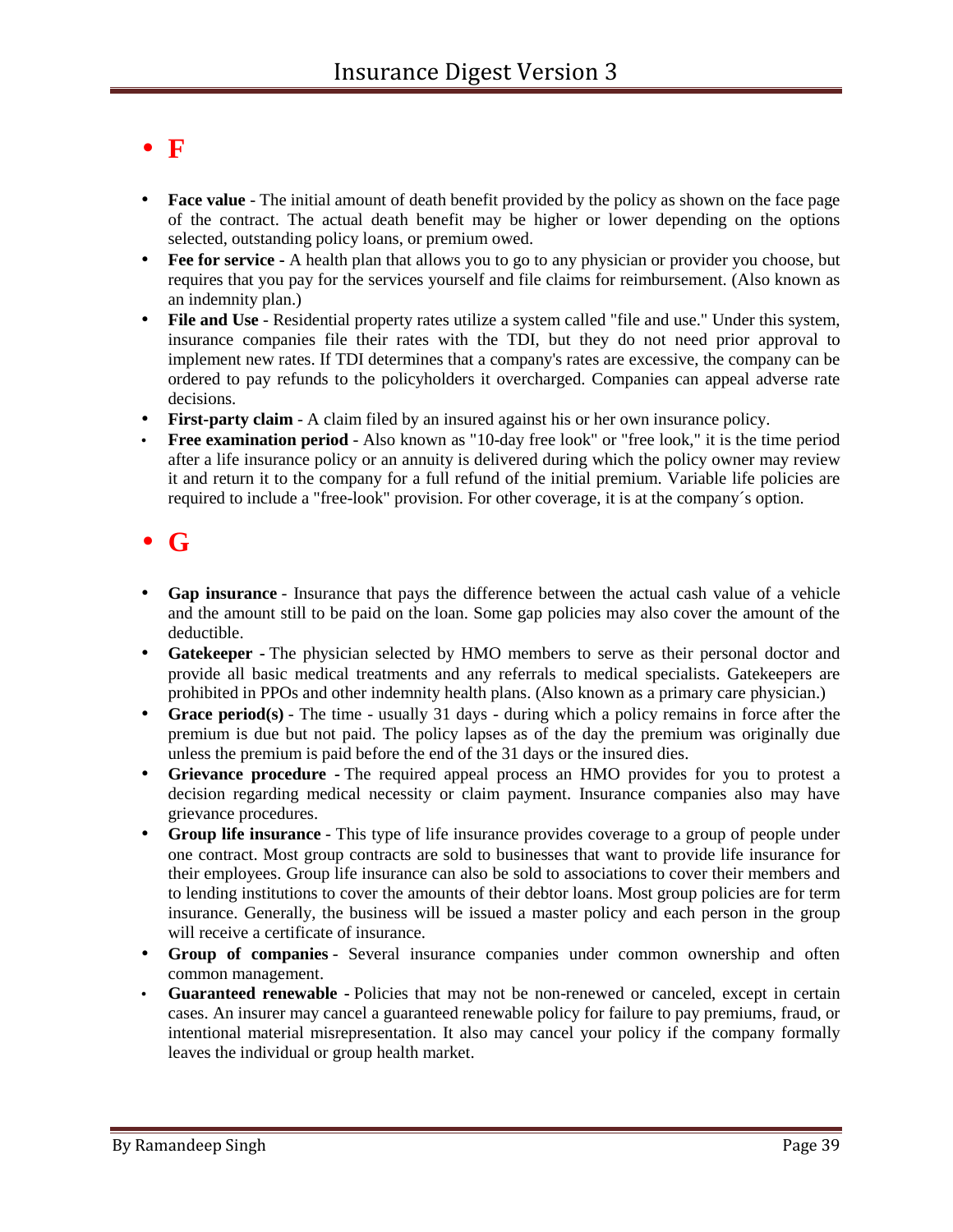- **F**

- **Face value** - The initial amount of death benefit provided by the policy as shown on the face page of the contract. The actual death benefit may be higher or lower depending on the options selected, outstanding policy loans, or premium owed.
- **Fee for service** - A health plan that allows you to go to any physician or provider you choose, but requires that you pay for the services yourself and file claims for reimbursement. (Also known as an indemnity plan.)
- **File and Use** - Residential property rates utilize a system called "file and use." Under this system, insurance companies file their rates with the TDI, but they do not need prior approval to implement new rates. If TDI determines that a company's rates are excessive, the company can be ordered to pay refunds to the policyholders it overcharged. Companies can appeal adverse rate decisions.
- **First-party claim** - A claim filed by an insured against his or her own insurance policy.
- **Free examination period** - Also known as "10-day free look" or "free look," it is the time period after a life insurance policy or an annuity is delivered during which the policy owner may review it and return it to the company for a full refund of the initial premium. Variable life policies are required to include a "free-look" provision. For other coverage, it is at the company´s option.

- **G**

- **Gap insurance** - Insurance that pays the difference between the actual cash value of a vehicle and the amount still to be paid on the loan. Some gap policies may also cover the amount of the deductible.
- **Gatekeeper** - The physician selected by HMO members to serve as their personal doctor and provide all basic medical treatments and any referrals to medical specialists. Gatekeepers are prohibited in PPOs and other indemnity health plans. (Also known as a primary care physician.)
- **Grace period(s)** - The time - usually 31 days - during which a policy remains in force after the premium is due but not paid. The policy lapses as of the day the premium was originally due unless the premium is paid before the end of the 31 days or the insured dies.
- **Grievance procedure** - The required appeal process an HMO provides for you to protest a decision regarding medical necessity or claim payment. Insurance companies also may have grievance procedures.
- **Group life insurance** - This type of life insurance provides coverage to a group of people under one contract. Most group contracts are sold to businesses that want to provide life insurance for their employees. Group life insurance can also be sold to associations to cover their members and to lending institutions to cover the amounts of their debtor loans. Most group policies are for term insurance. Generally, the business will be issued a master policy and each person in the group will receive a certificate of insurance.
- **Group of companies** - Several insurance companies under common ownership and often common management.
- **Guaranteed renewable** - Policies that may not be non-renewed or canceled, except in certain cases. An insurer may cancel a guaranteed renewable policy for failure to pay premiums, fraud, or intentional material misrepresentation. It also may cancel your policy if the company formally leaves the individual or group health market.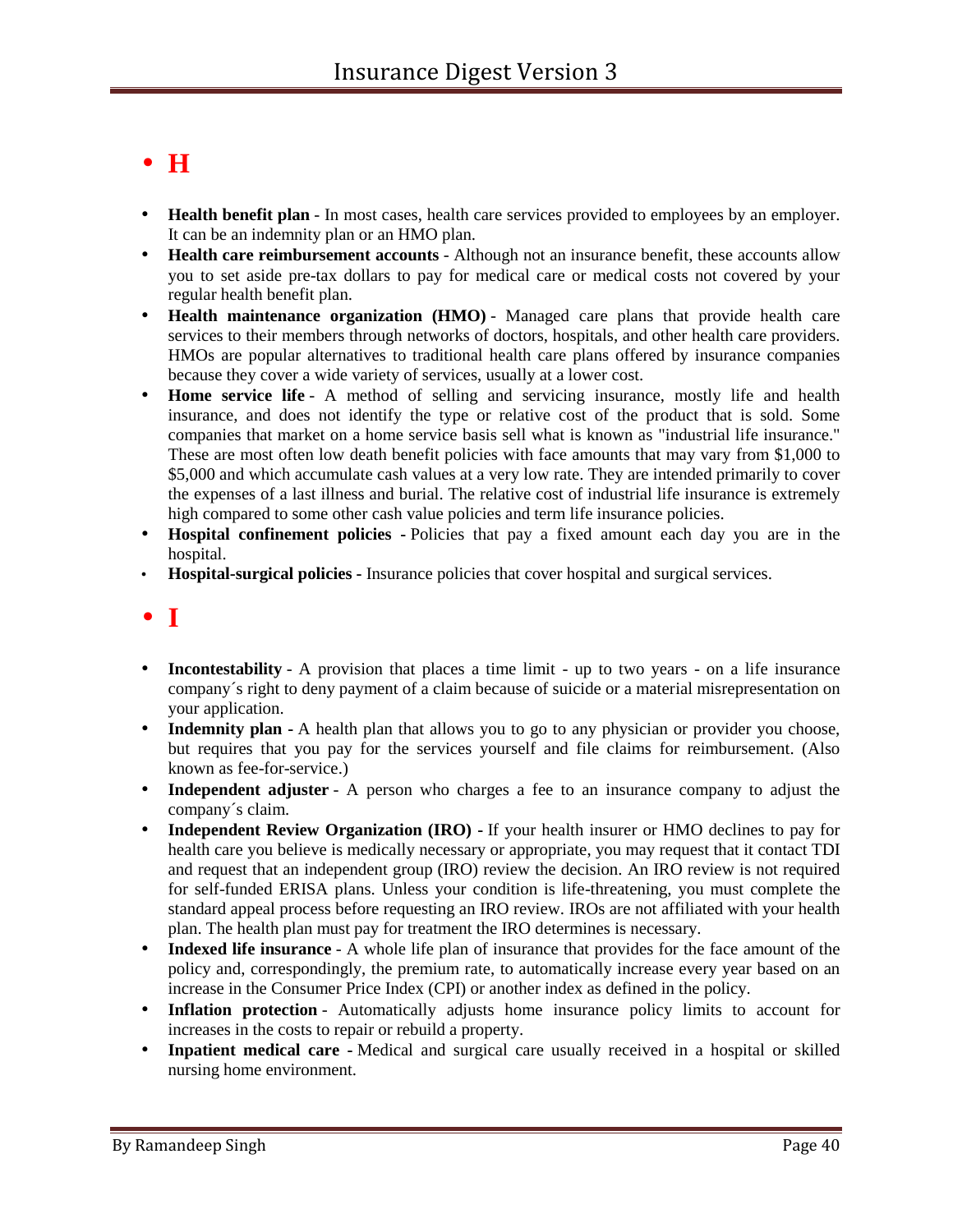- **H**

- **Health benefit plan** - In most cases, health care services provided to employees by an employer. It can be an indemnity plan or an HMO plan.
- **Health care reimbursement accounts** - Although not an insurance benefit, these accounts allow you to set aside pre-tax dollars to pay for medical care or medical costs not covered by your regular health benefit plan.
- **Health maintenance organization (HMO)** - Managed care plans that provide health care services to their members through networks of doctors, hospitals, and other health care providers. HMOs are popular alternatives to traditional health care plans offered by insurance companies because they cover a wide variety of services, usually at a lower cost.
- **Home service life** - A method of selling and servicing insurance, mostly life and health insurance, and does not identify the type or relative cost of the product that is sold. Some companies that market on a home service basis sell what is known as "industrial life insurance." These are most often low death benefit policies with face amounts that may vary from $1,000 to $5,000 and which accumulate cash values at a very low rate. They are intended primarily to cover the expenses of a last illness and burial. The relative cost of industrial life insurance is extremely high compared to some other cash value policies and term life insurance policies.
- **Hospital confinement policies** - Policies that pay a fixed amount each day you are in the hospital.
- **Hospital-surgical policies** - Insurance policies that cover hospital and surgical services.

- **I**

- **Incontestability** - A provision that places a time limit - up to two years - on a life insurance company´s right to deny payment of a claim because of suicide or a material misrepresentation on your application.
- **Indemnity plan** - A health plan that allows you to go to any physician or provider you choose, but requires that you pay for the services yourself and file claims for reimbursement. (Also known as fee-for-service.)
- **Independent adjuster** - A person who charges a fee to an insurance company to adjust the company´s claim.
- **Independent Review Organization (IRO)** - If your health insurer or HMO declines to pay for health care you believe is medically necessary or appropriate, you may request that it contact TDI and request that an independent group (IRO) review the decision. An IRO review is not required for self-funded ERISA plans. Unless your condition is life-threatening, you must complete the standard appeal process before requesting an IRO review. IROs are not affiliated with your health plan. The health plan must pay for treatment the IRO determines is necessary.
- **Indexed life insurance** - A whole life plan of insurance that provides for the face amount of the policy and, correspondingly, the premium rate, to automatically increase every year based on an increase in the Consumer Price Index (CPI) or another index as defined in the policy.
- **Inflation protection** - Automatically adjusts home insurance policy limits to account for increases in the costs to repair or rebuild a property.
- **Inpatient medical care** - Medical and surgical care usually received in a hospital or skilled nursing home environment.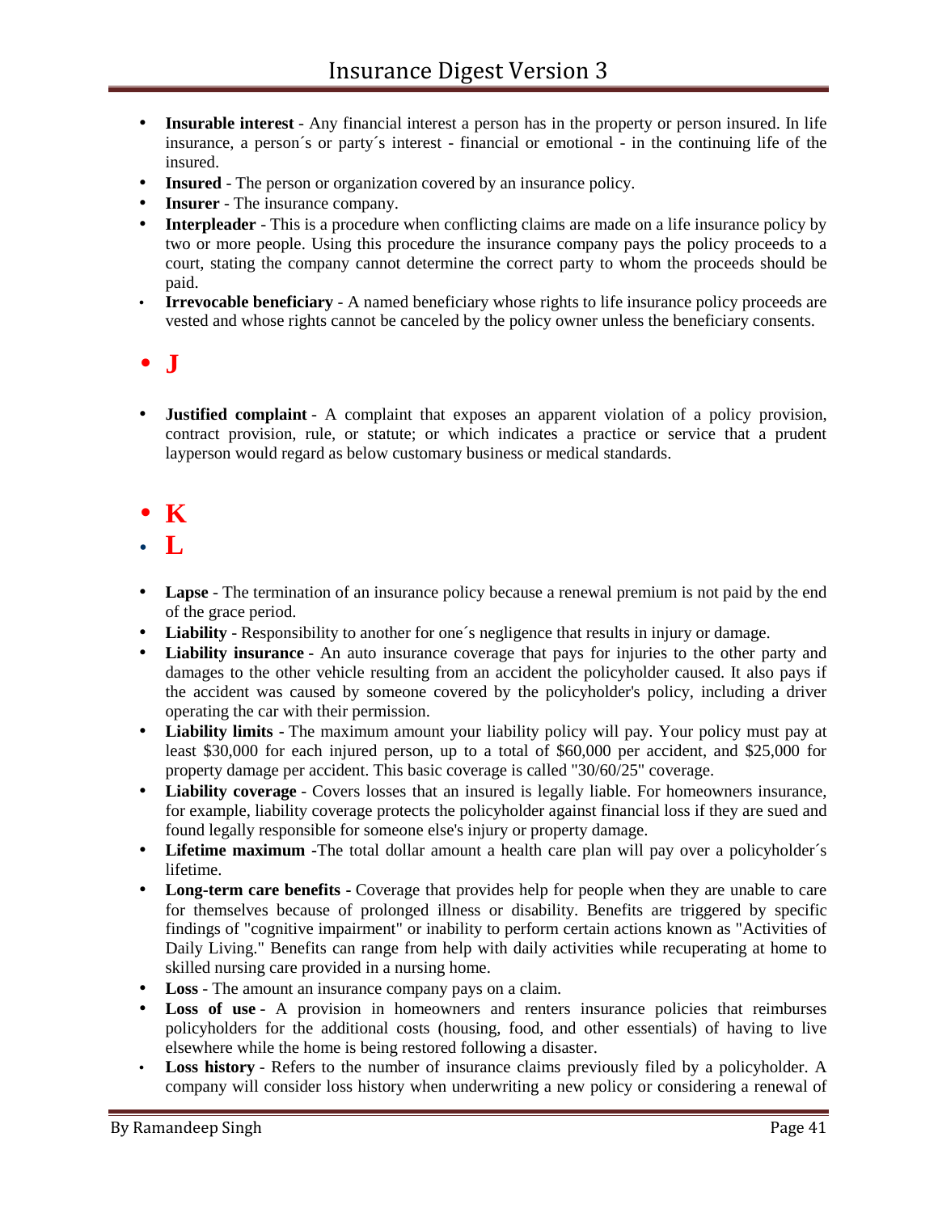- **Insurable interest** - Any financial interest a person has in the property or person insured. In life insurance, a person´s or party´s interest - financial or emotional - in the continuing life of the insured.
- **Insured** - The person or organization covered by an insurance policy.
- **Insurer** - The insurance company.
- **Interpleader** - This is a procedure when conflicting claims are made on a life insurance policy by two or more people. Using this procedure the insurance company pays the policy proceeds to a court, stating the company cannot determine the correct party to whom the proceeds should be paid.
- **Irrevocable beneficiary** - A named beneficiary whose rights to life insurance policy proceeds are vested and whose rights cannot be canceled by the policy owner unless the beneficiary consents.

- **J**

- **Justified complaint** - A complaint that exposes an apparent violation of a policy provision, contract provision, rule, or statute; or which indicates a practice or service that a prudent layperson would regard as below customary business or medical standards.

- **K**
- **L**

- **Lapse** - The termination of an insurance policy because a renewal premium is not paid by the end of the grace period.
- **Liability** - Responsibility to another for one´s negligence that results in injury or damage.
- **Liability insurance** - An auto insurance coverage that pays for injuries to the other party and damages to the other vehicle resulting from an accident the policyholder caused. It also pays if the accident was caused by someone covered by the policyholder's policy, including a driver operating the car with their permission.
- **Liability limits -** The maximum amount your liability policy will pay. Your policy must pay at least $30,000 for each injured person, up to a total of $60,000 per accident, and $25,000 for property damage per accident. This basic coverage is called "30/60/25" coverage.
- **Liability coverage** - Covers losses that an insured is legally liable. For homeowners insurance, for example, liability coverage protects the policyholder against financial loss if they are sued and found legally responsible for someone else's injury or property damage.
- **Lifetime maximum -**The total dollar amount a health care plan will pay over a policyholder´s lifetime.
- **Long-term care benefits -** Coverage that provides help for people when they are unable to care for themselves because of prolonged illness or disability. Benefits are triggered by specific findings of "cognitive impairment" or inability to perform certain actions known as "Activities of Daily Living." Benefits can range from help with daily activities while recuperating at home to skilled nursing care provided in a nursing home.
- **Loss** - The amount an insurance company pays on a claim.
- **Loss of use** - A provision in homeowners and renters insurance policies that reimburses policyholders for the additional costs (housing, food, and other essentials) of having to live elsewhere while the home is being restored following a disaster.
- **Loss history** - Refers to the number of insurance claims previously filed by a policyholder. A company will consider loss history when underwriting a new policy or considering a renewal of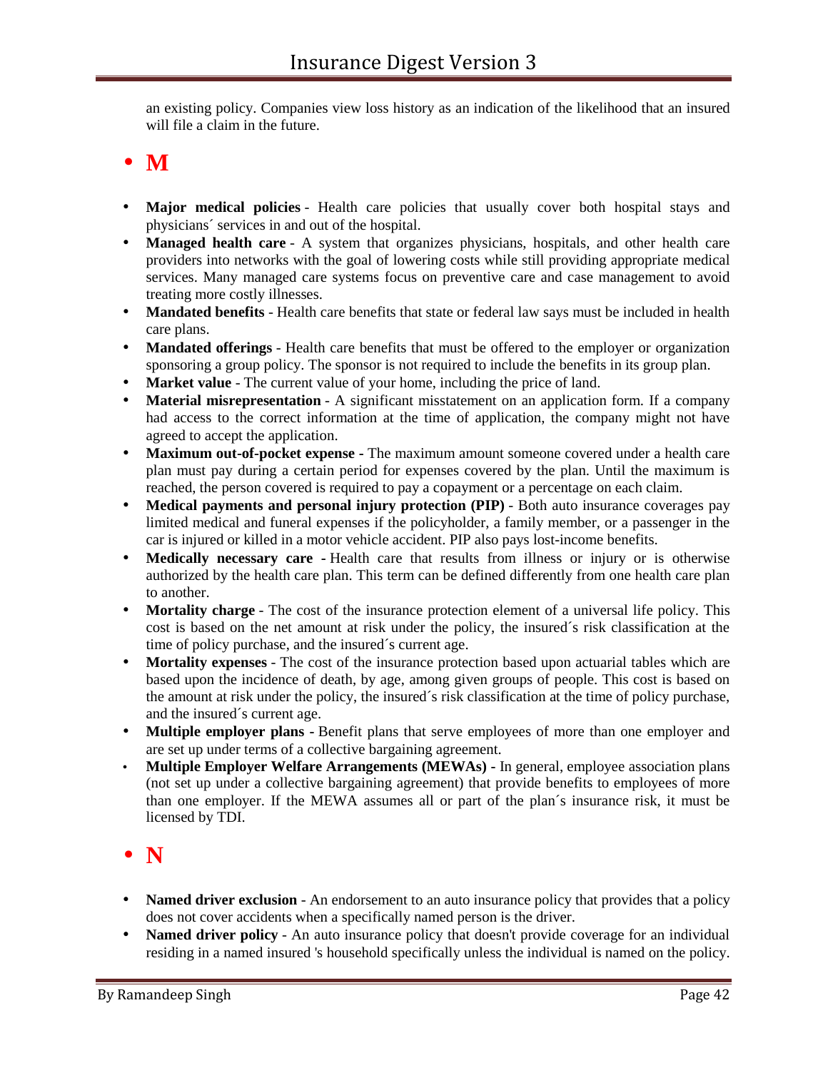an existing policy. Companies view loss history as an indication of the likelihood that an insured will file a claim in the future.

## • M

- **Major medical policies** - Health care policies that usually cover both hospital stays and physicians´ services in and out of the hospital.
- **Managed health care** - A system that organizes physicians, hospitals, and other health care providers into networks with the goal of lowering costs while still providing appropriate medical services. Many managed care systems focus on preventive care and case management to avoid treating more costly illnesses.
- **Mandated benefits** - Health care benefits that state or federal law says must be included in health care plans.
- **Mandated offerings** - Health care benefits that must be offered to the employer or organization sponsoring a group policy. The sponsor is not required to include the benefits in its group plan.
- **Market value** - The current value of your home, including the price of land.
- **Material misrepresentation** - A significant misstatement on an application form. If a company had access to the correct information at the time of application, the company might not have agreed to accept the application.
- **Maximum out-of-pocket expense** - The maximum amount someone covered under a health care plan must pay during a certain period for expenses covered by the plan. Until the maximum is reached, the person covered is required to pay a copayment or a percentage on each claim.
- **Medical payments and personal injury protection (PIP)** - Both auto insurance coverages pay limited medical and funeral expenses if the policyholder, a family member, or a passenger in the car is injured or killed in a motor vehicle accident. PIP also pays lost-income benefits.
- **Medically necessary care** - Health care that results from illness or injury or is otherwise authorized by the health care plan. This term can be defined differently from one health care plan to another.
- **Mortality charge** - The cost of the insurance protection element of a universal life policy. This cost is based on the net amount at risk under the policy, the insured´s risk classification at the time of policy purchase, and the insured´s current age.
- **Mortality expenses** - The cost of the insurance protection based upon actuarial tables which are based upon the incidence of death, by age, among given groups of people. This cost is based on the amount at risk under the policy, the insured´s risk classification at the time of policy purchase, and the insured´s current age.
- **Multiple employer plans** - Benefit plans that serve employees of more than one employer and are set up under terms of a collective bargaining agreement.
- **Multiple Employer Welfare Arrangements (MEWAs)** - In general, employee association plans (not set up under a collective bargaining agreement) that provide benefits to employees of more than one employer. If the MEWA assumes all or part of the plan´s insurance risk, it must be licensed by TDI.

## • N

- **Named driver exclusion** - An endorsement to an auto insurance policy that provides that a policy does not cover accidents when a specifically named person is the driver.
- **Named driver policy** - An auto insurance policy that doesn't provide coverage for an individual residing in a named insured 's household specifically unless the individual is named on the policy.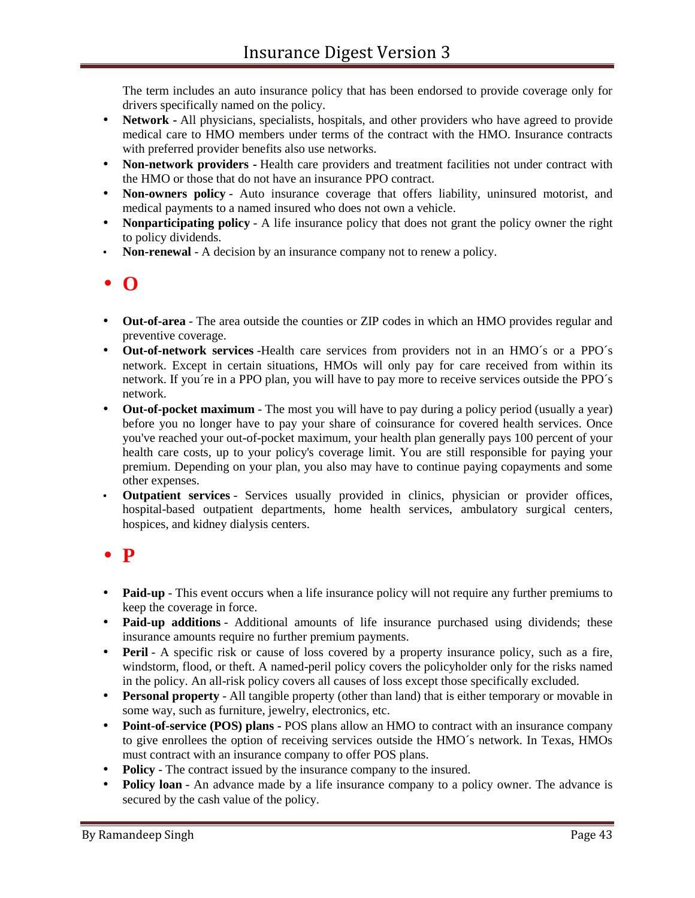The term includes an auto insurance policy that has been endorsed to provide coverage only for drivers specifically named on the policy.

- **Network -** All physicians, specialists, hospitals, and other providers who have agreed to provide medical care to HMO members under terms of the contract with the HMO. Insurance contracts with preferred provider benefits also use networks.
- **Non-network providers -** Health care providers and treatment facilities not under contract with the HMO or those that do not have an insurance PPO contract.
- **Non-owners policy** - Auto insurance coverage that offers liability, uninsured motorist, and medical payments to a named insured who does not own a vehicle.
- **Nonparticipating policy** - A life insurance policy that does not grant the policy owner the right to policy dividends.
- **Non-renewal** - A decision by an insurance company not to renew a policy.

## O

- **Out-of-area** - The area outside the counties or ZIP codes in which an HMO provides regular and preventive coverage.
- **Out-of-network services** -Health care services from providers not in an HMO´s or a PPO´s network. Except in certain situations, HMOs will only pay for care received from within its network. If you´re in a PPO plan, you will have to pay more to receive services outside the PPO´s network.
- **Out-of-pocket maximum** - The most you will have to pay during a policy period (usually a year) before you no longer have to pay your share of coinsurance for covered health services. Once you've reached your out-of-pocket maximum, your health plan generally pays 100 percent of your health care costs, up to your policy's coverage limit. You are still responsible for paying your premium. Depending on your plan, you also may have to continue paying copayments and some other expenses.
- **Outpatient services** - Services usually provided in clinics, physician or provider offices, hospital-based outpatient departments, home health services, ambulatory surgical centers, hospices, and kidney dialysis centers.

## P

- **Paid-up** - This event occurs when a life insurance policy will not require any further premiums to keep the coverage in force.
- **Paid-up additions** - Additional amounts of life insurance purchased using dividends; these insurance amounts require no further premium payments.
- **Peril** - A specific risk or cause of loss covered by a property insurance policy, such as a fire, windstorm, flood, or theft. A named-peril policy covers the policyholder only for the risks named in the policy. An all-risk policy covers all causes of loss except those specifically excluded.
- **Personal property** - All tangible property (other than land) that is either temporary or movable in some way, such as furniture, jewelry, electronics, etc.
- **Point-of-service (POS) plans -** POS plans allow an HMO to contract with an insurance company to give enrollees the option of receiving services outside the HMO´s network. In Texas, HMOs must contract with an insurance company to offer POS plans.
- **Policy** - The contract issued by the insurance company to the insured.
- **Policy loan** - An advance made by a life insurance company to a policy owner. The advance is secured by the cash value of the policy.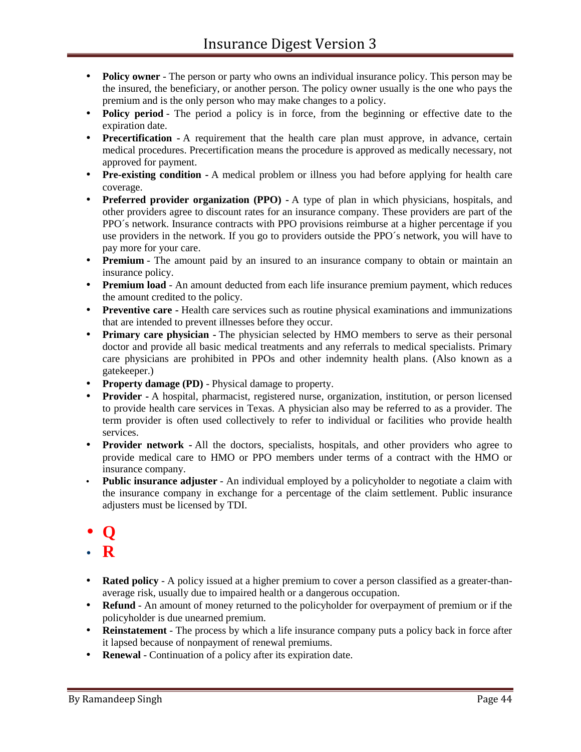- **Policy owner** - The person or party who owns an individual insurance policy. This person may be the insured, the beneficiary, or another person. The policy owner usually is the one who pays the premium and is the only person who may make changes to a policy.
- **Policy period** - The period a policy is in force, from the beginning or effective date to the expiration date.
- **Precertification -** A requirement that the health care plan must approve, in advance, certain medical procedures. Precertification means the procedure is approved as medically necessary, not approved for payment.
- **Pre-existing condition -** A medical problem or illness you had before applying for health care coverage.
- **Preferred provider organization (PPO) -** A type of plan in which physicians, hospitals, and other providers agree to discount rates for an insurance company. These providers are part of the PPO´s network. Insurance contracts with PPO provisions reimburse at a higher percentage if you use providers in the network. If you go to providers outside the PPO´s network, you will have to pay more for your care.
- **Premium** - The amount paid by an insured to an insurance company to obtain or maintain an insurance policy.
- **Premium load** - An amount deducted from each life insurance premium payment, which reduces the amount credited to the policy.
- **Preventive care -** Health care services such as routine physical examinations and immunizations that are intended to prevent illnesses before they occur.
- **Primary care physician -** The physician selected by HMO members to serve as their personal doctor and provide all basic medical treatments and any referrals to medical specialists. Primary care physicians are prohibited in PPOs and other indemnity health plans. (Also known as a gatekeeper.)
- **Property damage (PD)** - Physical damage to property.
- **Provider -** A hospital, pharmacist, registered nurse, organization, institution, or person licensed to provide health care services in Texas. A physician also may be referred to as a provider. The term provider is often used collectively to refer to individual or facilities who provide health services.
- **Provider network -** All the doctors, specialists, hospitals, and other providers who agree to provide medical care to HMO or PPO members under terms of a contract with the HMO or insurance company.
- **Public insurance adjuster** - An individual employed by a policyholder to negotiate a claim with the insurance company in exchange for a percentage of the claim settlement. Public insurance adjusters must be licensed by TDI.

- **Q**
- **R**

- **Rated policy** - A policy issued at a higher premium to cover a person classified as a greater-than-average risk, usually due to impaired health or a dangerous occupation.
- **Refund** - An amount of money returned to the policyholder for overpayment of premium or if the policyholder is due unearned premium.
- **Reinstatement** - The process by which a life insurance company puts a policy back in force after it lapsed because of nonpayment of renewal premiums.
- **Renewal** - Continuation of a policy after its expiration date.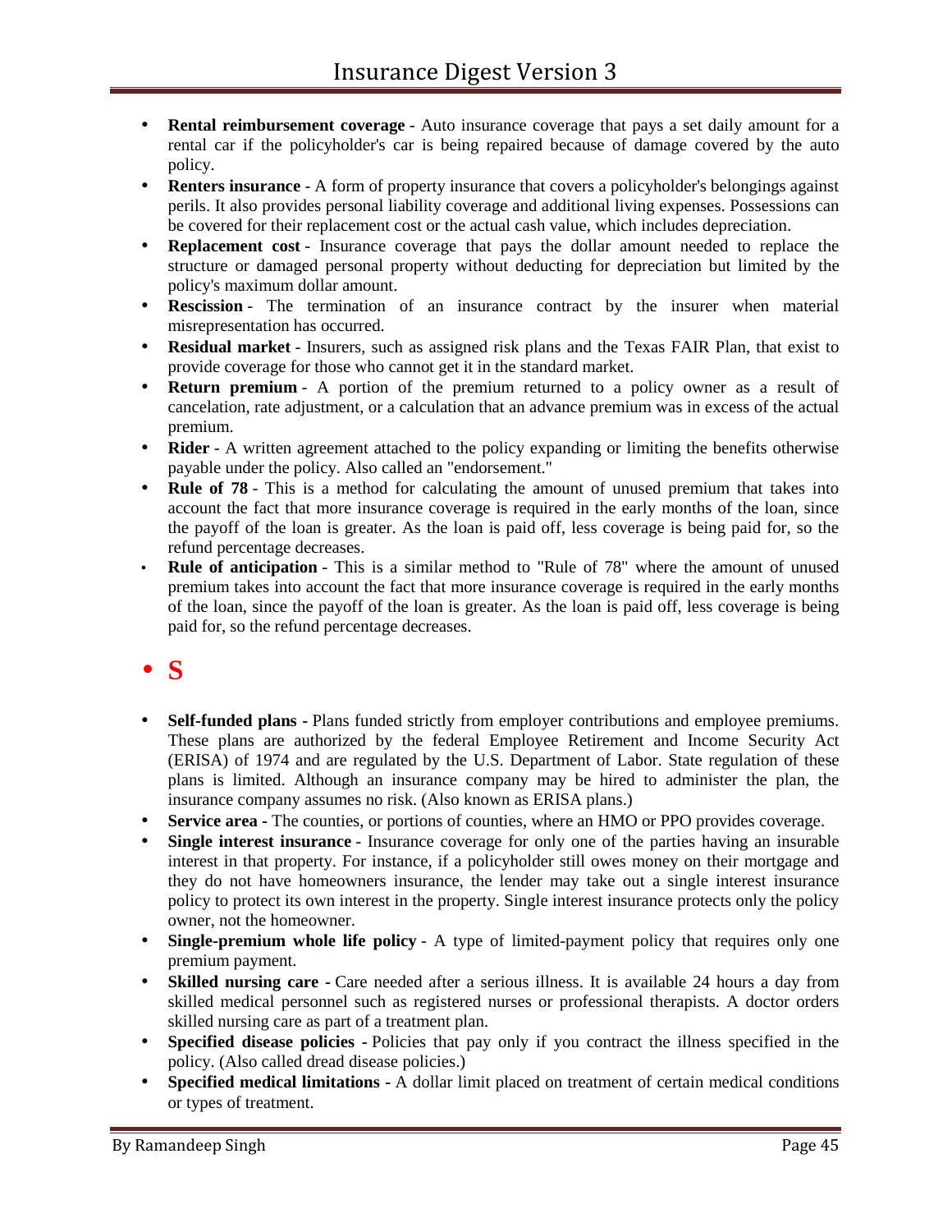- **Rental reimbursement coverage** - Auto insurance coverage that pays a set daily amount for a rental car if the policyholder's car is being repaired because of damage covered by the auto policy.
- **Renters insurance** - A form of property insurance that covers a policyholder's belongings against perils. It also provides personal liability coverage and additional living expenses. Possessions can be covered for their replacement cost or the actual cash value, which includes depreciation.
- **Replacement cost** - Insurance coverage that pays the dollar amount needed to replace the structure or damaged personal property without deducting for depreciation but limited by the policy's maximum dollar amount.
- **Rescission** - The termination of an insurance contract by the insurer when material misrepresentation has occurred.
- **Residual market** - Insurers, such as assigned risk plans and the Texas FAIR Plan, that exist to provide coverage for those who cannot get it in the standard market.
- **Return premium** - A portion of the premium returned to a policy owner as a result of cancelation, rate adjustment, or a calculation that an advance premium was in excess of the actual premium.
- **Rider** - A written agreement attached to the policy expanding or limiting the benefits otherwise payable under the policy. Also called an "endorsement."
- **Rule of 78** - This is a method for calculating the amount of unused premium that takes into account the fact that more insurance coverage is required in the early months of the loan, since the payoff of the loan is greater. As the loan is paid off, less coverage is being paid for, so the refund percentage decreases.
- **Rule of anticipation** - This is a similar method to "Rule of 78" where the amount of unused premium takes into account the fact that more insurance coverage is required in the early months of the loan, since the payoff of the loan is greater. As the loan is paid off, less coverage is being paid for, so the refund percentage decreases.

## S

- **Self-funded plans** - Plans funded strictly from employer contributions and employee premiums. These plans are authorized by the federal Employee Retirement and Income Security Act (ERISA) of 1974 and are regulated by the U.S. Department of Labor. State regulation of these plans is limited. Although an insurance company may be hired to administer the plan, the insurance company assumes no risk. (Also known as ERISA plans.)
- **Service area** - The counties, or portions of counties, where an HMO or PPO provides coverage.
- **Single interest insurance** - Insurance coverage for only one of the parties having an insurable interest in that property. For instance, if a policyholder still owes money on their mortgage and they do not have homeowners insurance, the lender may take out a single interest insurance policy to protect its own interest in the property. Single interest insurance protects only the policy owner, not the homeowner.
- **Single-premium whole life policy** - A type of limited-payment policy that requires only one premium payment.
- **Skilled nursing care** - Care needed after a serious illness. It is available 24 hours a day from skilled medical personnel such as registered nurses or professional therapists. A doctor orders skilled nursing care as part of a treatment plan.
- **Specified disease policies** - Policies that pay only if you contract the illness specified in the policy. (Also called dread disease policies.)
- **Specified medical limitations** - A dollar limit placed on treatment of certain medical conditions or types of treatment.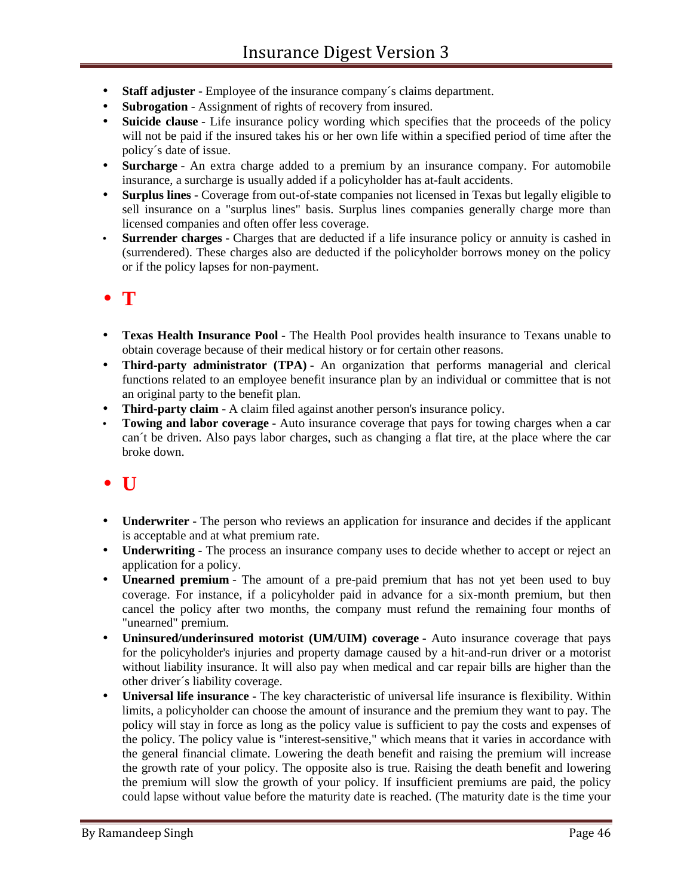- **Staff adjuster** - Employee of the insurance company´s claims department.
- **Subrogation** - Assignment of rights of recovery from insured.
- **Suicide clause** - Life insurance policy wording which specifies that the proceeds of the policy will not be paid if the insured takes his or her own life within a specified period of time after the policy´s date of issue.
- **Surcharge** - An extra charge added to a premium by an insurance company. For automobile insurance, a surcharge is usually added if a policyholder has at-fault accidents.
- **Surplus lines** - Coverage from out-of-state companies not licensed in Texas but legally eligible to sell insurance on a "surplus lines" basis. Surplus lines companies generally charge more than licensed companies and often offer less coverage.
- **Surrender charges** - Charges that are deducted if a life insurance policy or annuity is cashed in (surrendered). These charges also are deducted if the policyholder borrows money on the policy or if the policy lapses for non-payment.

## T

- **Texas Health Insurance Pool** - The Health Pool provides health insurance to Texans unable to obtain coverage because of their medical history or for certain other reasons.
- **Third-party administrator (TPA)** - An organization that performs managerial and clerical functions related to an employee benefit insurance plan by an individual or committee that is not an original party to the benefit plan.
- **Third-party claim** - A claim filed against another person's insurance policy.
- **Towing and labor coverage** - Auto insurance coverage that pays for towing charges when a car can´t be driven. Also pays labor charges, such as changing a flat tire, at the place where the car broke down.

## U

- **Underwriter** - The person who reviews an application for insurance and decides if the applicant is acceptable and at what premium rate.
- **Underwriting** - The process an insurance company uses to decide whether to accept or reject an application for a policy.
- **Unearned premium** - The amount of a pre-paid premium that has not yet been used to buy coverage. For instance, if a policyholder paid in advance for a six-month premium, but then cancel the policy after two months, the company must refund the remaining four months of "unearned" premium.
- **Uninsured/underinsured motorist (UM/UIM) coverage** - Auto insurance coverage that pays for the policyholder's injuries and property damage caused by a hit-and-run driver or a motorist without liability insurance. It will also pay when medical and car repair bills are higher than the other driver´s liability coverage.
- **Universal life insurance** - The key characteristic of universal life insurance is flexibility. Within limits, a policyholder can choose the amount of insurance and the premium they want to pay. The policy will stay in force as long as the policy value is sufficient to pay the costs and expenses of the policy. The policy value is "interest-sensitive," which means that it varies in accordance with the general financial climate. Lowering the death benefit and raising the premium will increase the growth rate of your policy. The opposite also is true. Raising the death benefit and lowering the premium will slow the growth of your policy. If insufficient premiums are paid, the policy could lapse without value before the maturity date is reached. (The maturity date is the time your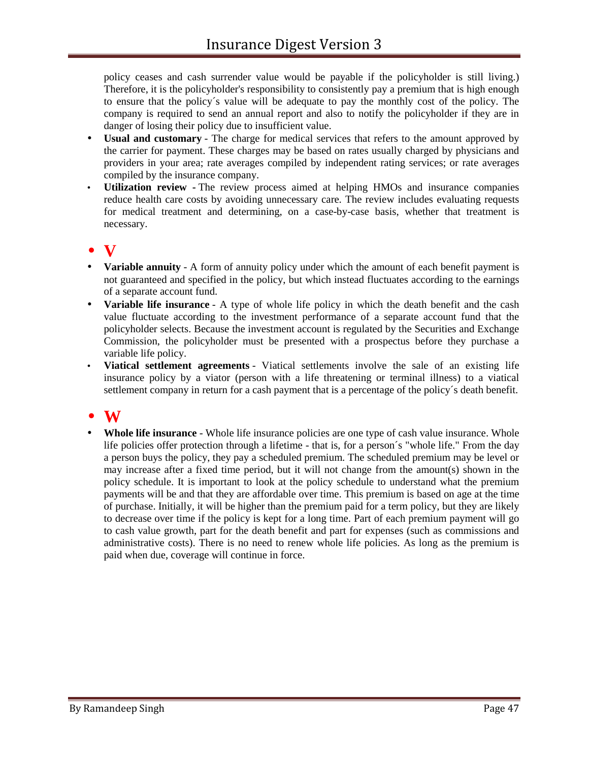policy ceases and cash surrender value would be payable if the policyholder is still living.) Therefore, it is the policyholder's responsibility to consistently pay a premium that is high enough to ensure that the policy´s value will be adequate to pay the monthly cost of the policy. The company is required to send an annual report and also to notify the policyholder if they are in danger of losing their policy due to insufficient value.

- **Usual and customary** - The charge for medical services that refers to the amount approved by the carrier for payment. These charges may be based on rates usually charged by physicians and providers in your area; rate averages compiled by independent rating services; or rate averages compiled by the insurance company.
- **Utilization review -** The review process aimed at helping HMOs and insurance companies reduce health care costs by avoiding unnecessary care. The review includes evaluating requests for medical treatment and determining, on a case-by-case basis, whether that treatment is necessary.

## V

- **Variable annuity** - A form of annuity policy under which the amount of each benefit payment is not guaranteed and specified in the policy, but which instead fluctuates according to the earnings of a separate account fund.
- **Variable life insurance** - A type of whole life policy in which the death benefit and the cash value fluctuate according to the investment performance of a separate account fund that the policyholder selects. Because the investment account is regulated by the Securities and Exchange Commission, the policyholder must be presented with a prospectus before they purchase a variable life policy.
- **Viatical settlement agreements** - Viatical settlements involve the sale of an existing life insurance policy by a viator (person with a life threatening or terminal illness) to a viatical settlement company in return for a cash payment that is a percentage of the policy´s death benefit.

## W

- **Whole life insurance** - Whole life insurance policies are one type of cash value insurance. Whole life policies offer protection through a lifetime - that is, for a person´s "whole life." From the day a person buys the policy, they pay a scheduled premium. The scheduled premium may be level or may increase after a fixed time period, but it will not change from the amount(s) shown in the policy schedule. It is important to look at the policy schedule to understand what the premium payments will be and that they are affordable over time. This premium is based on age at the time of purchase. Initially, it will be higher than the premium paid for a term policy, but they are likely to decrease over time if the policy is kept for a long time. Part of each premium payment will go to cash value growth, part for the death benefit and part for expenses (such as commissions and administrative costs). There is no need to renew whole life policies. As long as the premium is paid when due, coverage will continue in force.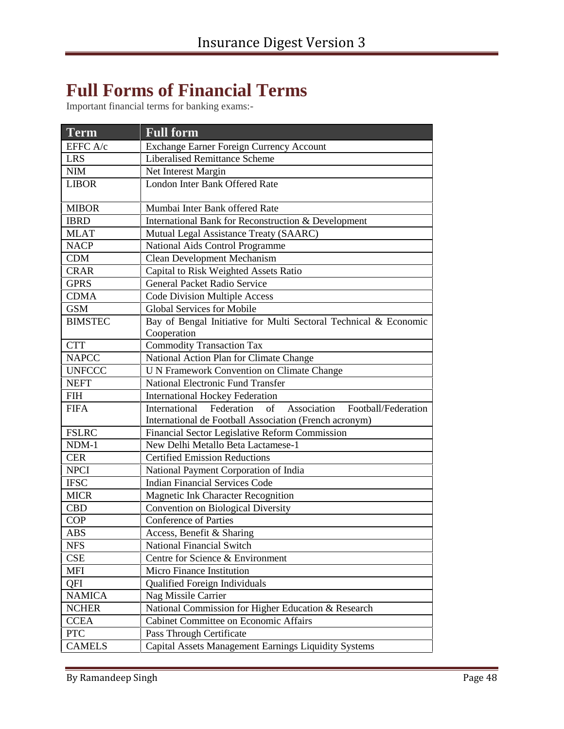# Full Forms of Financial Terms

Important financial terms for banking exams:-

| Term | Full form |
|---|---|
| EFFC A/c | Exchange Earner Foreign Currency Account |
| LRS | Liberalised Remittance Scheme |
| NIM | Net Interest Margin |
| LIBOR | London Inter Bank Offered Rate |
| MIBOR | Mumbai Inter Bank offered Rate |
| IBRD | International Bank for Reconstruction & Development |
| MLAT | Mutual Legal Assistance Treaty (SAARC) |
| NACP | National Aids Control Programme |
| CDM | Clean Development Mechanism |
| CRAR | Capital to Risk Weighted Assets Ratio |
| GPRS | General Packet Radio Service |
| CDMA | Code Division Multiple Access |
| GSM | Global Services for Mobile |
| BIMSTEC | Bay of Bengal Initiative for Multi Sectoral Technical & Economic Cooperation |
| CTT | Commodity Transaction Tax |
| NAPCC | National Action Plan for Climate Change |
| UNFCCC | U N Framework Convention on Climate Change |
| NEFT | National Electronic Fund Transfer |
| FIH | International Hockey Federation |
| FIFA | International Federation of Association Football/Federation International de Football Association (French acronym) |
| FSLRC | Financial Sector Legislative Reform Commission |
| NDM-1 | New Delhi Metallo Beta Lactamese-1 |
| CER | Certified Emission Reductions |
| NPCI | National Payment Corporation of India |
| IFSC | Indian Financial Services Code |
| MICR | Magnetic Ink Character Recognition |
| CBD | Convention on Biological Diversity |
| COP | Conference of Parties |
| ABS | Access, Benefit & Sharing |
| NFS | National Financial Switch |
| CSE | Centre for Science & Environment |
| MFI | Micro Finance Institution |
| QFI | Qualified Foreign Individuals |
| NAMICA | Nag Missile Carrier |
| NCHER | National Commission for Higher Education & Research |
| CCEA | Cabinet Committee on Economic Affairs |
| PTC | Pass Through Certificate |
| CAMELS | Capital Assets Management Earnings Liquidity Systems |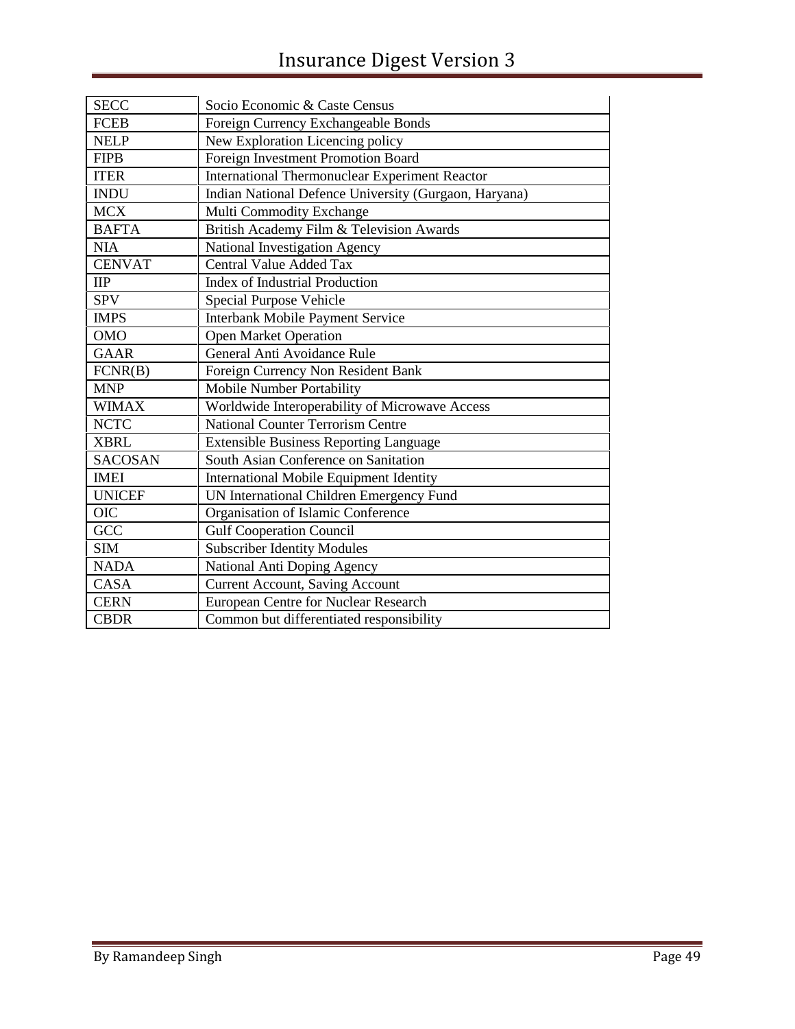| | |
|---|---|
| SECC | Socio Economic & Caste Census |
| FCEB | Foreign Currency Exchangeable Bonds |
| NELP | New Exploration Licencing policy |
| FIPB | Foreign Investment Promotion Board |
| ITER | International Thermonuclear Experiment Reactor |
| INDU | Indian National Defence University (Gurgaon, Haryana) |
| MCX | Multi Commodity Exchange |
| BAFTA | British Academy Film & Television Awards |
| NIA | National Investigation Agency |
| CENVAT | Central Value Added Tax |
| IIP | Index of Industrial Production |
| SPV | Special Purpose Vehicle |
| IMPS | Interbank Mobile Payment Service |
| OMO | Open Market Operation |
| GAAR | General Anti Avoidance Rule |
| FCNR(B) | Foreign Currency Non Resident Bank |
| MNP | Mobile Number Portability |
| WIMAX | Worldwide Interoperability of Microwave Access |
| NCTC | National Counter Terrorism Centre |
| XBRL | Extensible Business Reporting Language |
| SACOSAN | South Asian Conference on Sanitation |
| IMEI | International Mobile Equipment Identity |
| UNICEF | UN International Children Emergency Fund |
| OIC | Organisation of Islamic Conference |
| GCC | Gulf Cooperation Council |
| SIM | Subscriber Identity Modules |
| NADA | National Anti Doping Agency |
| CASA | Current Account, Saving Account |
| CERN | European Centre for Nuclear Research |
| CBDR | Common but differentiated responsibility |